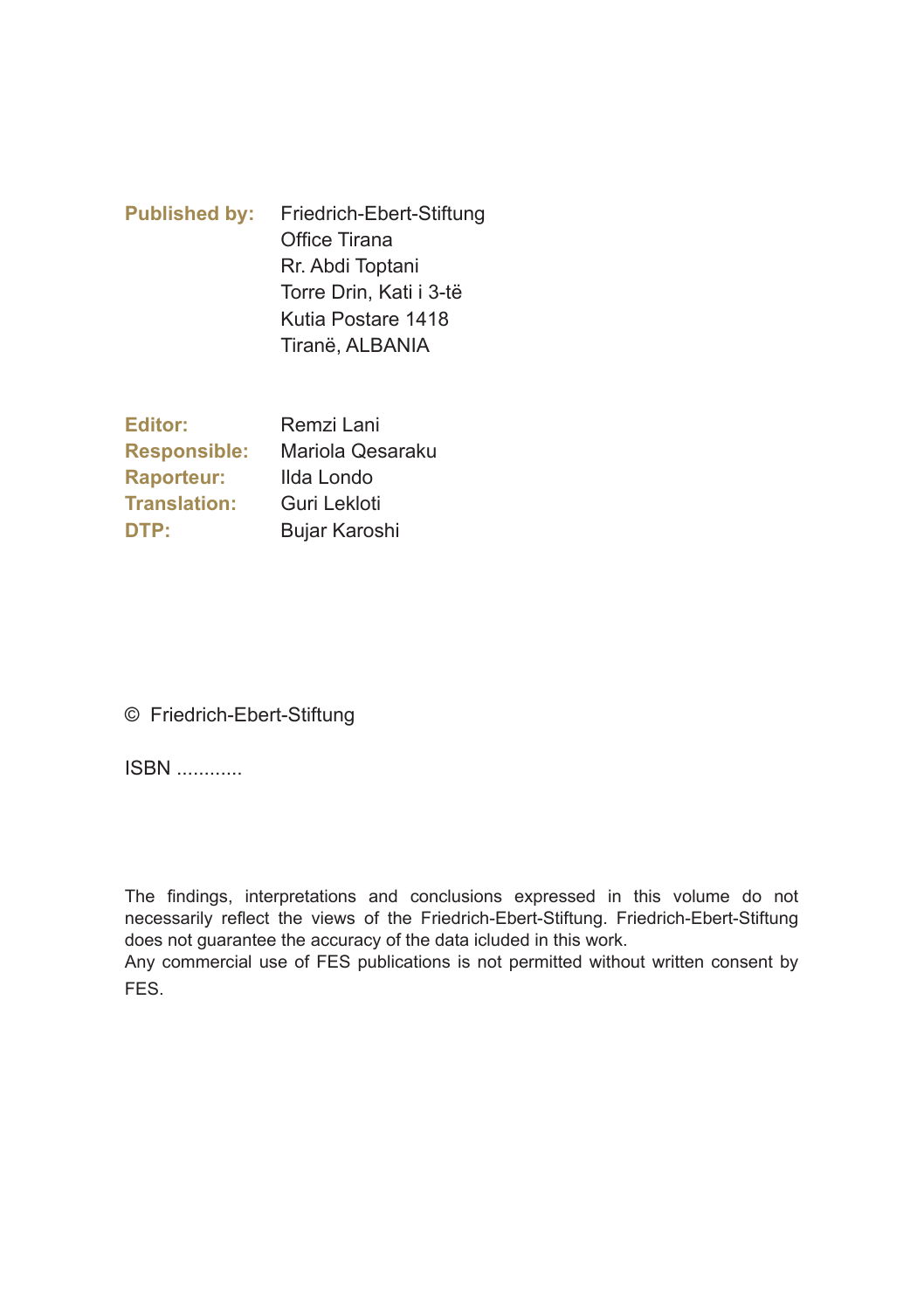**Published by:** Friedrich-Ebert-Stiftung
Office Tirana
Rr. Abdi Toptani
Torre Drin, Kati i 3-të
Kutia Postare 1418
Tiranë, ALBANIA

**Editor:** Remzi Lani
**Responsible:** Mariola Qesaraku
**Raporteur:** Ilda Londo
**Translation:** Guri Lekloti
**DTP:** Bujar Karoshi

© Friedrich-Ebert-Stiftung

ISBN ............

The findings, interpretations and conclusions expressed in this volume do not necessarily reflect the views of the Friedrich-Ebert-Stiftung. Friedrich-Ebert-Stiftung does not guarantee the accuracy of the data icluded in this work.
Any commercial use of FES publications is not permitted without written consent by FES.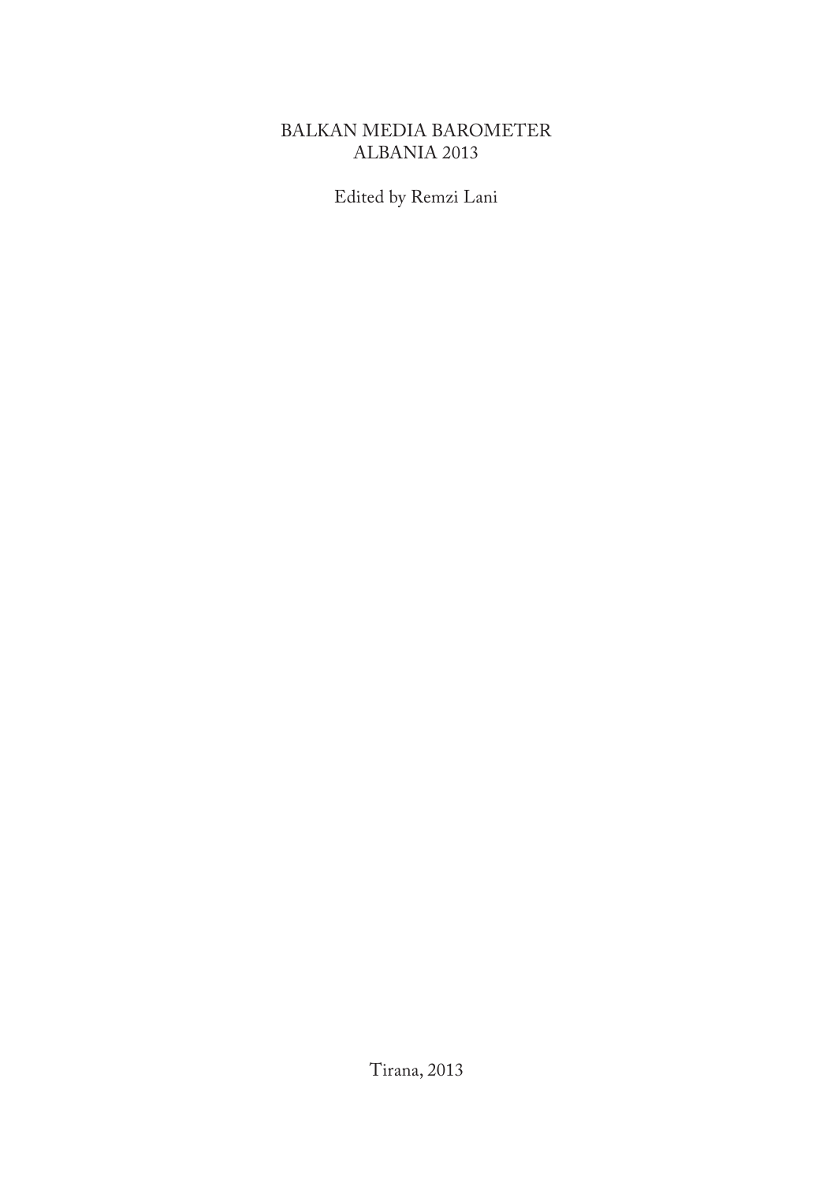# BALKAN MEDIA BAROMETER
# ALBANIA 2013

Edited by Remzi Lani

Tirana, 2013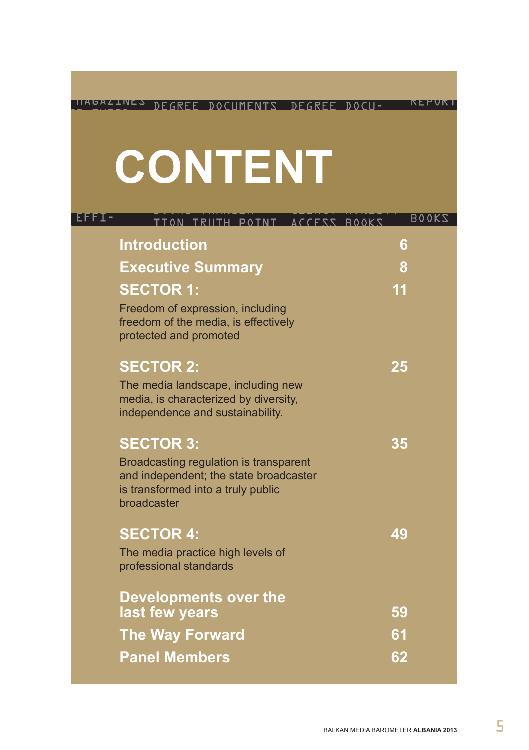# CONTENT

| | |
|---|---|
| **Introduction** | **6** |
| **Executive Summary** | **8** |
| **SECTOR 1:** Freedom of expression, including freedom of the media, is effectively protected and promoted | **11** |
| **SECTOR 2:** The media landscape, including new media, is characterized by diversity, independence and sustainability. | **25** |
| **SECTOR 3:** Broadcasting regulation is transparent and independent; the state broadcaster is transformed into a truly public broadcaster | **35** |
| **SECTOR 4:** The media practice high levels of professional standards | **49** |
| **Developments over the last few years** | **59** |
| **The Way Forward** | **61** |
| **Panel Members** | **62** |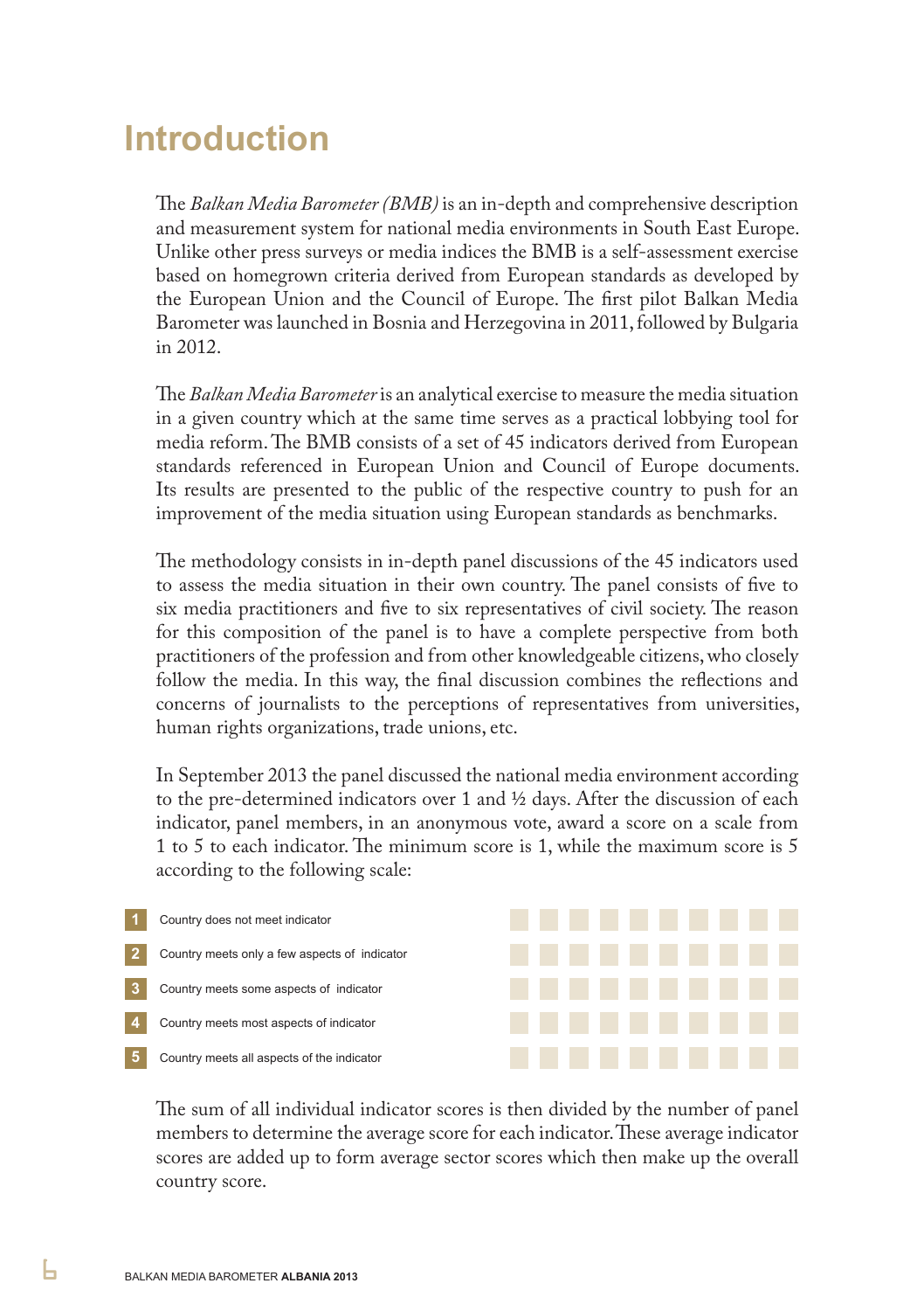# Introduction

The *Balkan Media Barometer (BMB)* is an in-depth and comprehensive description and measurement system for national media environments in South East Europe. Unlike other press surveys or media indices the BMB is a self-assessment exercise based on homegrown criteria derived from European standards as developed by the European Union and the Council of Europe. The first pilot Balkan Media Barometer was launched in Bosnia and Herzegovina in 2011, followed by Bulgaria in 2012.

The *Balkan Media Barometer* is an analytical exercise to measure the media situation in a given country which at the same time serves as a practical lobbying tool for media reform. The BMB consists of a set of 45 indicators derived from European standards referenced in European Union and Council of Europe documents. Its results are presented to the public of the respective country to push for an improvement of the media situation using European standards as benchmarks.

The methodology consists in in-depth panel discussions of the 45 indicators used to assess the media situation in their own country. The panel consists of five to six media practitioners and five to six representatives of civil society. The reason for this composition of the panel is to have a complete perspective from both practitioners of the profession and from other knowledgeable citizens, who closely follow the media. In this way, the final discussion combines the reflections and concerns of journalists to the perceptions of representatives from universities, human rights organizations, trade unions, etc.

In September 2013 the panel discussed the national media environment according to the pre-determined indicators over 1 and ½ days. After the discussion of each indicator, panel members, in an anonymous vote, award a score on a scale from 1 to 5 to each indicator. The minimum score is 1, while the maximum score is 5 according to the following scale:

| Score | Description |
|---|---|
| 1 | Country does not meet indicator |
| 2 | Country meets only a few aspects of indicator |
| 3 | Country meets some aspects of indicator |
| 4 | Country meets most aspects of indicator |
| 5 | Country meets all aspects of the indicator |

The sum of all individual indicator scores is then divided by the number of panel members to determine the average score for each indicator. These average indicator scores are added up to form average sector scores which then make up the overall country score.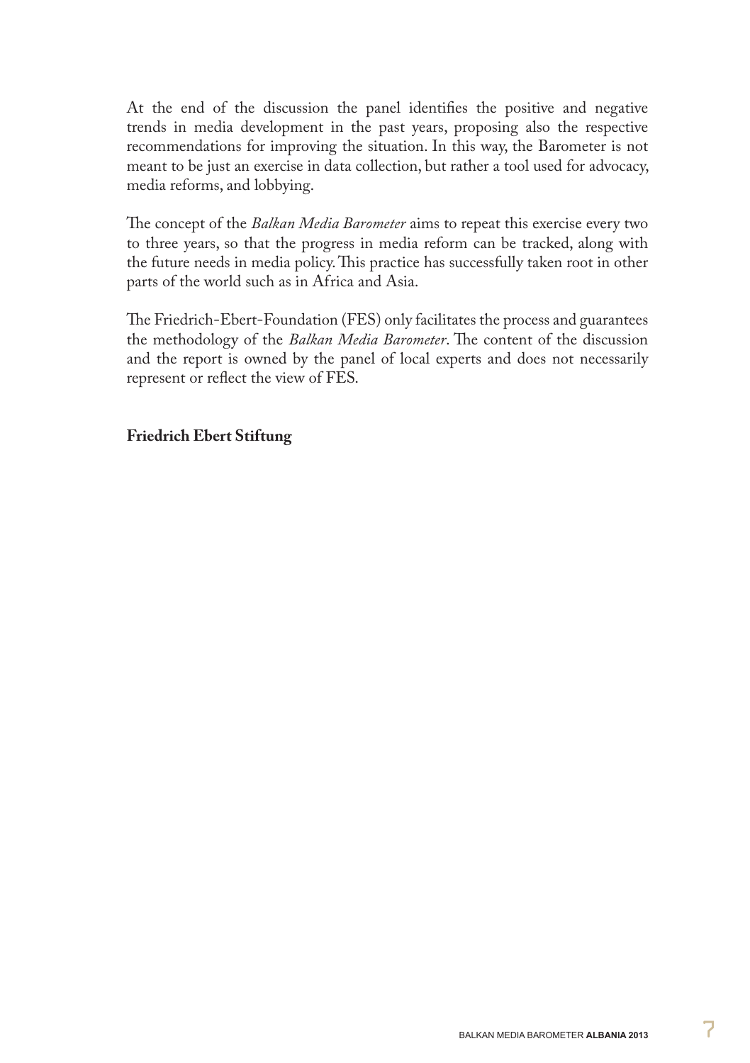At the end of the discussion the panel identifies the positive and negative trends in media development in the past years, proposing also the respective recommendations for improving the situation. In this way, the Barometer is not meant to be just an exercise in data collection, but rather a tool used for advocacy, media reforms, and lobbying.

The concept of the *Balkan Media Barometer* aims to repeat this exercise every two to three years, so that the progress in media reform can be tracked, along with the future needs in media policy. This practice has successfully taken root in other parts of the world such as in Africa and Asia.

The Friedrich-Ebert-Foundation (FES) only facilitates the process and guarantees the methodology of the *Balkan Media Barometer*. The content of the discussion and the report is owned by the panel of local experts and does not necessarily represent or reflect the view of FES.

**Friedrich Ebert Stiftung**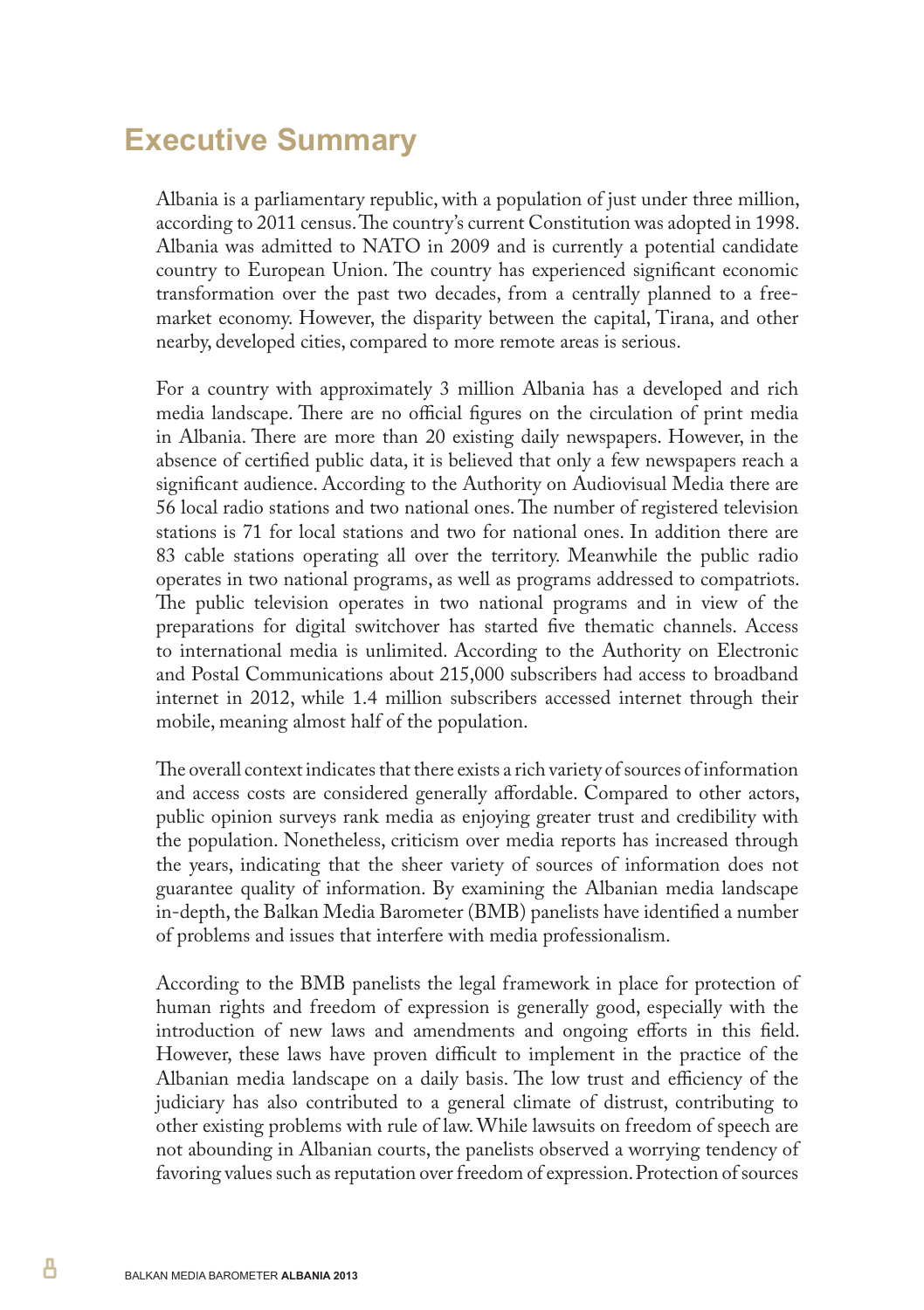# Executive Summary

Albania is a parliamentary republic, with a population of just under three million, according to 2011 census. The country's current Constitution was adopted in 1998. Albania was admitted to NATO in 2009 and is currently a potential candidate country to European Union. The country has experienced significant economic transformation over the past two decades, from a centrally planned to a free-market economy. However, the disparity between the capital, Tirana, and other nearby, developed cities, compared to more remote areas is serious.

For a country with approximately 3 million Albania has a developed and rich media landscape. There are no official figures on the circulation of print media in Albania. There are more than 20 existing daily newspapers. However, in the absence of certified public data, it is believed that only a few newspapers reach a significant audience. According to the Authority on Audiovisual Media there are 56 local radio stations and two national ones. The number of registered television stations is 71 for local stations and two for national ones. In addition there are 83 cable stations operating all over the territory. Meanwhile the public radio operates in two national programs, as well as programs addressed to compatriots. The public television operates in two national programs and in view of the preparations for digital switchover has started five thematic channels. Access to international media is unlimited. According to the Authority on Electronic and Postal Communications about 215,000 subscribers had access to broadband internet in 2012, while 1.4 million subscribers accessed internet through their mobile, meaning almost half of the population.

The overall context indicates that there exists a rich variety of sources of information and access costs are considered generally affordable. Compared to other actors, public opinion surveys rank media as enjoying greater trust and credibility with the population. Nonetheless, criticism over media reports has increased through the years, indicating that the sheer variety of sources of information does not guarantee quality of information. By examining the Albanian media landscape in-depth, the Balkan Media Barometer (BMB) panelists have identified a number of problems and issues that interfere with media professionalism.

According to the BMB panelists the legal framework in place for protection of human rights and freedom of expression is generally good, especially with the introduction of new laws and amendments and ongoing efforts in this field. However, these laws have proven difficult to implement in the practice of the Albanian media landscape on a daily basis. The low trust and efficiency of the judiciary has also contributed to a general climate of distrust, contributing to other existing problems with rule of law. While lawsuits on freedom of speech are not abounding in Albanian courts, the panelists observed a worrying tendency of favoring values such as reputation over freedom of expression. Protection of sources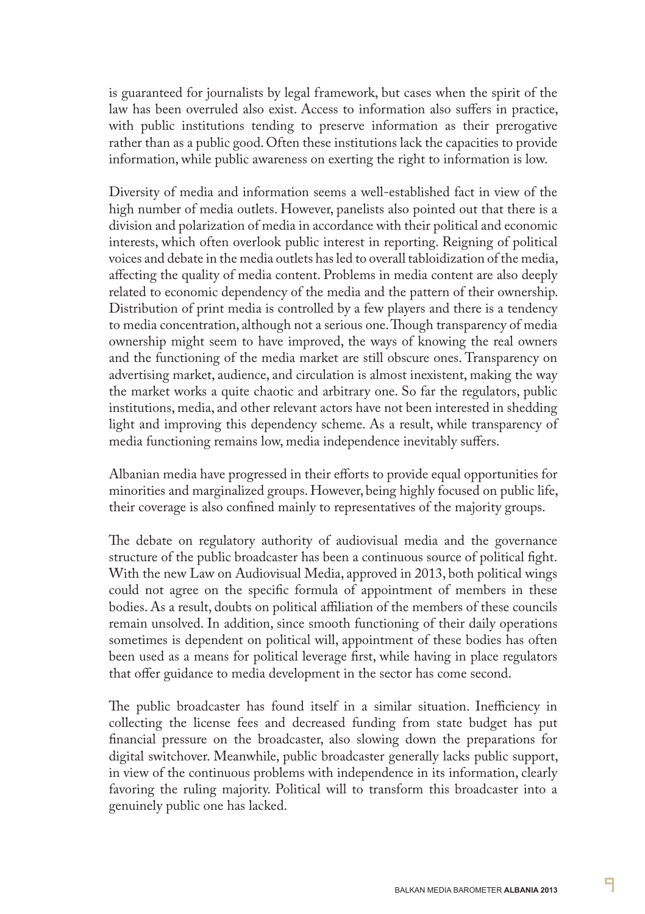is guaranteed for journalists by legal framework, but cases when the spirit of the law has been overruled also exist. Access to information also suffers in practice, with public institutions tending to preserve information as their prerogative rather than as a public good. Often these institutions lack the capacities to provide information, while public awareness on exerting the right to information is low.

Diversity of media and information seems a well-established fact in view of the high number of media outlets. However, panelists also pointed out that there is a division and polarization of media in accordance with their political and economic interests, which often overlook public interest in reporting. Reigning of political voices and debate in the media outlets has led to overall tabloidization of the media, affecting the quality of media content. Problems in media content are also deeply related to economic dependency of the media and the pattern of their ownership. Distribution of print media is controlled by a few players and there is a tendency to media concentration, although not a serious one. Though transparency of media ownership might seem to have improved, the ways of knowing the real owners and the functioning of the media market are still obscure ones. Transparency on advertising market, audience, and circulation is almost inexistent, making the way the market works a quite chaotic and arbitrary one. So far the regulators, public institutions, media, and other relevant actors have not been interested in shedding light and improving this dependency scheme. As a result, while transparency of media functioning remains low, media independence inevitably suffers.

Albanian media have progressed in their efforts to provide equal opportunities for minorities and marginalized groups. However, being highly focused on public life, their coverage is also confined mainly to representatives of the majority groups.

The debate on regulatory authority of audiovisual media and the governance structure of the public broadcaster has been a continuous source of political fight. With the new Law on Audiovisual Media, approved in 2013, both political wings could not agree on the specific formula of appointment of members in these bodies. As a result, doubts on political affiliation of the members of these councils remain unsolved. In addition, since smooth functioning of their daily operations sometimes is dependent on political will, appointment of these bodies has often been used as a means for political leverage first, while having in place regulators that offer guidance to media development in the sector has come second.

The public broadcaster has found itself in a similar situation. Inefficiency in collecting the license fees and decreased funding from state budget has put financial pressure on the broadcaster, also slowing down the preparations for digital switchover. Meanwhile, public broadcaster generally lacks public support, in view of the continuous problems with independence in its information, clearly favoring the ruling majority. Political will to transform this broadcaster into a genuinely public one has lacked.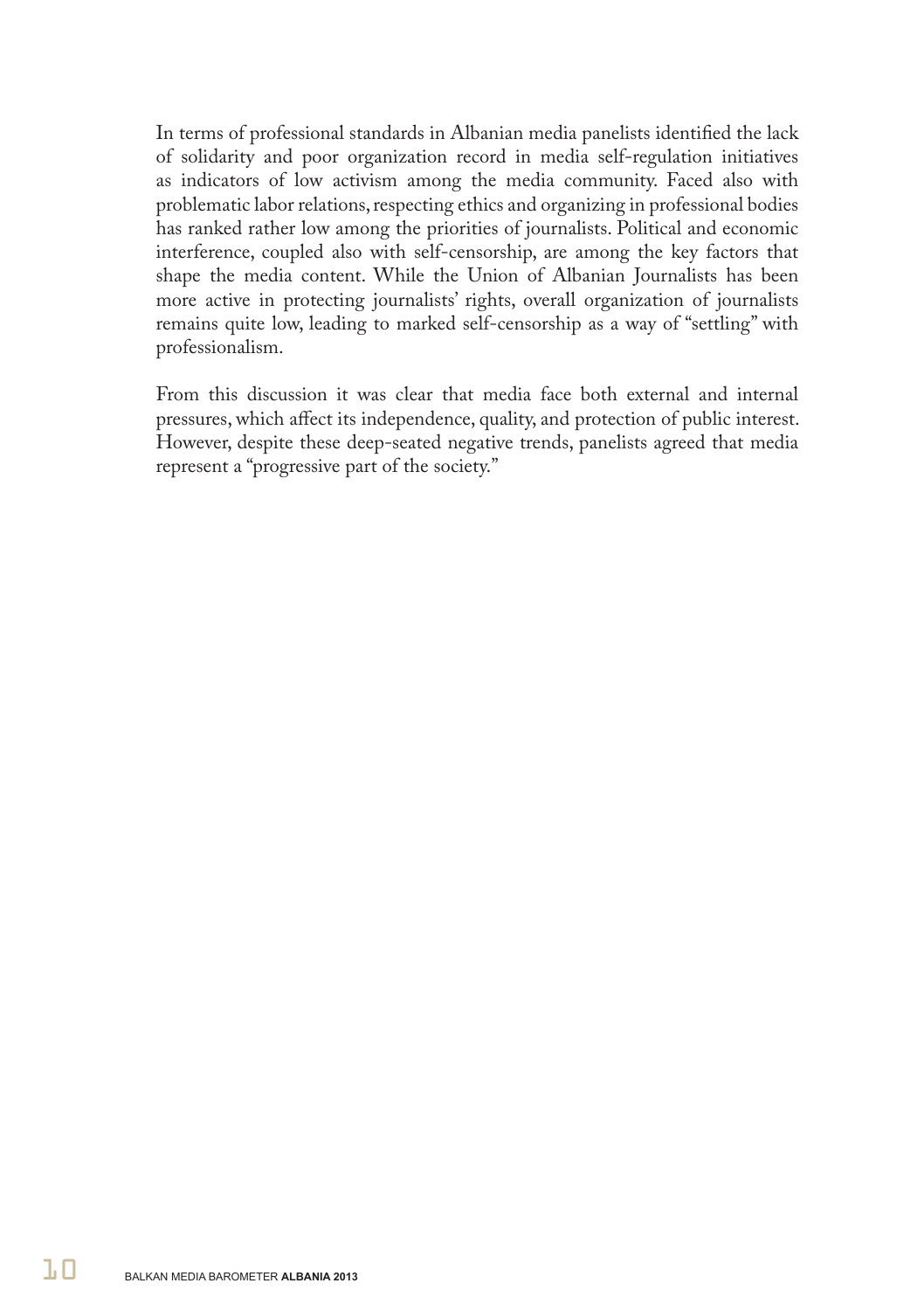In terms of professional standards in Albanian media panelists identified the lack of solidarity and poor organization record in media self-regulation initiatives as indicators of low activism among the media community. Faced also with problematic labor relations, respecting ethics and organizing in professional bodies has ranked rather low among the priorities of journalists. Political and economic interference, coupled also with self-censorship, are among the key factors that shape the media content. While the Union of Albanian Journalists has been more active in protecting journalists' rights, overall organization of journalists remains quite low, leading to marked self-censorship as a way of "settling" with professionalism.

From this discussion it was clear that media face both external and internal pressures, which affect its independence, quality, and protection of public interest. However, despite these deep-seated negative trends, panelists agreed that media represent a "progressive part of the society."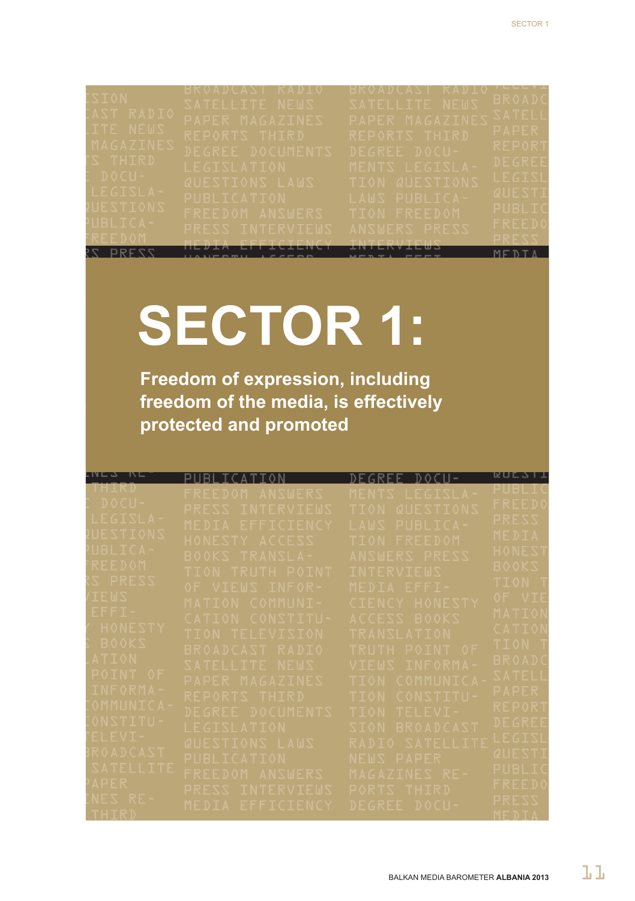# SECTOR 1:

**Freedom of expression, including freedom of the media, is effectively protected and promoted**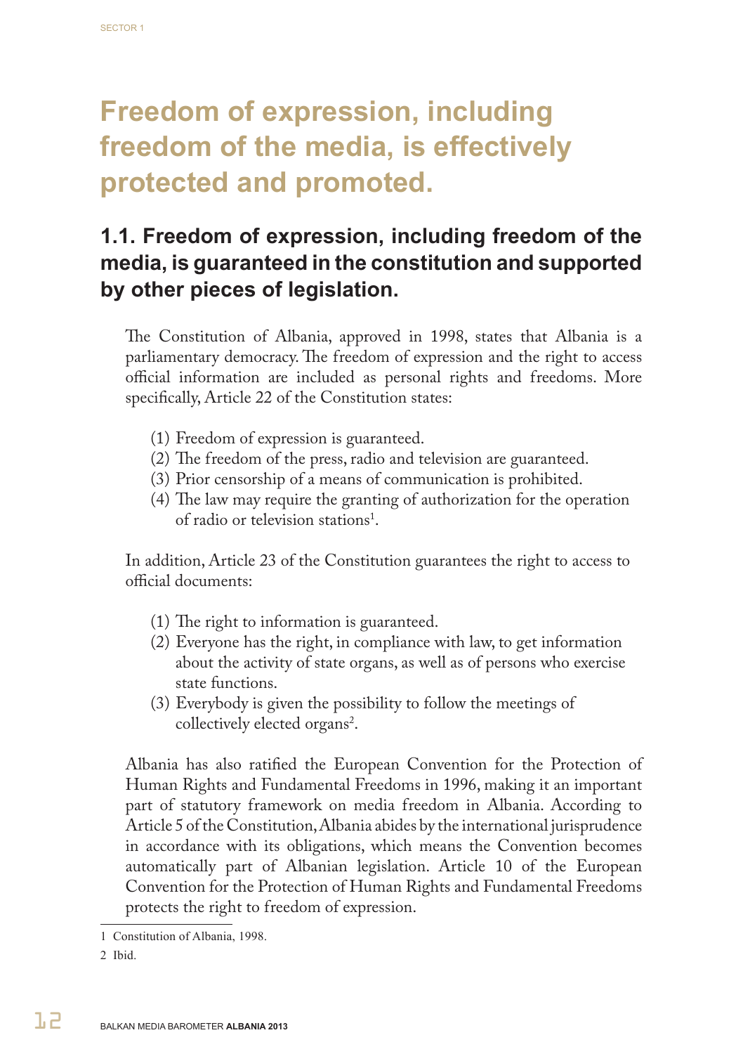# Freedom of expression, including freedom of the media, is effectively protected and promoted.

## 1.1. Freedom of expression, including freedom of the media, is guaranteed in the constitution and supported by other pieces of legislation.

The Constitution of Albania, approved in 1998, states that Albania is a parliamentary democracy. The freedom of expression and the right to access official information are included as personal rights and freedoms. More specifically, Article 22 of the Constitution states:

(1) Freedom of expression is guaranteed.
(2) The freedom of the press, radio and television are guaranteed.
(3) Prior censorship of a means of communication is prohibited.
(4) The law may require the granting of authorization for the operation of radio or television stations[1].

In addition, Article 23 of the Constitution guarantees the right to access to official documents:

(1) The right to information is guaranteed.
(2) Everyone has the right, in compliance with law, to get information about the activity of state organs, as well as of persons who exercise state functions.
(3) Everybody is given the possibility to follow the meetings of collectively elected organs[2].

Albania has also ratified the European Convention for the Protection of Human Rights and Fundamental Freedoms in 1996, making it an important part of statutory framework on media freedom in Albania. According to Article 5 of the Constitution, Albania abides by the international jurisprudence in accordance with its obligations, which means the Convention becomes automatically part of Albanian legislation. Article 10 of the European Convention for the Protection of Human Rights and Fundamental Freedoms protects the right to freedom of expression.

---

1 Constitution of Albania, 1998.

2 Ibid.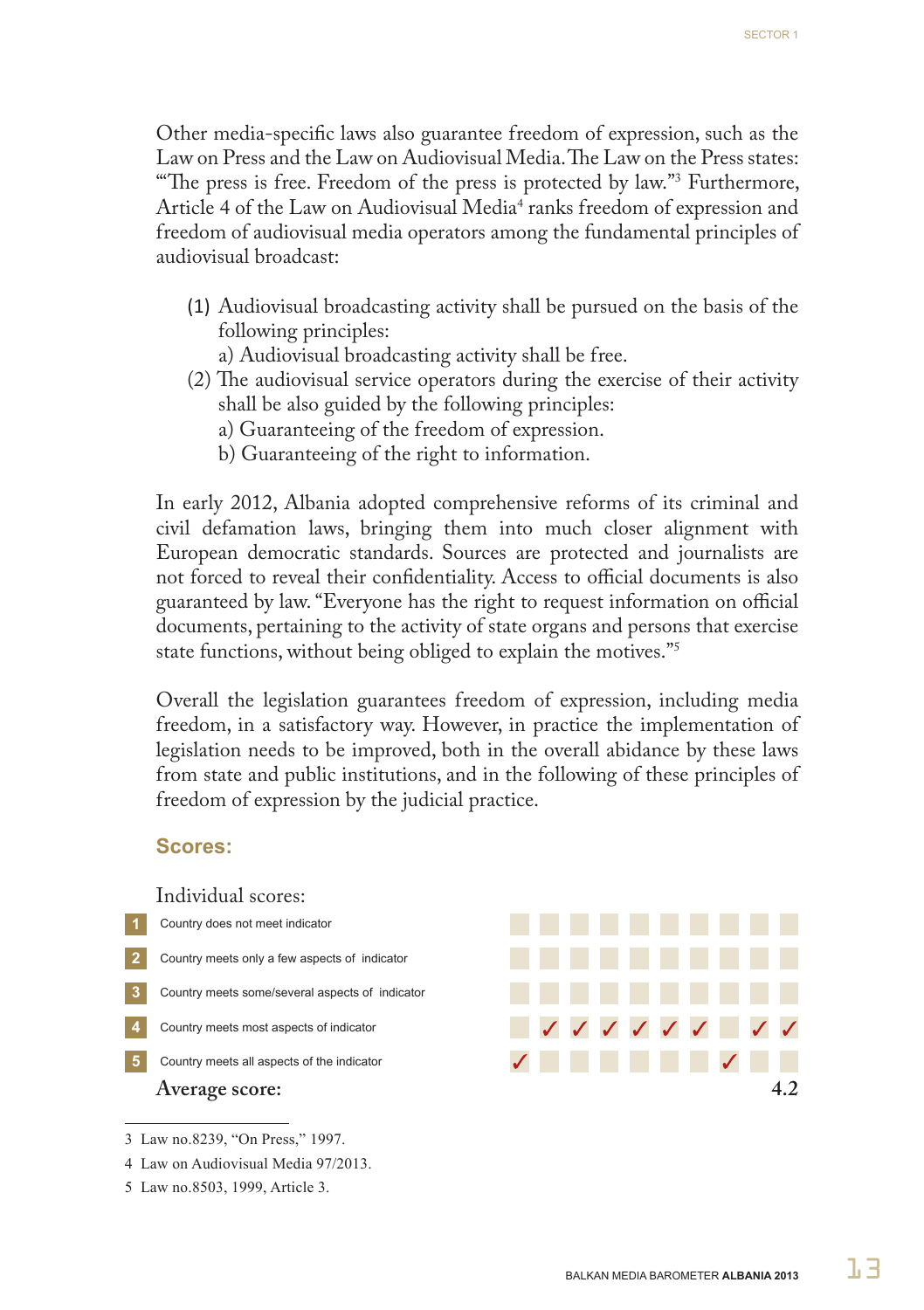Other media-specific laws also guarantee freedom of expression, such as the Law on Press and the Law on Audiovisual Media. The Law on the Press states: "'The press is free. Freedom of the press is protected by law."[3] Furthermore, Article 4 of the Law on Audiovisual Media[4] ranks freedom of expression and freedom of audiovisual media operators among the fundamental principles of audiovisual broadcast:

(1) Audiovisual broadcasting activity shall be pursued on the basis of the following principles:
 a) Audiovisual broadcasting activity shall be free.
(2) The audiovisual service operators during the exercise of their activity shall be also guided by the following principles:
 a) Guaranteeing of the freedom of expression.
 b) Guaranteeing of the right to information.

In early 2012, Albania adopted comprehensive reforms of its criminal and civil defamation laws, bringing them into much closer alignment with European democratic standards. Sources are protected and journalists are not forced to reveal their confidentiality. Access to official documents is also guaranteed by law. "Everyone has the right to request information on official documents, pertaining to the activity of state organs and persons that exercise state functions, without being obliged to explain the motives."[5]

Overall the legislation guarantees freedom of expression, including media freedom, in a satisfactory way. However, in practice the implementation of legislation needs to be improved, both in the overall abidance by these laws from state and public institutions, and in the following of these principles of freedom of expression by the judicial practice.

## Scores:

Individual scores:

| | | | | | | | | | | | |
|---|---|---|---|---|---|---|---|---|---|---|---|
| 1 | Country does not meet indicator | | | | | | | | | | |
| 2 | Country meets only a few aspects of indicator | | | | | | | | | | |
| 3 | Country meets some/several aspects of indicator | | | | | | | | | | |
| 4 | Country meets most aspects of indicator | | ✓ | ✓ | ✓ | ✓ | ✓ | ✓ | | ✓ | ✓ |
| 5 | Country meets all aspects of the indicator | ✓ | | | | | | | ✓ | | |

**Average score:** 4.2

---

3 Law no.8239, "On Press," 1997.

4 Law on Audiovisual Media 97/2013.

5 Law no.8503, 1999, Article 3.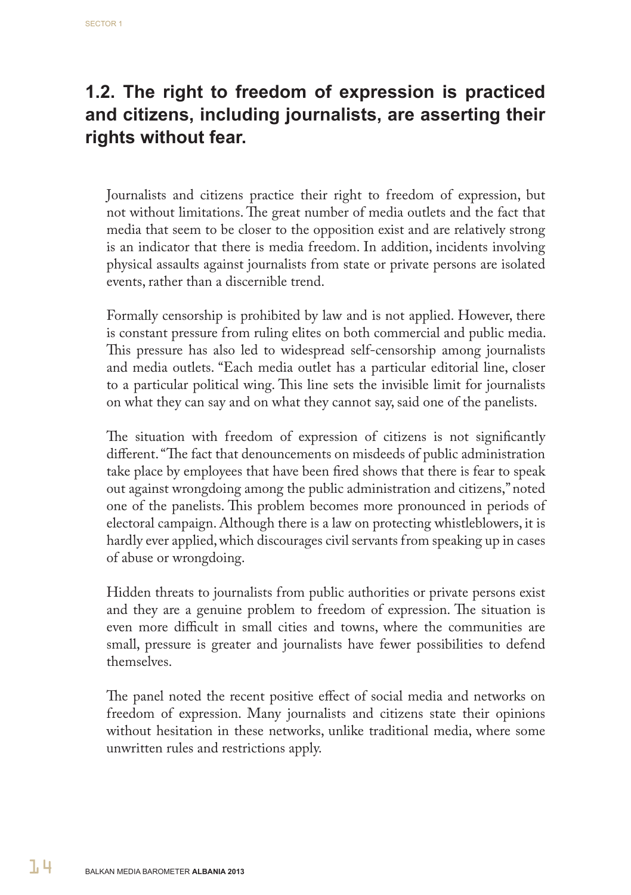## 1.2. The right to freedom of expression is practiced and citizens, including journalists, are asserting their rights without fear.

Journalists and citizens practice their right to freedom of expression, but not without limitations. The great number of media outlets and the fact that media that seem to be closer to the opposition exist and are relatively strong is an indicator that there is media freedom. In addition, incidents involving physical assaults against journalists from state or private persons are isolated events, rather than a discernible trend.

Formally censorship is prohibited by law and is not applied. However, there is constant pressure from ruling elites on both commercial and public media. This pressure has also led to widespread self-censorship among journalists and media outlets. "Each media outlet has a particular editorial line, closer to a particular political wing. This line sets the invisible limit for journalists on what they can say and on what they cannot say, said one of the panelists.

The situation with freedom of expression of citizens is not significantly different. "The fact that denouncements on misdeeds of public administration take place by employees that have been fired shows that there is fear to speak out against wrongdoing among the public administration and citizens," noted one of the panelists. This problem becomes more pronounced in periods of electoral campaign. Although there is a law on protecting whistleblowers, it is hardly ever applied, which discourages civil servants from speaking up in cases of abuse or wrongdoing.

Hidden threats to journalists from public authorities or private persons exist and they are a genuine problem to freedom of expression. The situation is even more difficult in small cities and towns, where the communities are small, pressure is greater and journalists have fewer possibilities to defend themselves.

The panel noted the recent positive effect of social media and networks on freedom of expression. Many journalists and citizens state their opinions without hesitation in these networks, unlike traditional media, where some unwritten rules and restrictions apply.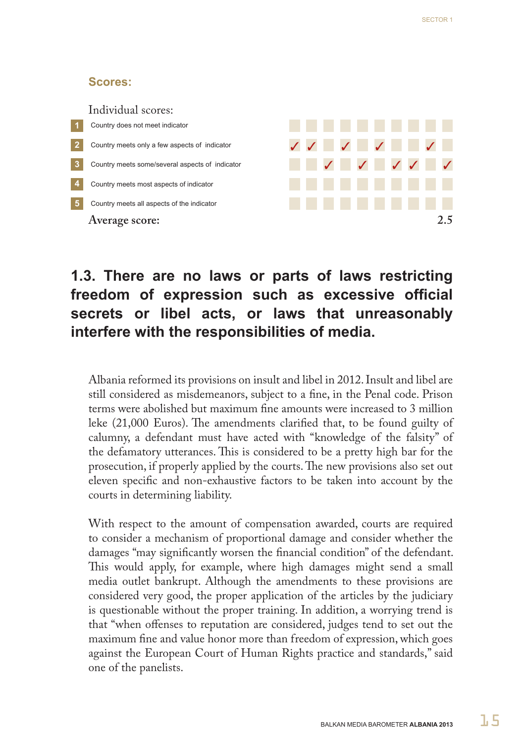### Scores:

Individual scores:

| | Indicator | 1 | 2 | 3 | 4 | 5 | 6 | 7 | 8 | 9 | 10 |
|---|---|---|---|---|---|---|---|---|---|---|---|
| 1 | Country does not meet indicator | | | | | | | | | | |
| 2 | Country meets only a few aspects of indicator | ✓ | ✓ | | ✓ | | ✓ | | | ✓ | |
| 3 | Country meets some/several aspects of indicator | | | ✓ | | ✓ | | ✓ | ✓ | | ✓ |
| 4 | Country meets most aspects of indicator | | | | | | | | | | |
| 5 | Country meets all aspects of the indicator | | | | | | | | | | |

Average score: **2.5**

## 1.3. There are no laws or parts of laws restricting freedom of expression such as excessive official secrets or libel acts, or laws that unreasonably interfere with the responsibilities of media.

Albania reformed its provisions on insult and libel in 2012. Insult and libel are still considered as misdemeanors, subject to a fine, in the Penal code. Prison terms were abolished but maximum fine amounts were increased to 3 million leke (21,000 Euros). The amendments clarified that, to be found guilty of calumny, a defendant must have acted with "knowledge of the falsity" of the defamatory utterances. This is considered to be a pretty high bar for the prosecution, if properly applied by the courts. The new provisions also set out eleven specific and non-exhaustive factors to be taken into account by the courts in determining liability.

With respect to the amount of compensation awarded, courts are required to consider a mechanism of proportional damage and consider whether the damages "may significantly worsen the financial condition" of the defendant. This would apply, for example, where high damages might send a small media outlet bankrupt. Although the amendments to these provisions are considered very good, the proper application of the articles by the judiciary is questionable without the proper training. In addition, a worrying trend is that "when offenses to reputation are considered, judges tend to set out the maximum fine and value honor more than freedom of expression, which goes against the European Court of Human Rights practice and standards," said one of the panelists.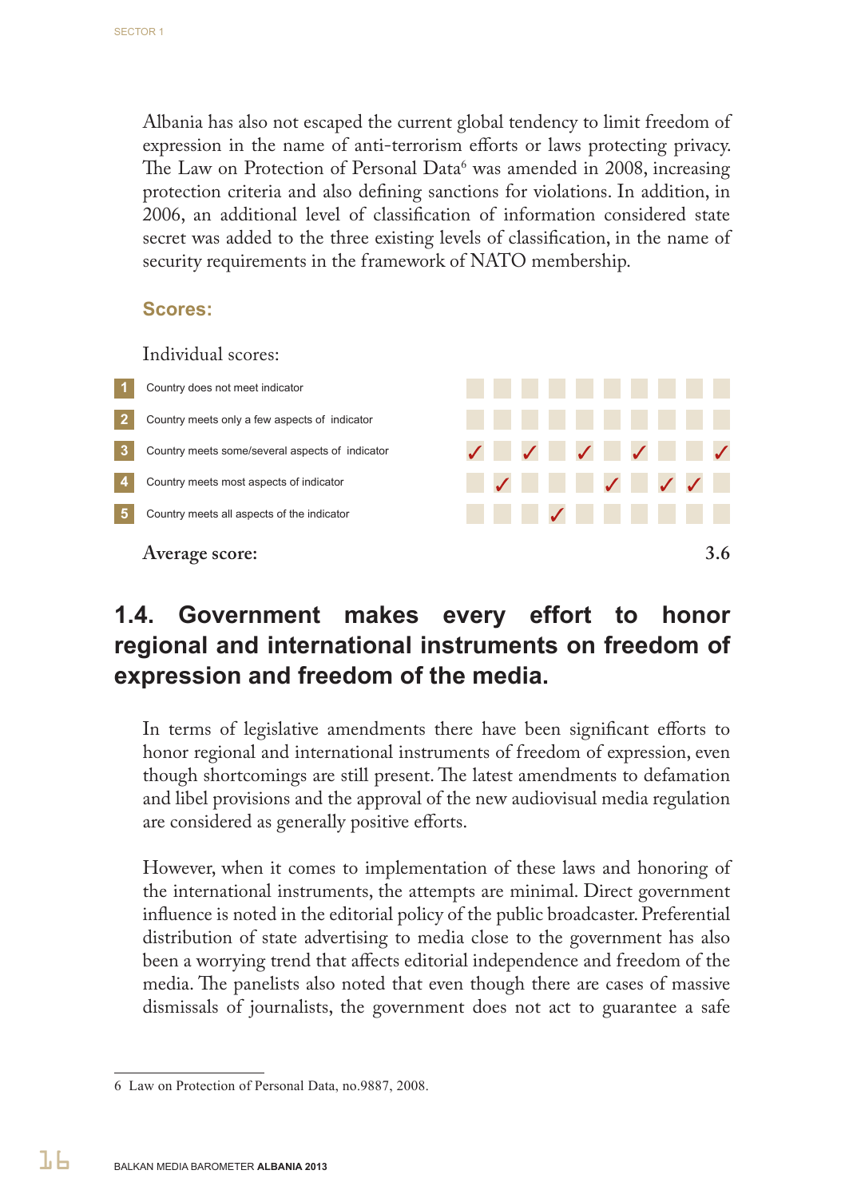Albania has also not escaped the current global tendency to limit freedom of expression in the name of anti-terrorism efforts or laws protecting privacy. The Law on Protection of Personal Data[6] was amended in 2008, increasing protection criteria and also defining sanctions for violations. In addition, in 2006, an additional level of classification of information considered state secret was added to the three existing levels of classification, in the name of security requirements in the framework of NATO membership.

### Scores:

Individual scores:

| | | | | | | | | | | | |
|---|---|---|---|---|---|---|---|---|---|---|---|
| 1 | Country does not meet indicator | | | | | | | | | | |
| 2 | Country meets only a few aspects of indicator | | | | | | | | | | |
| 3 | Country meets some/several aspects of indicator | ✓ | | ✓ | | ✓ | | ✓ | | | ✓ |
| 4 | Country meets most aspects of indicator | | ✓ | | | | ✓ | | ✓ | ✓ | |
| 5 | Country meets all aspects of the indicator | | | | ✓ | | | | | | |

**Average score: 3.6**

## 1.4. Government makes every effort to honor regional and international instruments on freedom of expression and freedom of the media.

In terms of legislative amendments there have been significant efforts to honor regional and international instruments of freedom of expression, even though shortcomings are still present. The latest amendments to defamation and libel provisions and the approval of the new audiovisual media regulation are considered as generally positive efforts.

However, when it comes to implementation of these laws and honoring of the international instruments, the attempts are minimal. Direct government influence is noted in the editorial policy of the public broadcaster. Preferential distribution of state advertising to media close to the government has also been a worrying trend that affects editorial independence and freedom of the media. The panelists also noted that even though there are cases of massive dismissals of journalists, the government does not act to guarantee a safe

6 Law on Protection of Personal Data, no.9887, 2008.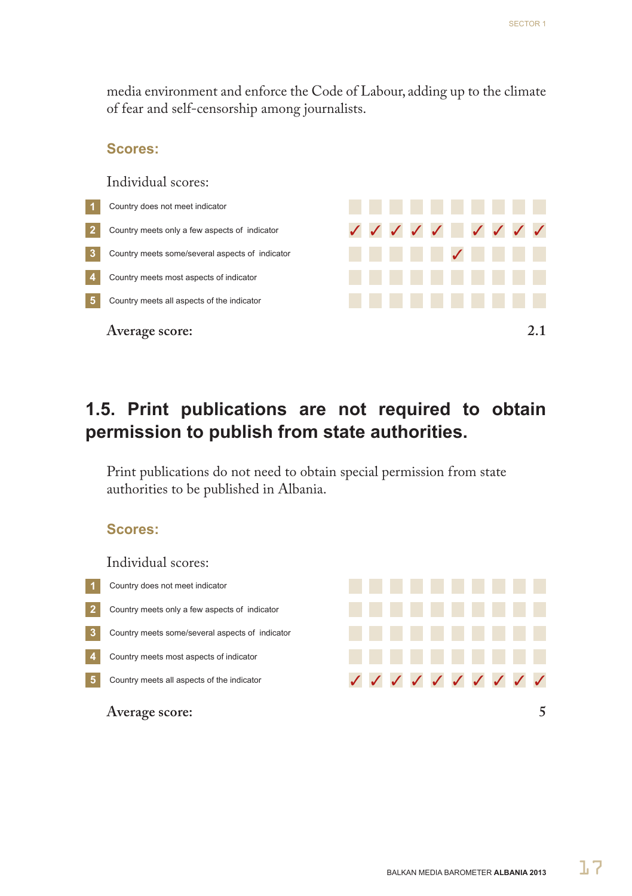media environment and enforce the Code of Labour, adding up to the climate of fear and self-censorship among journalists.

**Scores:**

Individual scores:

| | | | | | | | | | | | |
|---|---|---|---|---|---|---|---|---|---|---|---|
| 1 | Country does not meet indicator | | | | | | | | | | |
| 2 | Country meets only a few aspects of indicator | ✓ | ✓ | ✓ | ✓ | ✓ | | ✓ | ✓ | ✓ | ✓ |
| 3 | Country meets some/several aspects of indicator | | | | | | ✓ | | | | |
| 4 | Country meets most aspects of indicator | | | | | | | | | | |
| 5 | Country meets all aspects of the indicator | | | | | | | | | | |

**Average score:** **2.1**

## 1.5. Print publications are not required to obtain permission to publish from state authorities.

Print publications do not need to obtain special permission from state authorities to be published in Albania.

**Scores:**

Individual scores:

| | | | | | | | | | | | |
|---|---|---|---|---|---|---|---|---|---|---|---|
| 1 | Country does not meet indicator | | | | | | | | | | |
| 2 | Country meets only a few aspects of indicator | | | | | | | | | | |
| 3 | Country meets some/several aspects of indicator | | | | | | | | | | |
| 4 | Country meets most aspects of indicator | | | | | | | | | | |
| 5 | Country meets all aspects of the indicator | ✓ | ✓ | ✓ | ✓ | ✓ | ✓ | ✓ | ✓ | ✓ | ✓ |

**Average score:** **5**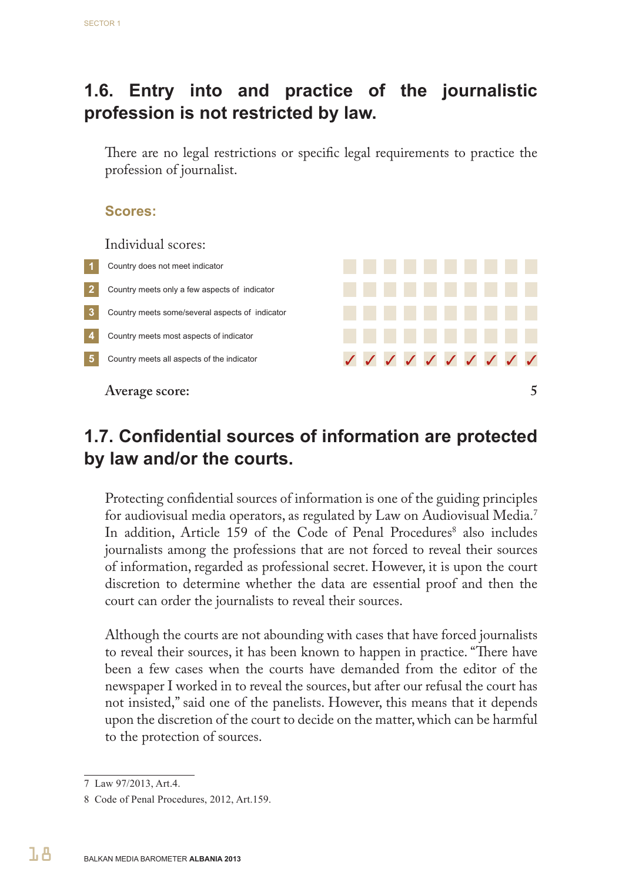## 1.6. Entry into and practice of the journalistic profession is not restricted by law.

There are no legal restrictions or specific legal requirements to practice the profession of journalist.

### Scores:

Individual scores:

| | | | | | | | | | | | |
|---|---|---|---|---|---|---|---|---|---|---|---|
| 1 | Country does not meet indicator | | | | | | | | | | |
| 2 | Country meets only a few aspects of indicator | | | | | | | | | | |
| 3 | Country meets some/several aspects of indicator | | | | | | | | | | |
| 4 | Country meets most aspects of indicator | | | | | | | | | | |
| 5 | Country meets all aspects of the indicator | ✓ | ✓ | ✓ | ✓ | ✓ | ✓ | ✓ | ✓ | ✓ | ✓ |

Average score: 5

## 1.7. Confidential sources of information are protected by law and/or the courts.

Protecting confidential sources of information is one of the guiding principles for audiovisual media operators, as regulated by Law on Audiovisual Media.[7] In addition, Article 159 of the Code of Penal Procedures[8] also includes journalists among the professions that are not forced to reveal their sources of information, regarded as professional secret. However, it is upon the court discretion to determine whether the data are essential proof and then the court can order the journalists to reveal their sources.

Although the courts are not abounding with cases that have forced journalists to reveal their sources, it has been known to happen in practice. "There have been a few cases when the courts have demanded from the editor of the newspaper I worked in to reveal the sources, but after our refusal the court has not insisted," said one of the panelists. However, this means that it depends upon the discretion of the court to decide on the matter, which can be harmful to the protection of sources.

---

7 Law 97/2013, Art.4.

8 Code of Penal Procedures, 2012, Art.159.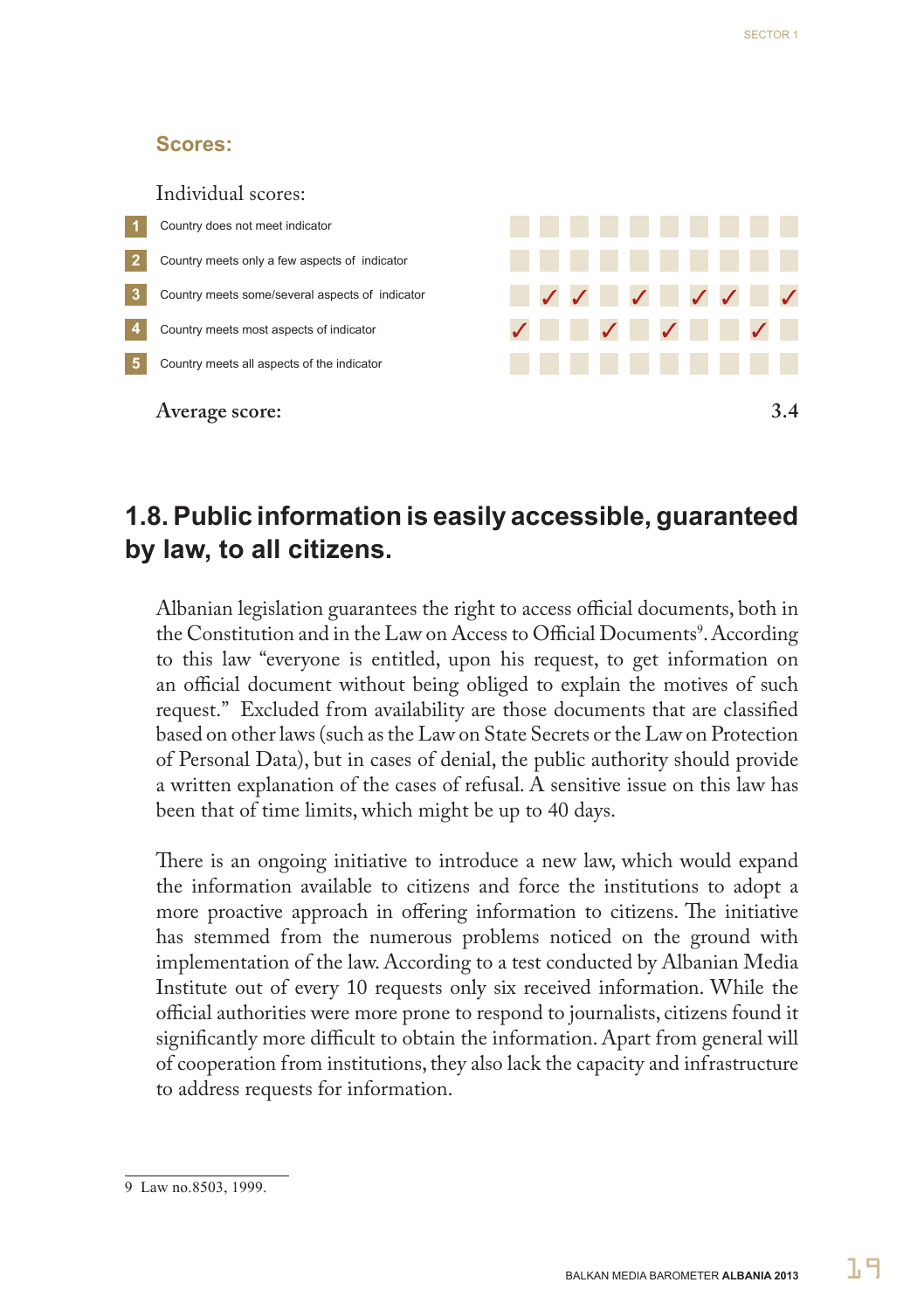## Scores:

Individual scores:

| Score | Description | 1 | 2 | 3 | 4 | 5 | 6 | 7 | 8 | 9 | 10 |
|---|---|---|---|---|---|---|---|---|---|---|---|
| 1 | Country does not meet indicator | | | | | | | | | | |
| 2 | Country meets only a few aspects of indicator | | | | | | | | | | |
| 3 | Country meets some/several aspects of indicator | | ✓ | ✓ | | ✓ | | ✓ | ✓ | | ✓ |
| 4 | Country meets most aspects of indicator | ✓ | | | ✓ | | ✓ | | | ✓ | |
| 5 | Country meets all aspects of the indicator | | | | | | | | | | |

**Average score: 3.4**

## 1.8. Public information is easily accessible, guaranteed by law, to all citizens.

Albanian legislation guarantees the right to access official documents, both in the Constitution and in the Law on Access to Official Documents[9]. According to this law "everyone is entitled, upon his request, to get information on an official document without being obliged to explain the motives of such request." Excluded from availability are those documents that are classified based on other laws (such as the Law on State Secrets or the Law on Protection of Personal Data), but in cases of denial, the public authority should provide a written explanation of the cases of refusal. A sensitive issue on this law has been that of time limits, which might be up to 40 days.

There is an ongoing initiative to introduce a new law, which would expand the information available to citizens and force the institutions to adopt a more proactive approach in offering information to citizens. The initiative has stemmed from the numerous problems noticed on the ground with implementation of the law. According to a test conducted by Albanian Media Institute out of every 10 requests only six received information. While the official authorities were more prone to respond to journalists, citizens found it significantly more difficult to obtain the information. Apart from general will of cooperation from institutions, they also lack the capacity and infrastructure to address requests for information.

9 Law no.8503, 1999.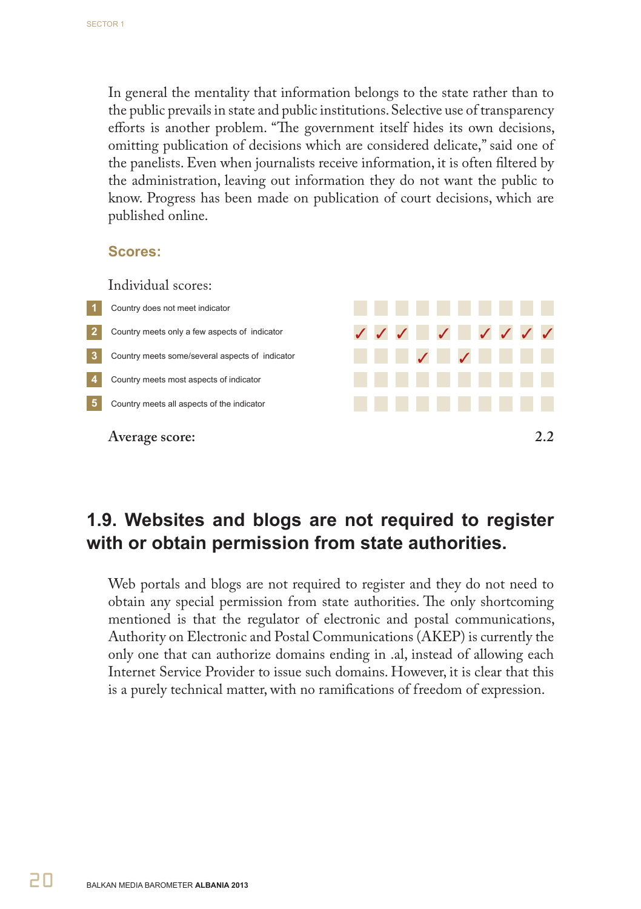In general the mentality that information belongs to the state rather than to the public prevails in state and public institutions. Selective use of transparency efforts is another problem. "The government itself hides its own decisions, omitting publication of decisions which are considered delicate," said one of the panelists. Even when journalists receive information, it is often filtered by the administration, leaving out information they do not want the public to know. Progress has been made on publication of court decisions, which are published online.

### Scores:

Individual scores:

| | | | | | | | | | | | |
|---|---|---|---|---|---|---|---|---|---|---|---|
| 1 | Country does not meet indicator | | | | | | | | | | |
| 2 | Country meets only a few aspects of indicator | ✓ | ✓ | ✓ | | ✓ | | ✓ | ✓ | ✓ | ✓ |
| 3 | Country meets some/several aspects of indicator | | | | ✓ | | ✓ | | | | |
| 4 | Country meets most aspects of indicator | | | | | | | | | | |
| 5 | Country meets all aspects of the indicator | | | | | | | | | | |

**Average score: 2.2**

## 1.9. Websites and blogs are not required to register with or obtain permission from state authorities.

Web portals and blogs are not required to register and they do not need to obtain any special permission from state authorities. The only shortcoming mentioned is that the regulator of electronic and postal communications, Authority on Electronic and Postal Communications (AKEP) is currently the only one that can authorize domains ending in .al, instead of allowing each Internet Service Provider to issue such domains. However, it is clear that this is a purely technical matter, with no ramifications of freedom of expression.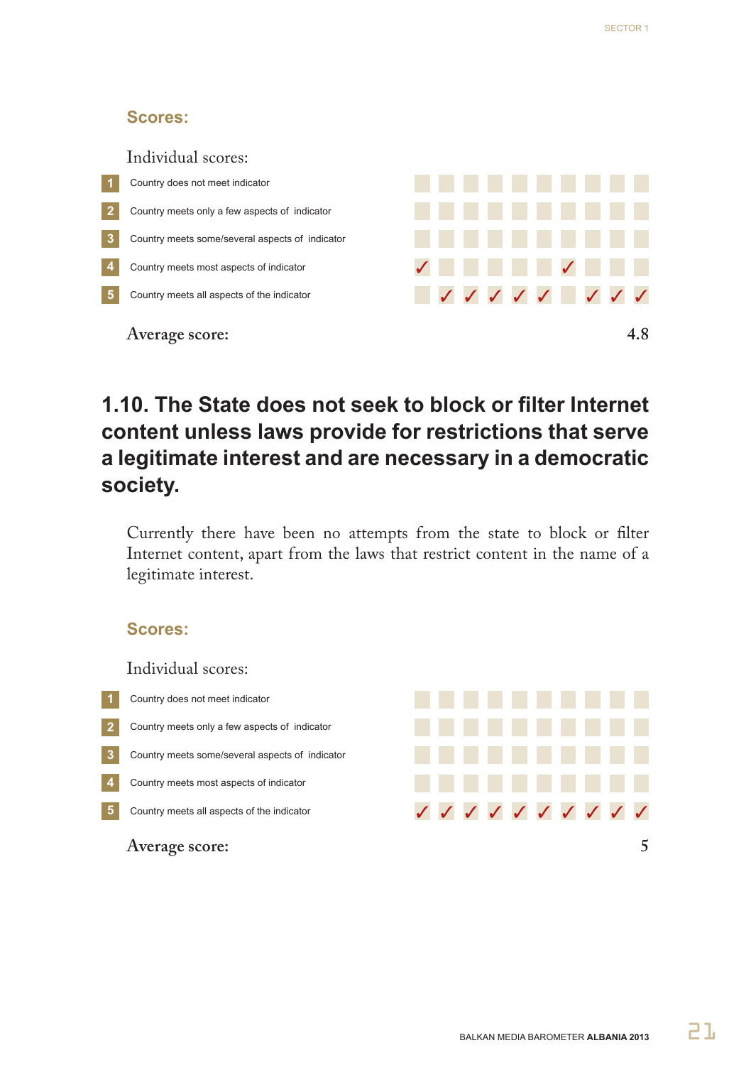### Scores:

Individual scores:

| | | | | | | | | | | | |
|---|---|---|---|---|---|---|---|---|---|---|---|
| 1 | Country does not meet indicator | | | | | | | | | | |
| 2 | Country meets only a few aspects of indicator | | | | | | | | | | |
| 3 | Country meets some/several aspects of indicator | | | | | | | | | | |
| 4 | Country meets most aspects of indicator | ✓ | | | | | | ✓ | | | |
| 5 | Country meets all aspects of the indicator | | ✓ | ✓ | ✓ | ✓ | ✓ | | ✓ | ✓ | ✓ |

Average score: 4.8

## 1.10. The State does not seek to block or filter Internet content unless laws provide for restrictions that serve a legitimate interest and are necessary in a democratic society.

Currently there have been no attempts from the state to block or filter Internet content, apart from the laws that restrict content in the name of a legitimate interest.

### Scores:

Individual scores:

| | | | | | | | | | | | |
|---|---|---|---|---|---|---|---|---|---|---|---|
| 1 | Country does not meet indicator | | | | | | | | | | |
| 2 | Country meets only a few aspects of indicator | | | | | | | | | | |
| 3 | Country meets some/several aspects of indicator | | | | | | | | | | |
| 4 | Country meets most aspects of indicator | | | | | | | | | | |
| 5 | Country meets all aspects of the indicator | ✓ | ✓ | ✓ | ✓ | ✓ | ✓ | ✓ | ✓ | ✓ | ✓ |

Average score: 5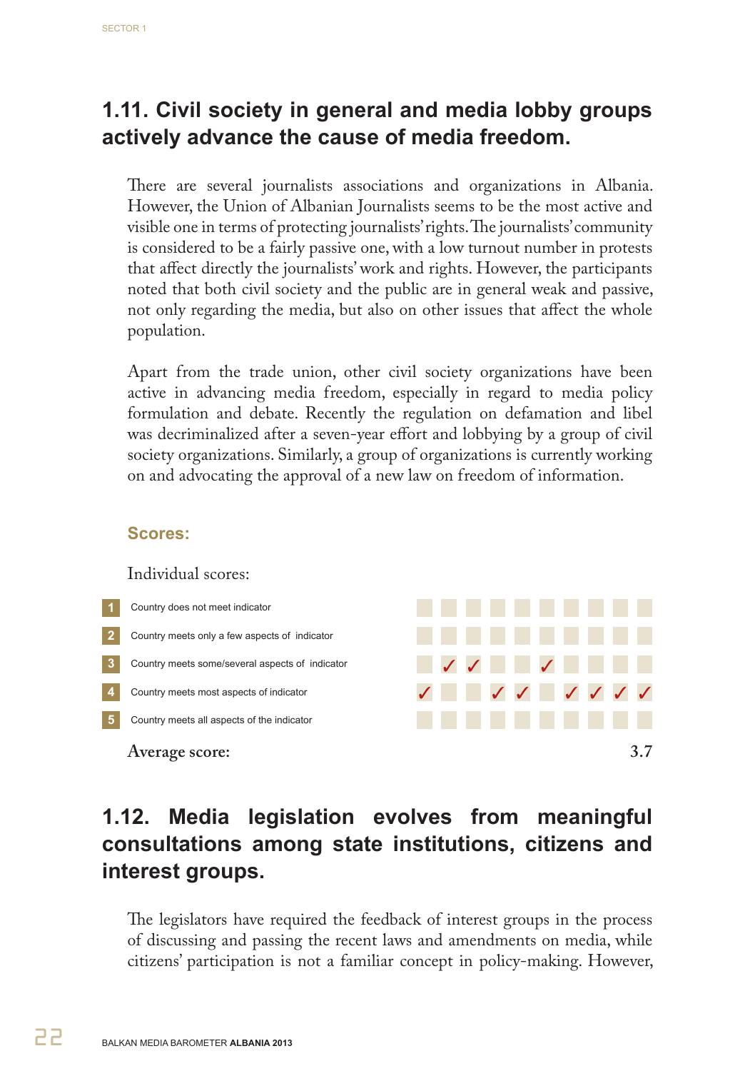## 1.11. Civil society in general and media lobby groups actively advance the cause of media freedom.

There are several journalists associations and organizations in Albania. However, the Union of Albanian Journalists seems to be the most active and visible one in terms of protecting journalists' rights. The journalists' community is considered to be a fairly passive one, with a low turnout number in protests that affect directly the journalists' work and rights. However, the participants noted that both civil society and the public are in general weak and passive, not only regarding the media, but also on other issues that affect the whole population.

Apart from the trade union, other civil society organizations have been active in advancing media freedom, especially in regard to media policy formulation and debate. Recently the regulation on defamation and libel was decriminalized after a seven-year effort and lobbying by a group of civil society organizations. Similarly, a group of organizations is currently working on and advocating the approval of a new law on freedom of information.

### Scores:

Individual scores:

| | | | | | | | | | | | |
|---|---|---|---|---|---|---|---|---|---|---|---|
| 1 | Country does not meet indicator | | | | | | | | | | |
| 2 | Country meets only a few aspects of indicator | | | | | | | | | | |
| 3 | Country meets some/several aspects of indicator | | ✓ | ✓ | | | ✓ | | | | |
| 4 | Country meets most aspects of indicator | ✓ | | | ✓ | ✓ | | ✓ | ✓ | ✓ | ✓ |
| 5 | Country meets all aspects of the indicator | | | | | | | | | | |

**Average score:** 3.7

## 1.12. Media legislation evolves from meaningful consultations among state institutions, citizens and interest groups.

The legislators have required the feedback of interest groups in the process of discussing and passing the recent laws and amendments on media, while citizens' participation is not a familiar concept in policy-making. However,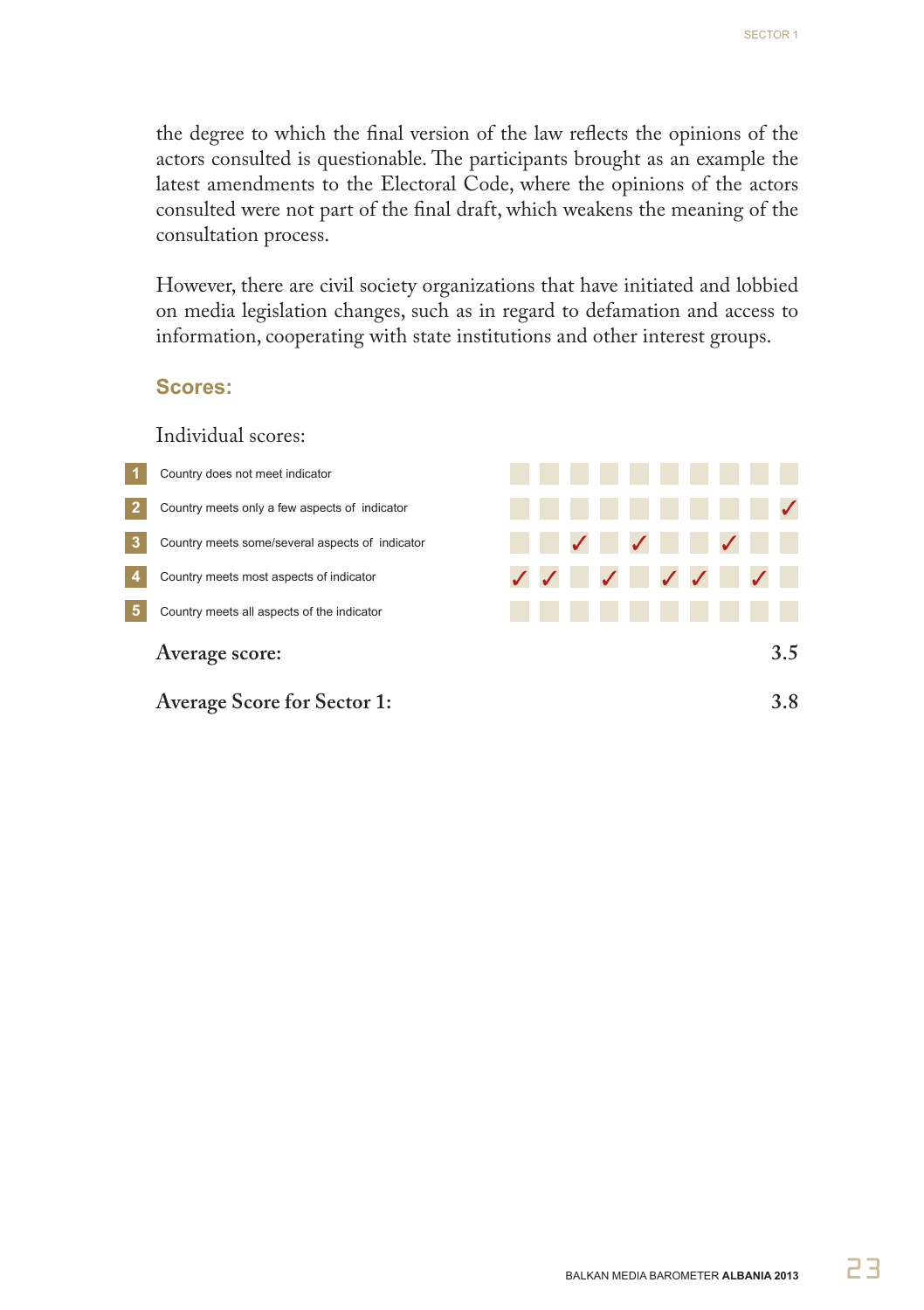the degree to which the final version of the law reflects the opinions of the actors consulted is questionable. The participants brought as an example the latest amendments to the Electoral Code, where the opinions of the actors consulted were not part of the final draft, which weakens the meaning of the consultation process.

However, there are civil society organizations that have initiated and lobbied on media legislation changes, such as in regard to defamation and access to information, cooperating with state institutions and other interest groups.

### Scores:

Individual scores:

| | | | | | | | | | | | |
|---|---|---|---|---|---|---|---|---|---|---|---|
| 1 | Country does not meet indicator | | | | | | | | | | |
| 2 | Country meets only a few aspects of indicator | | | | | | | | | | ✓ |
| 3 | Country meets some/several aspects of indicator | | | ✓ | | ✓ | | | ✓ | | |
| 4 | Country meets most aspects of indicator | ✓ | ✓ | | ✓ | | ✓ | ✓ | | ✓ | |
| 5 | Country meets all aspects of the indicator | | | | | | | | | | |

**Average score:** 3.5

**Average Score for Sector 1:** 3.8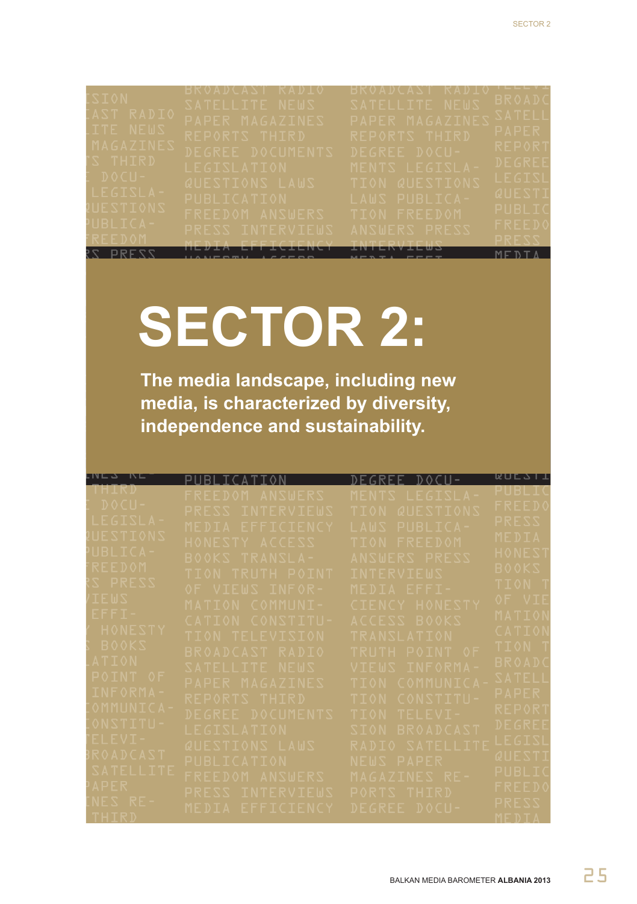# SECTOR 2:

**The media landscape, including new media, is characterized by diversity, independence and sustainability.**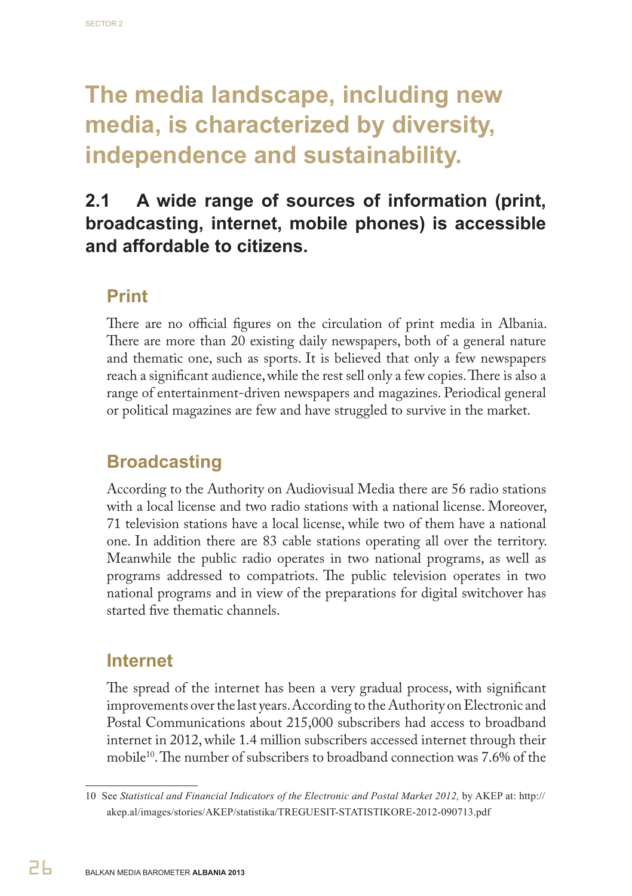# The media landscape, including new media, is characterized by diversity, independence and sustainability.

## 2.1 A wide range of sources of information (print, broadcasting, internet, mobile phones) is accessible and affordable to citizens.

### Print

There are no official figures on the circulation of print media in Albania. There are more than 20 existing daily newspapers, both of a general nature and thematic one, such as sports. It is believed that only a few newspapers reach a significant audience, while the rest sell only a few copies. There is also a range of entertainment-driven newspapers and magazines. Periodical general or political magazines are few and have struggled to survive in the market.

### Broadcasting

According to the Authority on Audiovisual Media there are 56 radio stations with a local license and two radio stations with a national license. Moreover, 71 television stations have a local license, while two of them have a national one. In addition there are 83 cable stations operating all over the territory. Meanwhile the public radio operates in two national programs, as well as programs addressed to compatriots. The public television operates in two national programs and in view of the preparations for digital switchover has started five thematic channels.

### Internet

The spread of the internet has been a very gradual process, with significant improvements over the last years. According to the Authority on Electronic and Postal Communications about 215,000 subscribers had access to broadband internet in 2012, while 1.4 million subscribers accessed internet through their mobile[10]. The number of subscribers to broadband connection was 7.6% of the

---

10 See *Statistical and Financial Indicators of the Electronic and Postal Market 2012,* by AKEP at: http://akep.al/images/stories/AKEP/statistika/TREGUESIT-STATISTIKORE-2012-090713.pdf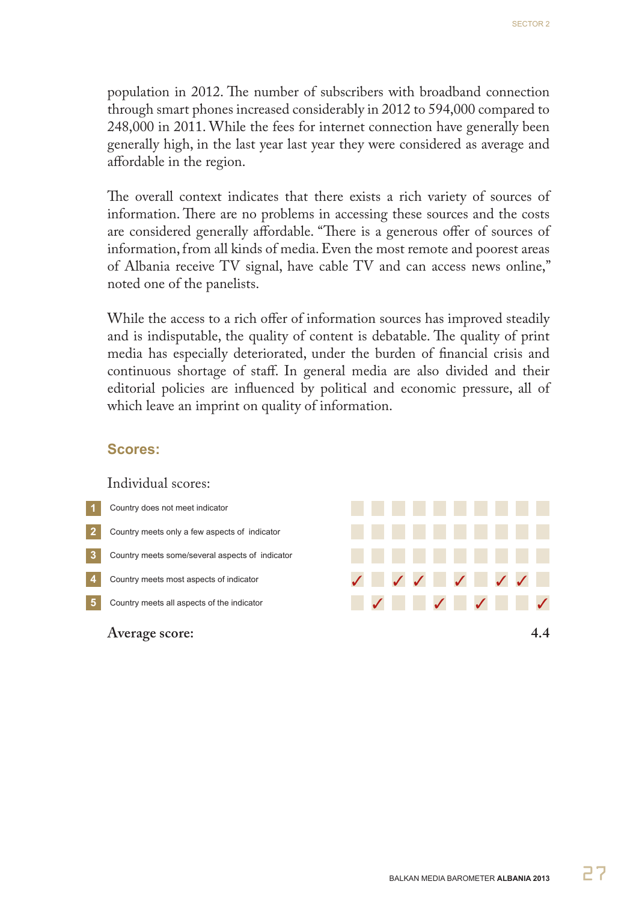population in 2012. The number of subscribers with broadband connection through smart phones increased considerably in 2012 to 594,000 compared to 248,000 in 2011. While the fees for internet connection have generally been generally high, in the last year last year they were considered as average and affordable in the region.

The overall context indicates that there exists a rich variety of sources of information. There are no problems in accessing these sources and the costs are considered generally affordable. "There is a generous offer of sources of information, from all kinds of media. Even the most remote and poorest areas of Albania receive TV signal, have cable TV and can access news online," noted one of the panelists.

While the access to a rich offer of information sources has improved steadily and is indisputable, the quality of content is debatable. The quality of print media has especially deteriorated, under the burden of financial crisis and continuous shortage of staff. In general media are also divided and their editorial policies are influenced by political and economic pressure, all of which leave an imprint on quality of information.

## Scores:

Individual scores:

| | | | | | | | | | | | |
|---|---|---|---|---|---|---|---|---|---|---|---|
| 1 | Country does not meet indicator | | | | | | | | | | |
| 2 | Country meets only a few aspects of indicator | | | | | | | | | | |
| 3 | Country meets some/several aspects of indicator | | | | | | | | | | |
| 4 | Country meets most aspects of indicator | ✓ | | ✓ | ✓ | | ✓ | | ✓ | ✓ | |
| 5 | Country meets all aspects of the indicator | | ✓ | | | ✓ | | ✓ | | | ✓ |

**Average score: 4.4**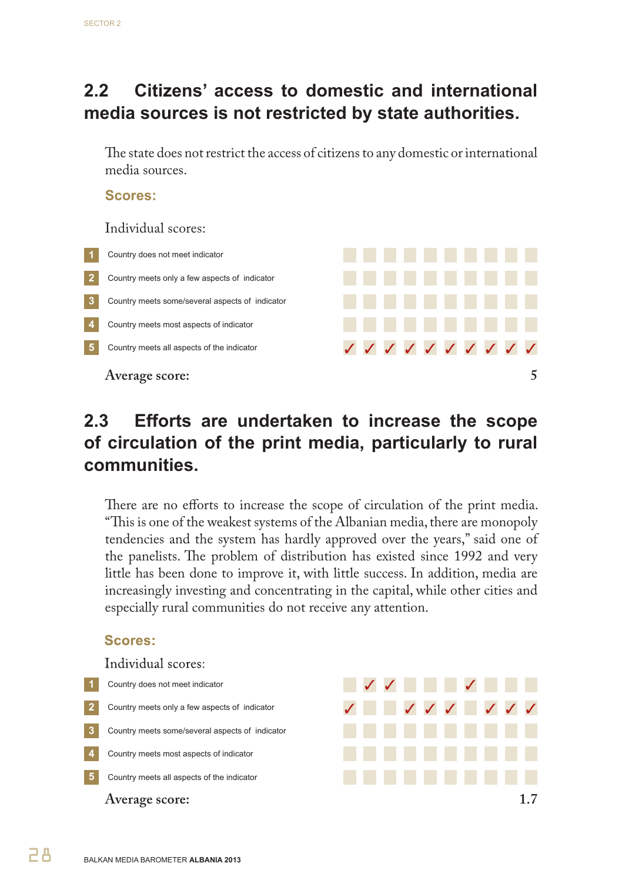## 2.2 Citizens' access to domestic and international media sources is not restricted by state authorities.

The state does not restrict the access of citizens to any domestic or international media sources.

**Scores:**

Individual scores:

| | | | | | | | | | | | |
|---|---|---|---|---|---|---|---|---|---|---|---|
| 1 | Country does not meet indicator | | | | | | | | | | |
| 2 | Country meets only a few aspects of indicator | | | | | | | | | | |
| 3 | Country meets some/several aspects of indicator | | | | | | | | | | |
| 4 | Country meets most aspects of indicator | | | | | | | | | | |
| 5 | Country meets all aspects of the indicator | ✓ | ✓ | ✓ | ✓ | ✓ | ✓ | ✓ | ✓ | ✓ | ✓ |

**Average score:** 5

## 2.3 Efforts are undertaken to increase the scope of circulation of the print media, particularly to rural communities.

There are no efforts to increase the scope of circulation of the print media. "This is one of the weakest systems of the Albanian media, there are monopoly tendencies and the system has hardly approved over the years," said one of the panelists. The problem of distribution has existed since 1992 and very little has been done to improve it, with little success. In addition, media are increasingly investing and concentrating in the capital, while other cities and especially rural communities do not receive any attention.

**Scores:**

Individual scores:

| | | | | | | | | | | | |
|---|---|---|---|---|---|---|---|---|---|---|---|
| 1 | Country does not meet indicator | | ✓ | ✓ | | | | ✓ | | | |
| 2 | Country meets only a few aspects of indicator | ✓ | | | ✓ | ✓ | ✓ | | ✓ | ✓ | ✓ |
| 3 | Country meets some/several aspects of indicator | | | | | | | | | | |
| 4 | Country meets most aspects of indicator | | | | | | | | | | |
| 5 | Country meets all aspects of the indicator | | | | | | | | | | |

**Average score:** 1.7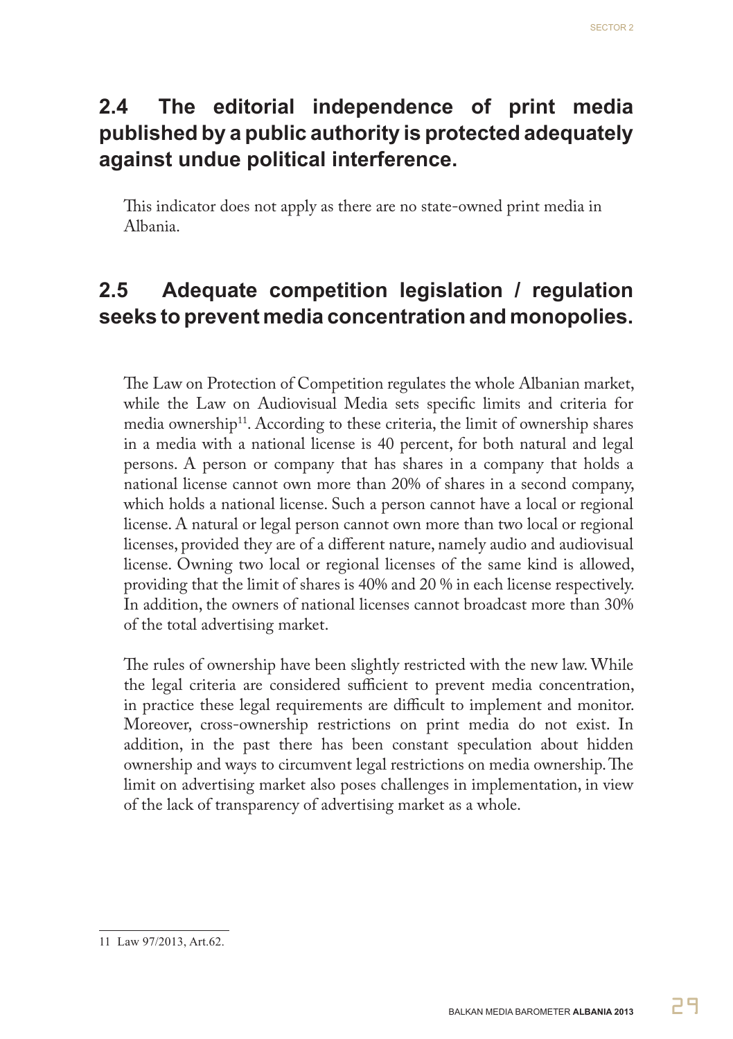## 2.4 The editorial independence of print media published by a public authority is protected adequately against undue political interference.

This indicator does not apply as there are no state-owned print media in Albania.

## 2.5 Adequate competition legislation / regulation seeks to prevent media concentration and monopolies.

The Law on Protection of Competition regulates the whole Albanian market, while the Law on Audiovisual Media sets specific limits and criteria for media ownership[11]. According to these criteria, the limit of ownership shares in a media with a national license is 40 percent, for both natural and legal persons. A person or company that has shares in a company that holds a national license cannot own more than 20% of shares in a second company, which holds a national license. Such a person cannot have a local or regional license. A natural or legal person cannot own more than two local or regional licenses, provided they are of a different nature, namely audio and audiovisual license. Owning two local or regional licenses of the same kind is allowed, providing that the limit of shares is 40% and 20 % in each license respectively. In addition, the owners of national licenses cannot broadcast more than 30% of the total advertising market.

The rules of ownership have been slightly restricted with the new law. While the legal criteria are considered sufficient to prevent media concentration, in practice these legal requirements are difficult to implement and monitor. Moreover, cross-ownership restrictions on print media do not exist. In addition, in the past there has been constant speculation about hidden ownership and ways to circumvent legal restrictions on media ownership. The limit on advertising market also poses challenges in implementation, in view of the lack of transparency of advertising market as a whole.

---

11 Law 97/2013, Art.62.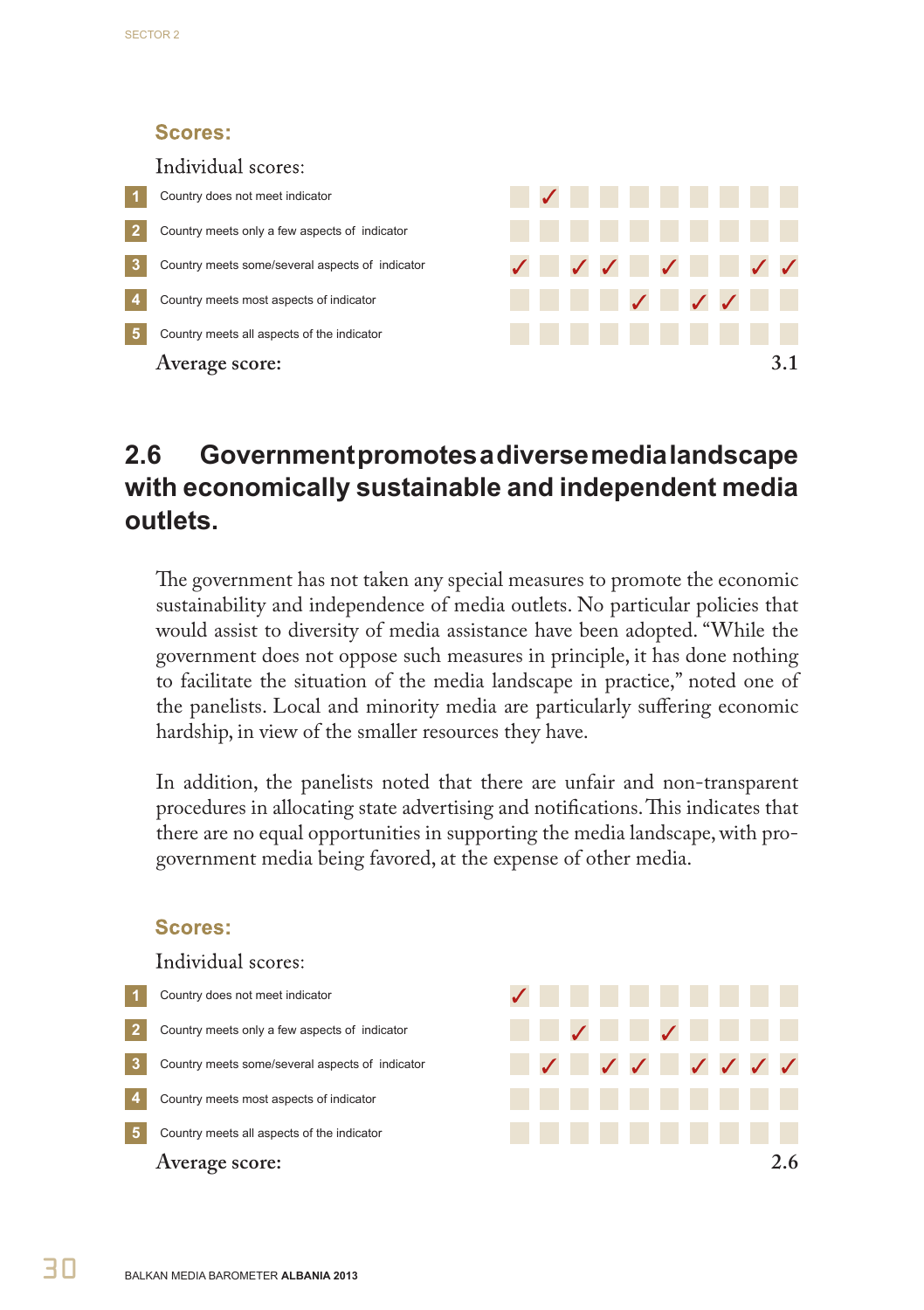### Scores:

Individual scores:

| | | 1 | 2 | 3 | 4 | 5 | 6 | 7 | 8 | 9 | 10 |
|---|---|---|---|---|---|---|---|---|---|---|---|
| 1 | Country does not meet indicator | | ✓ | | | | | | | | |
| 2 | Country meets only a few aspects of indicator | | | | | | | | | | |
| 3 | Country meets some/several aspects of indicator | ✓ | | ✓ | ✓ | | ✓ | | | ✓ | ✓ |
| 4 | Country meets most aspects of indicator | | | | | ✓ | | ✓ | ✓ | | |
| 5 | Country meets all aspects of the indicator | | | | | | | | | | |

Average score: **3.1**

## 2.6 Government promotes a diverse media landscape with economically sustainable and independent media outlets.

The government has not taken any special measures to promote the economic sustainability and independence of media outlets. No particular policies that would assist to diversity of media assistance have been adopted. "While the government does not oppose such measures in principle, it has done nothing to facilitate the situation of the media landscape in practice," noted one of the panelists. Local and minority media are particularly suffering economic hardship, in view of the smaller resources they have.

In addition, the panelists noted that there are unfair and non-transparent procedures in allocating state advertising and notifications. This indicates that there are no equal opportunities in supporting the media landscape, with pro-government media being favored, at the expense of other media.

### Scores:

Individual scores:

| | | 1 | 2 | 3 | 4 | 5 | 6 | 7 | 8 | 9 | 10 |
|---|---|---|---|---|---|---|---|---|---|---|---|
| 1 | Country does not meet indicator | ✓ | | | | | | | | | |
| 2 | Country meets only a few aspects of indicator | | | ✓ | | | ✓ | | | | |
| 3 | Country meets some/several aspects of indicator | | ✓ | | ✓ | ✓ | | ✓ | ✓ | ✓ | ✓ |
| 4 | Country meets most aspects of indicator | | | | | | | | | | |
| 5 | Country meets all aspects of the indicator | | | | | | | | | | |

Average score: **2.6**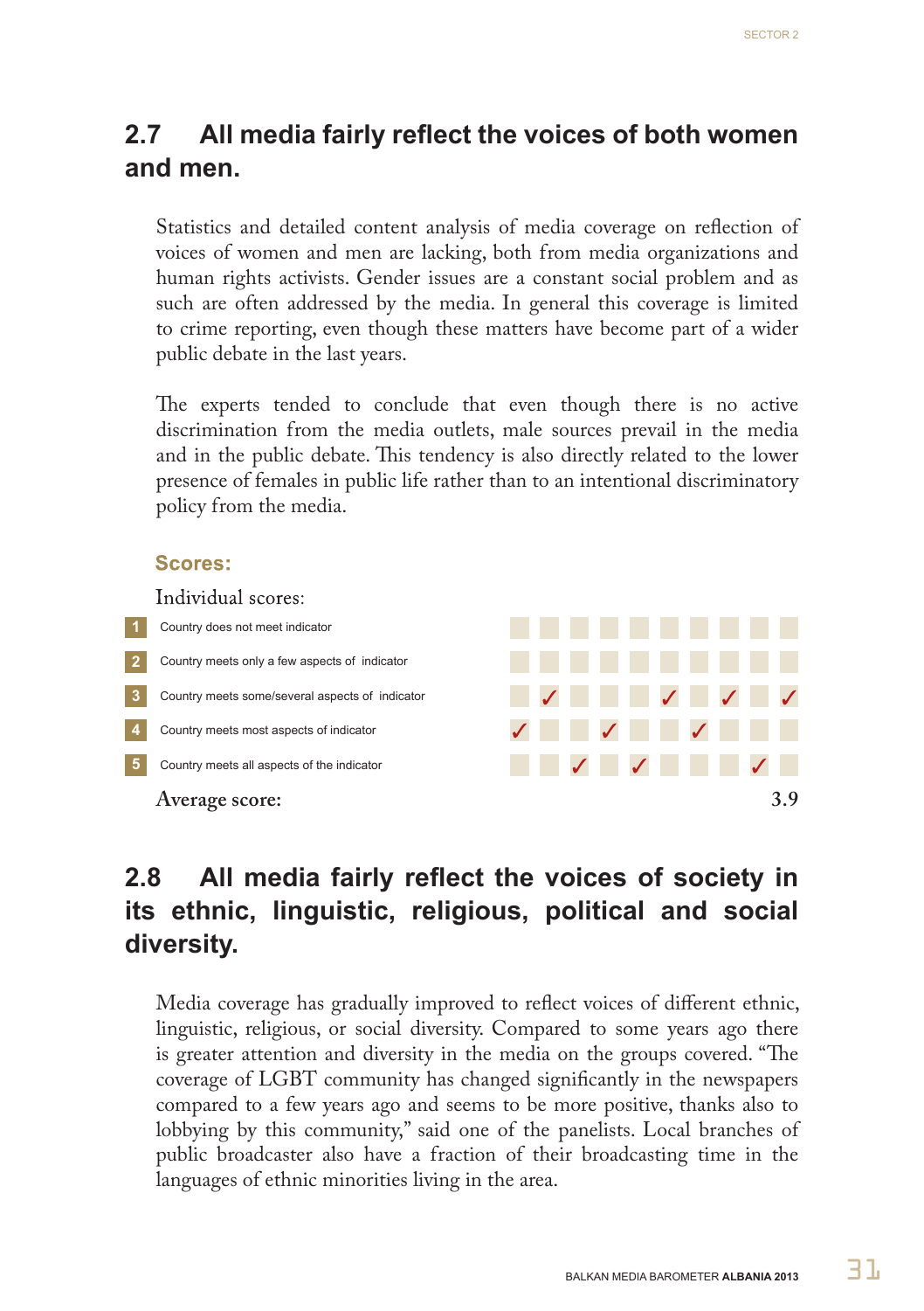## 2.7 All media fairly reflect the voices of both women and men.

Statistics and detailed content analysis of media coverage on reflection of voices of women and men are lacking, both from media organizations and human rights activists. Gender issues are a constant social problem and as such are often addressed by the media. In general this coverage is limited to crime reporting, even though these matters have become part of a wider public debate in the last years.

The experts tended to conclude that even though there is no active discrimination from the media outlets, male sources prevail in the media and in the public debate. This tendency is also directly related to the lower presence of females in public life rather than to an intentional discriminatory policy from the media.

### Scores:

Individual scores:

| | | | | | | | | | | | |
|---|---|---|---|---|---|---|---|---|---|---|---|
| 1 | Country does not meet indicator | | | | | | | | | | |
| 2 | Country meets only a few aspects of indicator | | | | | | | | | | |
| 3 | Country meets some/several aspects of indicator | | ✓ | | | | ✓ | | ✓ | | ✓ |
| 4 | Country meets most aspects of indicator | ✓ | | | ✓ | | | ✓ | | | |
| 5 | Country meets all aspects of the indicator | | | ✓ | | ✓ | | | | ✓ | |

**Average score: 3.9**

## 2.8 All media fairly reflect the voices of society in its ethnic, linguistic, religious, political and social diversity.

Media coverage has gradually improved to reflect voices of different ethnic, linguistic, religious, or social diversity. Compared to some years ago there is greater attention and diversity in the media on the groups covered. "The coverage of LGBT community has changed significantly in the newspapers compared to a few years ago and seems to be more positive, thanks also to lobbying by this community," said one of the panelists. Local branches of public broadcaster also have a fraction of their broadcasting time in the languages of ethnic minorities living in the area.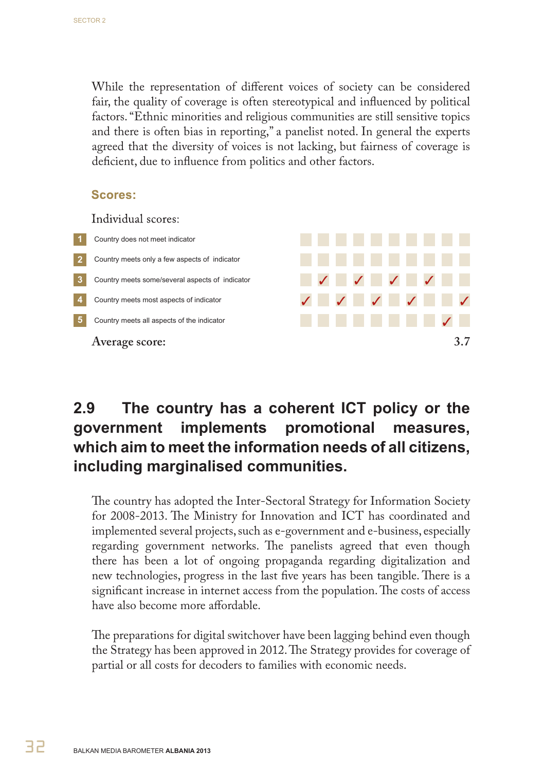While the representation of different voices of society can be considered fair, the quality of coverage is often stereotypical and influenced by political factors. "Ethnic minorities and religious communities are still sensitive topics and there is often bias in reporting," a panelist noted. In general the experts agreed that the diversity of voices is not lacking, but fairness of coverage is deficient, due to influence from politics and other factors.

### Scores:

Individual scores:

| | | | | | | | | | | | |
|---|---|---|---|---|---|---|---|---|---|---|---|
| 1 | Country does not meet indicator | | | | | | | | | | |
| 2 | Country meets only a few aspects of indicator | | | | | | | | | | |
| 3 | Country meets some/several aspects of indicator | | ✓ | | ✓ | | ✓ | | ✓ | | |
| 4 | Country meets most aspects of indicator | ✓ | | ✓ | | ✓ | | ✓ | | | ✓ |
| 5 | Country meets all aspects of the indicator | | | | | | | | | ✓ | |

**Average score: 3.7**

## 2.9 The country has a coherent ICT policy or the government implements promotional measures, which aim to meet the information needs of all citizens, including marginalised communities.

The country has adopted the Inter-Sectoral Strategy for Information Society for 2008-2013. The Ministry for Innovation and ICT has coordinated and implemented several projects, such as e-government and e-business, especially regarding government networks. The panelists agreed that even though there has been a lot of ongoing propaganda regarding digitalization and new technologies, progress in the last five years has been tangible. There is a significant increase in internet access from the population. The costs of access have also become more affordable.

The preparations for digital switchover have been lagging behind even though the Strategy has been approved in 2012. The Strategy provides for coverage of partial or all costs for decoders to families with economic needs.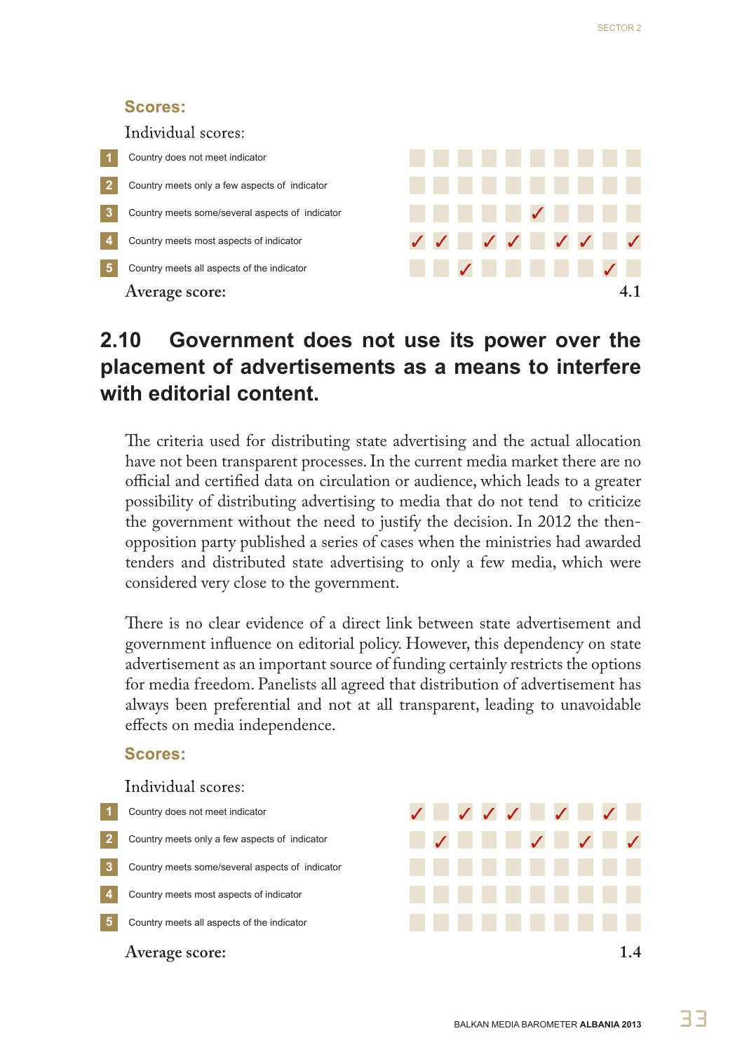### Scores:

Individual scores:

| | | 1 | 2 | 3 | 4 | 5 | 6 | 7 | 8 | 9 | 10 |
|---|---|---|---|---|---|---|---|---|---|---|---|
| 1 | Country does not meet indicator | | | | | | | | | | |
| 2 | Country meets only a few aspects of indicator | | | | | | | | | | |
| 3 | Country meets some/several aspects of indicator | | | | | | ✓ | | | | |
| 4 | Country meets most aspects of indicator | ✓ | ✓ | | ✓ | ✓ | | ✓ | ✓ | | ✓ |
| 5 | Country meets all aspects of the indicator | | | ✓ | | | | | | ✓ | |

Average score: **4.1**

## 2.10 Government does not use its power over the placement of advertisements as a means to interfere with editorial content.

The criteria used for distributing state advertising and the actual allocation have not been transparent processes. In the current media market there are no official and certified data on circulation or audience, which leads to a greater possibility of distributing advertising to media that do not tend to criticize the government without the need to justify the decision. In 2012 the then-opposition party published a series of cases when the ministries had awarded tenders and distributed state advertising to only a few media, which were considered very close to the government.

There is no clear evidence of a direct link between state advertisement and government influence on editorial policy. However, this dependency on state advertisement as an important source of funding certainly restricts the options for media freedom. Panelists all agreed that distribution of advertisement has always been preferential and not at all transparent, leading to unavoidable effects on media independence.

### Scores:

Individual scores:

| | | 1 | 2 | 3 | 4 | 5 | 6 | 7 | 8 | 9 | 10 |
|---|---|---|---|---|---|---|---|---|---|---|---|
| 1 | Country does not meet indicator | ✓ | | ✓ | ✓ | ✓ | | ✓ | | ✓ | |
| 2 | Country meets only a few aspects of indicator | | ✓ | | | | ✓ | | ✓ | | ✓ |
| 3 | Country meets some/several aspects of indicator | | | | | | | | | | |
| 4 | Country meets most aspects of indicator | | | | | | | | | | |
| 5 | Country meets all aspects of the indicator | | | | | | | | | | |

Average score: **1.4**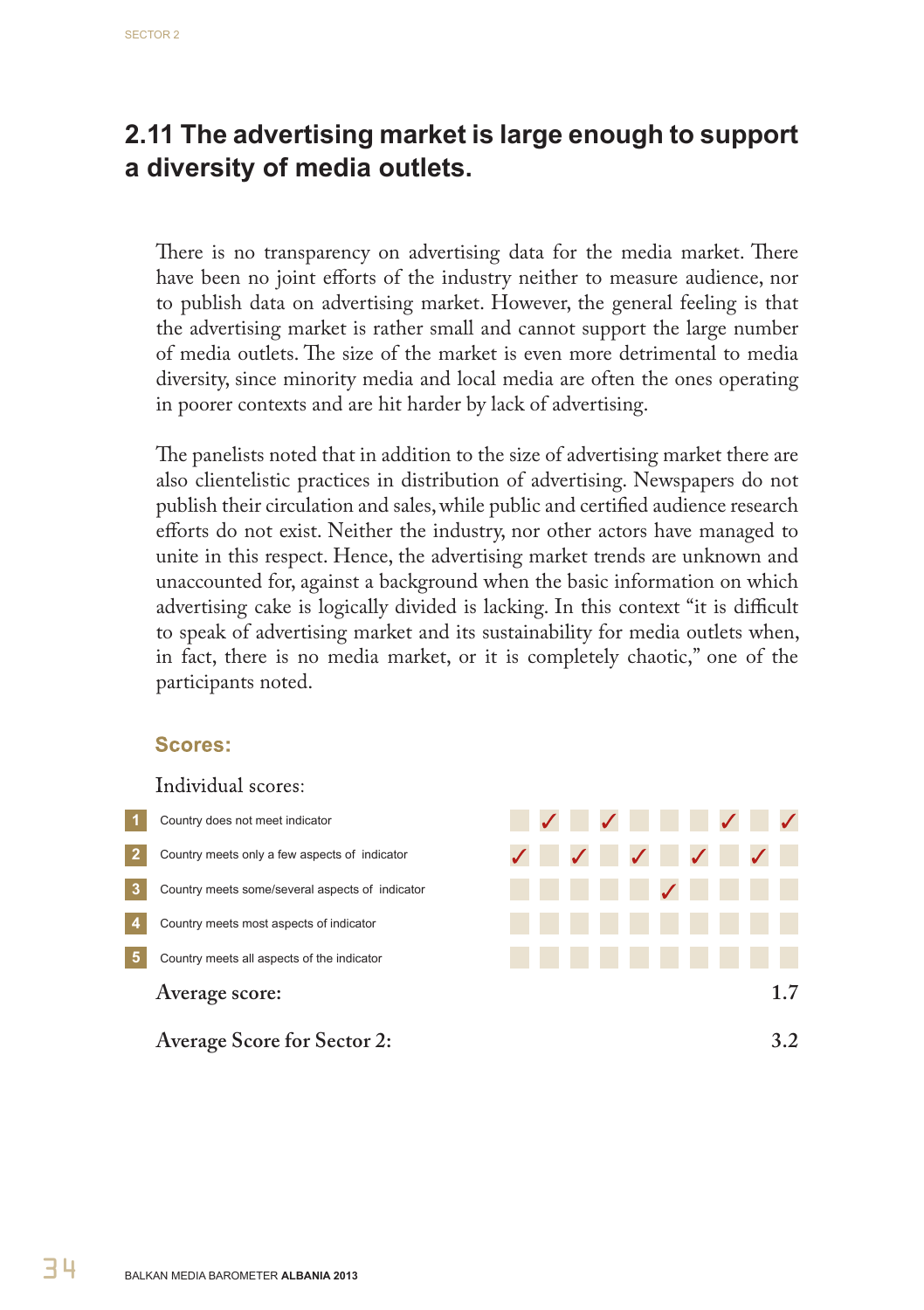## 2.11 The advertising market is large enough to support a diversity of media outlets.

There is no transparency on advertising data for the media market. There have been no joint efforts of the industry neither to measure audience, nor to publish data on advertising market. However, the general feeling is that the advertising market is rather small and cannot support the large number of media outlets. The size of the market is even more detrimental to media diversity, since minority media and local media are often the ones operating in poorer contexts and are hit harder by lack of advertising.

The panelists noted that in addition to the size of advertising market there are also clientelistic practices in distribution of advertising. Newspapers do not publish their circulation and sales, while public and certified audience research efforts do not exist. Neither the industry, nor other actors have managed to unite in this respect. Hence, the advertising market trends are unknown and unaccounted for, against a background when the basic information on which advertising cake is logically divided is lacking. In this context "it is difficult to speak of advertising market and its sustainability for media outlets when, in fact, there is no media market, or it is completely chaotic," one of the participants noted.

### Scores:

Individual scores:

| | | | | | | | | | | | |
|---|---|---|---|---|---|---|---|---|---|---|---|
| 1 | Country does not meet indicator | | ✓ | | ✓ | | | | ✓ | | ✓ |
| 2 | Country meets only a few aspects of indicator | ✓ | | ✓ | | ✓ | | ✓ | | ✓ | |
| 3 | Country meets some/several aspects of indicator | | | | | | ✓ | | | | |
| 4 | Country meets most aspects of indicator | | | | | | | | | | |
| 5 | Country meets all aspects of the indicator | | | | | | | | | | |

**Average score:** 1.7

**Average Score for Sector 2:** 3.2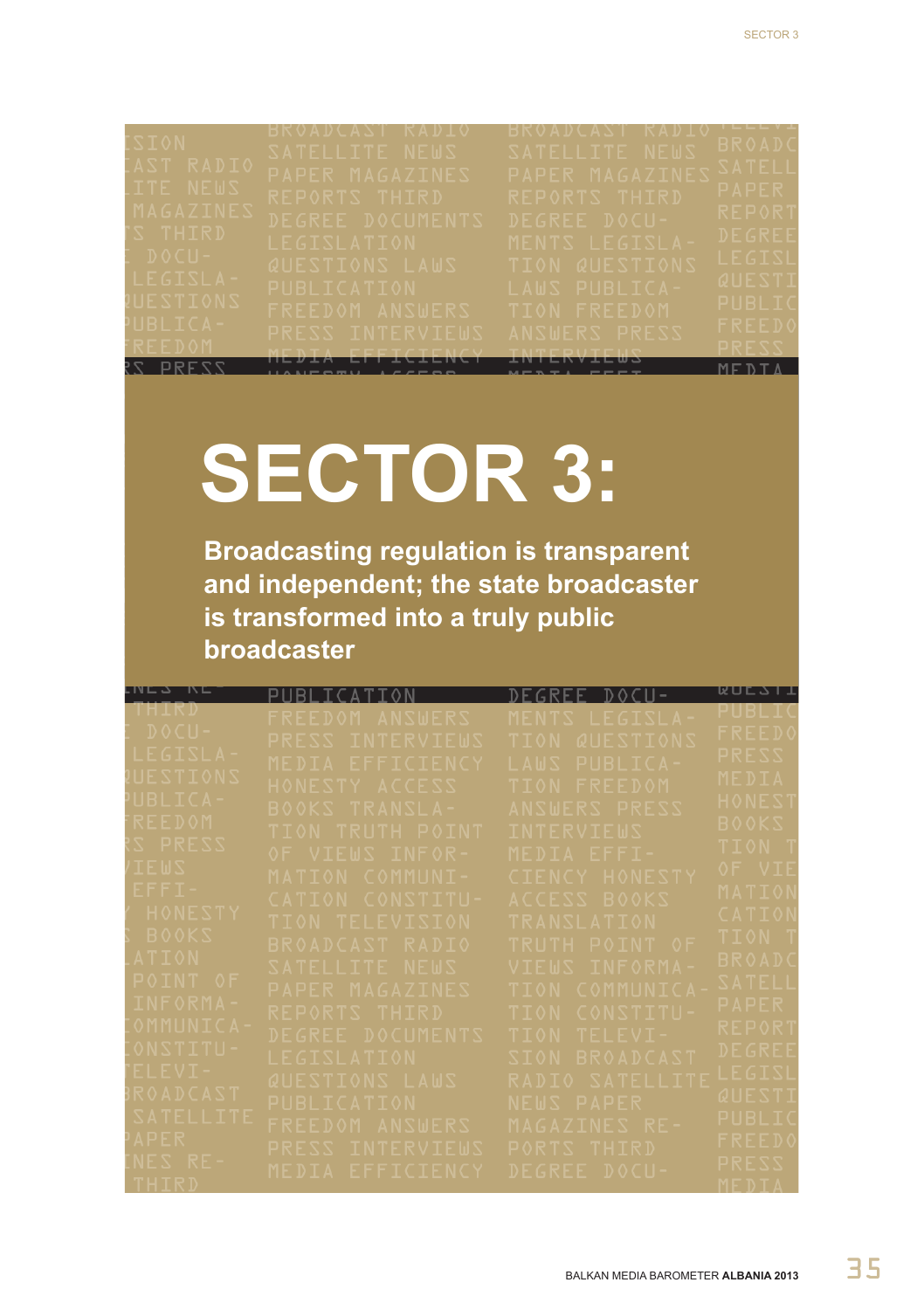# SECTOR 3:

**Broadcasting regulation is transparent and independent; the state broadcaster is transformed into a truly public broadcaster**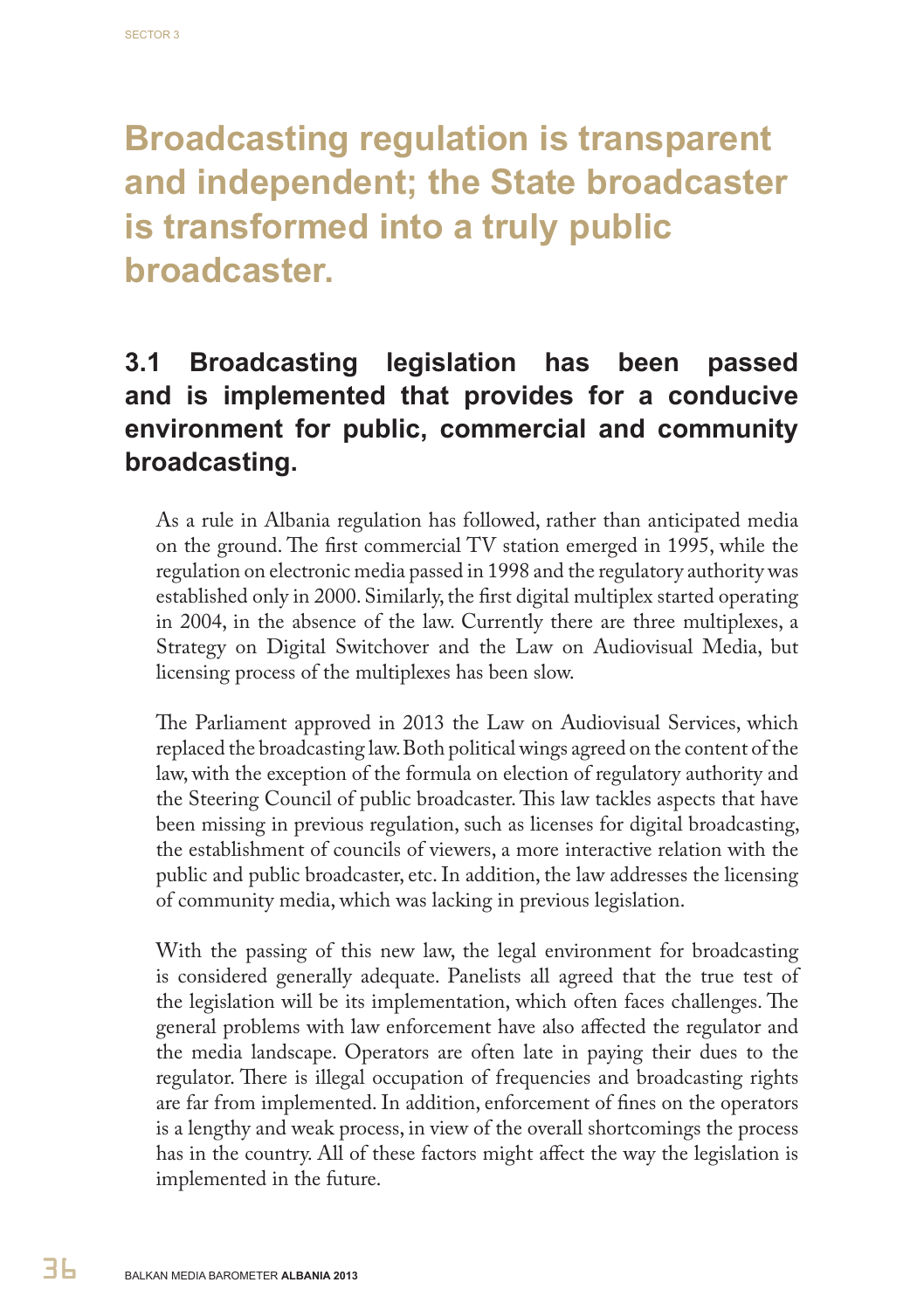# Broadcasting regulation is transparent and independent; the State broadcaster is transformed into a truly public broadcaster.

## 3.1 Broadcasting legislation has been passed and is implemented that provides for a conducive environment for public, commercial and community broadcasting.

As a rule in Albania regulation has followed, rather than anticipated media on the ground. The first commercial TV station emerged in 1995, while the regulation on electronic media passed in 1998 and the regulatory authority was established only in 2000. Similarly, the first digital multiplex started operating in 2004, in the absence of the law. Currently there are three multiplexes, a Strategy on Digital Switchover and the Law on Audiovisual Media, but licensing process of the multiplexes has been slow.

The Parliament approved in 2013 the Law on Audiovisual Services, which replaced the broadcasting law. Both political wings agreed on the content of the law, with the exception of the formula on election of regulatory authority and the Steering Council of public broadcaster. This law tackles aspects that have been missing in previous regulation, such as licenses for digital broadcasting, the establishment of councils of viewers, a more interactive relation with the public and public broadcaster, etc. In addition, the law addresses the licensing of community media, which was lacking in previous legislation.

With the passing of this new law, the legal environment for broadcasting is considered generally adequate. Panelists all agreed that the true test of the legislation will be its implementation, which often faces challenges. The general problems with law enforcement have also affected the regulator and the media landscape. Operators are often late in paying their dues to the regulator. There is illegal occupation of frequencies and broadcasting rights are far from implemented. In addition, enforcement of fines on the operators is a lengthy and weak process, in view of the overall shortcomings the process has in the country. All of these factors might affect the way the legislation is implemented in the future.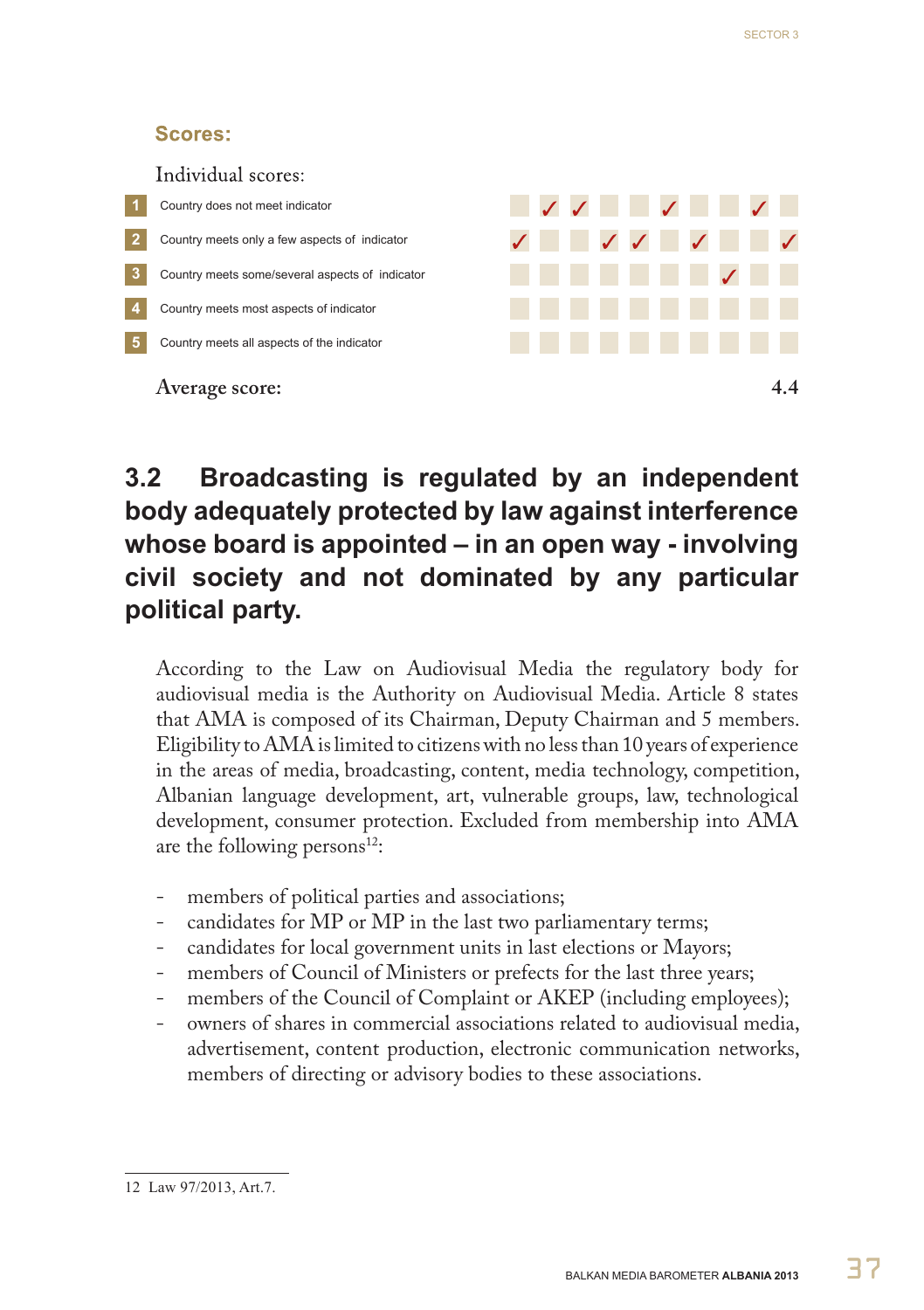### Scores:

Individual scores:

| | | 1 | 2 | 3 | 4 | 5 | 6 | 7 | 8 | 9 | 10 |
|---|---|---|---|---|---|---|---|---|---|---|---|
| 1 | Country does not meet indicator | | ✓ | ✓ | | | ✓ | | | ✓ | |
| 2 | Country meets only a few aspects of indicator | ✓ | | | ✓ | ✓ | | ✓ | | | ✓ |
| 3 | Country meets some/several aspects of indicator | | | | | | | | ✓ | | |
| 4 | Country meets most aspects of indicator | | | | | | | | | | |
| 5 | Country meets all aspects of the indicator | | | | | | | | | | |

Average score: **4.4**

## 3.2 Broadcasting is regulated by an independent body adequately protected by law against interference whose board is appointed – in an open way - involving civil society and not dominated by any particular political party.

According to the Law on Audiovisual Media the regulatory body for audiovisual media is the Authority on Audiovisual Media. Article 8 states that AMA is composed of its Chairman, Deputy Chairman and 5 members. Eligibility to AMA is limited to citizens with no less than 10 years of experience in the areas of media, broadcasting, content, media technology, competition, Albanian language development, art, vulnerable groups, law, technological development, consumer protection. Excluded from membership into AMA are the following persons[12]:

- members of political parties and associations;
- candidates for MP or MP in the last two parliamentary terms;
- candidates for local government units in last elections or Mayors;
- members of Council of Ministers or prefects for the last three years;
- members of the Council of Complaint or AKEP (including employees);
- owners of shares in commercial associations related to audiovisual media, advertisement, content production, electronic communication networks, members of directing or advisory bodies to these associations.

12 Law 97/2013, Art.7.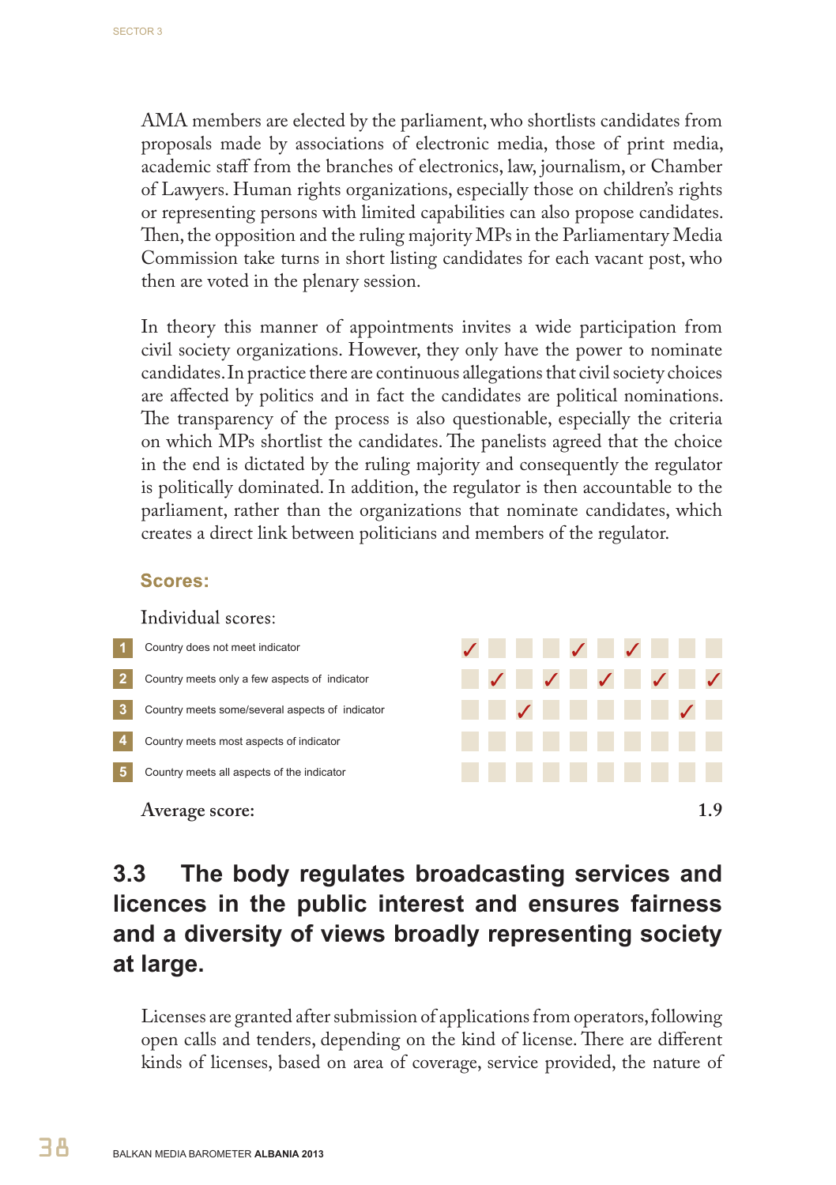AMA members are elected by the parliament, who shortlists candidates from proposals made by associations of electronic media, those of print media, academic staff from the branches of electronics, law, journalism, or Chamber of Lawyers. Human rights organizations, especially those on children's rights or representing persons with limited capabilities can also propose candidates. Then, the opposition and the ruling majority MPs in the Parliamentary Media Commission take turns in short listing candidates for each vacant post, who then are voted in the plenary session.

In theory this manner of appointments invites a wide participation from civil society organizations. However, they only have the power to nominate candidates. In practice there are continuous allegations that civil society choices are affected by politics and in fact the candidates are political nominations. The transparency of the process is also questionable, especially the criteria on which MPs shortlist the candidates. The panelists agreed that the choice in the end is dictated by the ruling majority and consequently the regulator is politically dominated. In addition, the regulator is then accountable to the parliament, rather than the organizations that nominate candidates, which creates a direct link between politicians and members of the regulator.

**Scores:**

Individual scores:

| | | | | | | | | | | | |
|---|---|---|---|---|---|---|---|---|---|---|---|
| 1 | Country does not meet indicator | ✓ | | | | ✓ | | ✓ | | | |
| 2 | Country meets only a few aspects of indicator | | ✓ | | ✓ | | ✓ | | ✓ | | ✓ |
| 3 | Country meets some/several aspects of indicator | | | ✓ | | | | | | ✓ | |
| 4 | Country meets most aspects of indicator | | | | | | | | | | |
| 5 | Country meets all aspects of the indicator | | | | | | | | | | |

Average score: 1.9

## 3.3 The body regulates broadcasting services and licences in the public interest and ensures fairness and a diversity of views broadly representing society at large.

Licenses are granted after submission of applications from operators, following open calls and tenders, depending on the kind of license. There are different kinds of licenses, based on area of coverage, service provided, the nature of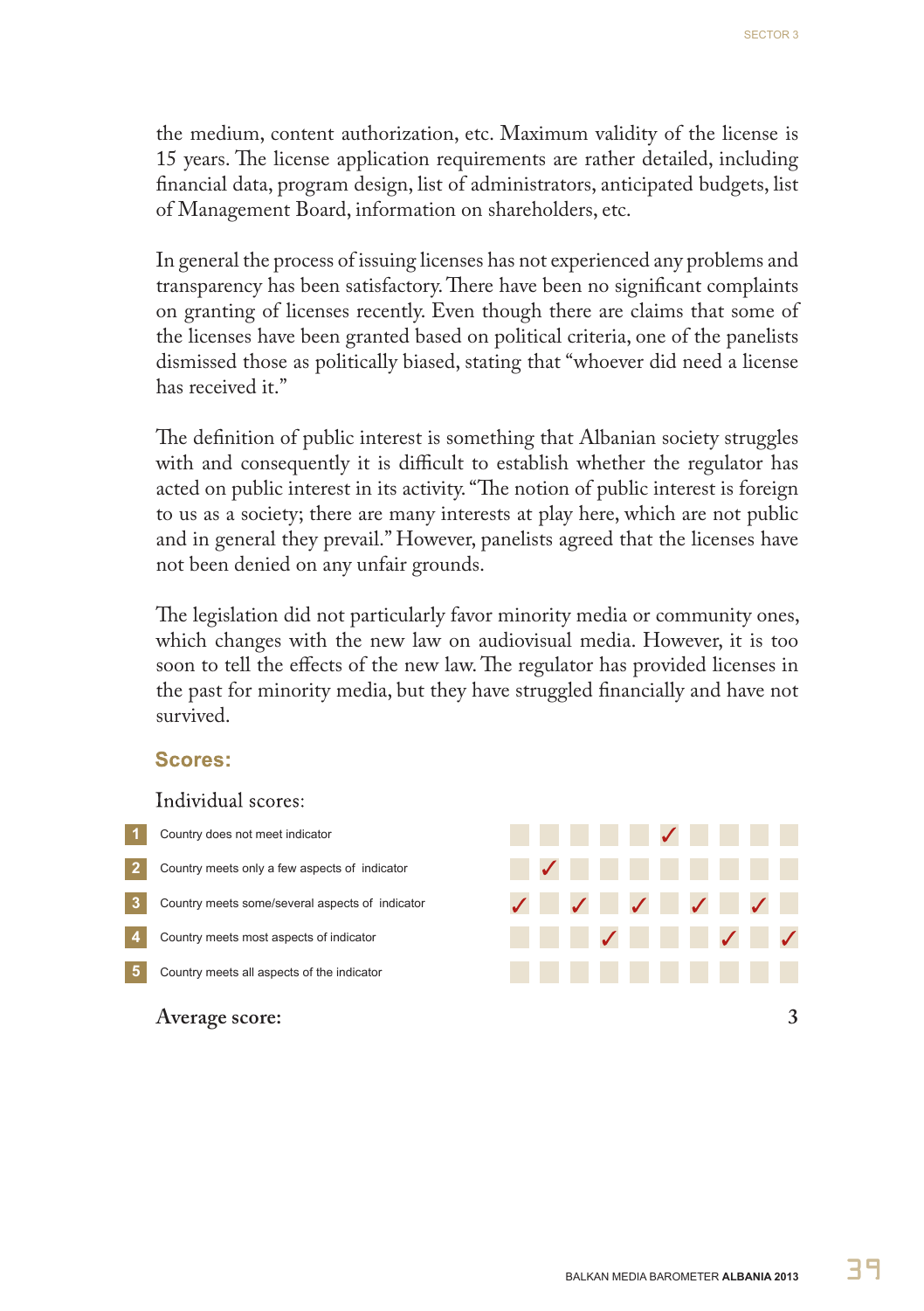the medium, content authorization, etc. Maximum validity of the license is 15 years. The license application requirements are rather detailed, including financial data, program design, list of administrators, anticipated budgets, list of Management Board, information on shareholders, etc.

In general the process of issuing licenses has not experienced any problems and transparency has been satisfactory. There have been no significant complaints on granting of licenses recently. Even though there are claims that some of the licenses have been granted based on political criteria, one of the panelists dismissed those as politically biased, stating that "whoever did need a license has received it."

The definition of public interest is something that Albanian society struggles with and consequently it is difficult to establish whether the regulator has acted on public interest in its activity. "The notion of public interest is foreign to us as a society; there are many interests at play here, which are not public and in general they prevail." However, panelists agreed that the licenses have not been denied on any unfair grounds.

The legislation did not particularly favor minority media or community ones, which changes with the new law on audiovisual media. However, it is too soon to tell the effects of the new law. The regulator has provided licenses in the past for minority media, but they have struggled financially and have not survived.

### Scores:

Individual scores:

| | | | | | | | | | | | |
|---|---|---|---|---|---|---|---|---|---|---|---|
| 1 | Country does not meet indicator | | | | | | ✓ | | | | |
| 2 | Country meets only a few aspects of indicator | | ✓ | | | | | | | | |
| 3 | Country meets some/several aspects of indicator | ✓ | | ✓ | | ✓ | | ✓ | | ✓ | |
| 4 | Country meets most aspects of indicator | | | | ✓ | | | | ✓ | | ✓ |
| 5 | Country meets all aspects of the indicator | | | | | | | | | | |

**Average score: 3**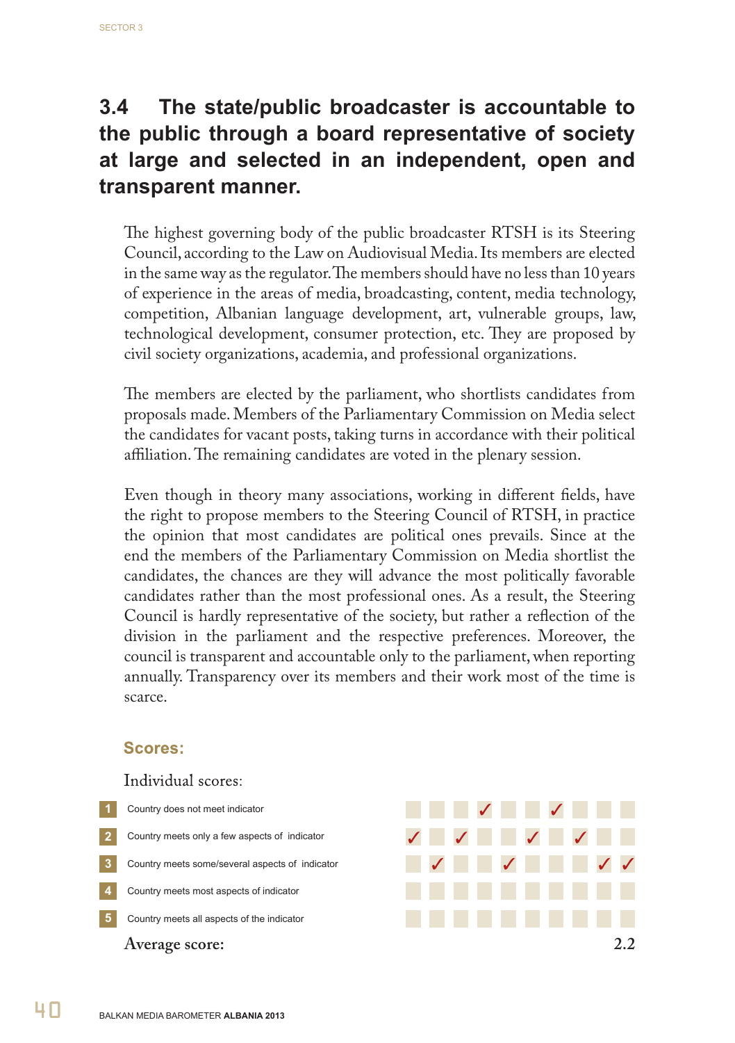## 3.4 The state/public broadcaster is accountable to the public through a board representative of society at large and selected in an independent, open and transparent manner.

The highest governing body of the public broadcaster RTSH is its Steering Council, according to the Law on Audiovisual Media. Its members are elected in the same way as the regulator. The members should have no less than 10 years of experience in the areas of media, broadcasting, content, media technology, competition, Albanian language development, art, vulnerable groups, law, technological development, consumer protection, etc. They are proposed by civil society organizations, academia, and professional organizations.

The members are elected by the parliament, who shortlists candidates from proposals made. Members of the Parliamentary Commission on Media select the candidates for vacant posts, taking turns in accordance with their political affiliation. The remaining candidates are voted in the plenary session.

Even though in theory many associations, working in different fields, have the right to propose members to the Steering Council of RTSH, in practice the opinion that most candidates are political ones prevails. Since at the end the members of the Parliamentary Commission on Media shortlist the candidates, the chances are they will advance the most politically favorable candidates rather than the most professional ones. As a result, the Steering Council is hardly representative of the society, but rather a reflection of the division in the parliament and the respective preferences. Moreover, the council is transparent and accountable only to the parliament, when reporting annually. Transparency over its members and their work most of the time is scarce.

### Scores:

Individual scores:

| | | | | | | | | | | | |
|---|---|---|---|---|---|---|---|---|---|---|---|
| 1 | Country does not meet indicator | | | | ✓ | | | ✓ | | | |
| 2 | Country meets only a few aspects of indicator | ✓ | | ✓ | | | ✓ | | ✓ | | |
| 3 | Country meets some/several aspects of indicator | | ✓ | | | ✓ | | | | ✓ | ✓ |
| 4 | Country meets most aspects of indicator | | | | | | | | | | |
| 5 | Country meets all aspects of the indicator | | | | | | | | | | |

**Average score: 2.2**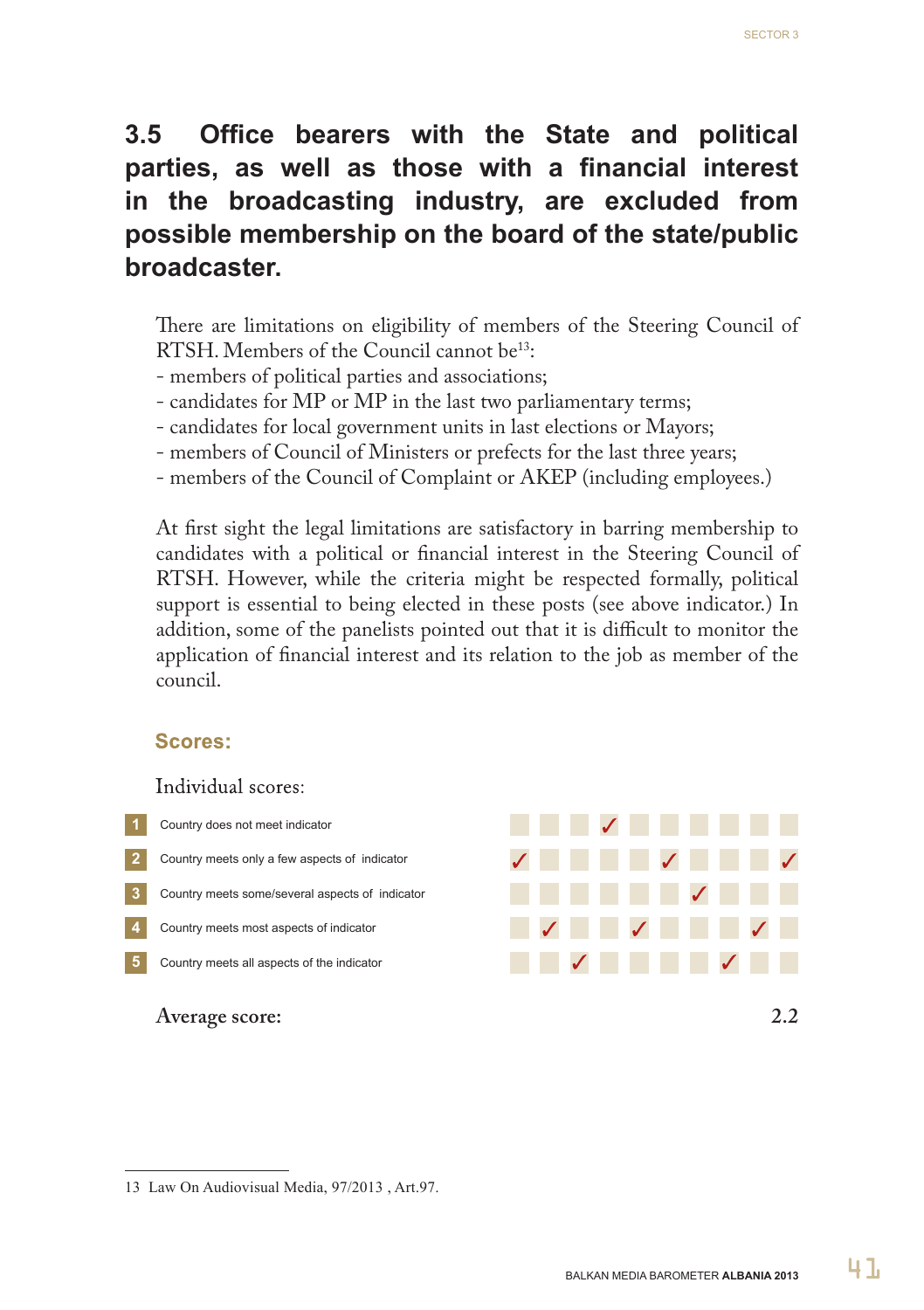## 3.5 Office bearers with the State and political parties, as well as those with a financial interest in the broadcasting industry, are excluded from possible membership on the board of the state/public broadcaster.

There are limitations on eligibility of members of the Steering Council of RTSH. Members of the Council cannot be[13]:

- members of political parties and associations;
- candidates for MP or MP in the last two parliamentary terms;
- candidates for local government units in last elections or Mayors;
- members of Council of Ministers or prefects for the last three years;
- members of the Council of Complaint or AKEP (including employees.)

At first sight the legal limitations are satisfactory in barring membership to candidates with a political or financial interest in the Steering Council of RTSH. However, while the criteria might be respected formally, political support is essential to being elected in these posts (see above indicator.) In addition, some of the panelists pointed out that it is difficult to monitor the application of financial interest and its relation to the job as member of the council.

### Scores:

Individual scores:

| | | | | | | | | | | | |
|---|---|---|---|---|---|---|---|---|---|---|---|
| 1 | Country does not meet indicator | | | | ✓ | | | | | | |
| 2 | Country meets only a few aspects of indicator | ✓ | | | | | ✓ | | | | ✓ |
| 3 | Country meets some/several aspects of indicator | | | | | | | ✓ | | | |
| 4 | Country meets most aspects of indicator | | ✓ | | | ✓ | | | | ✓ | |
| 5 | Country meets all aspects of the indicator | | | ✓ | | | | | ✓ | | |

**Average score:** 2.2

---

13 Law On Audiovisual Media, 97/2013 , Art.97.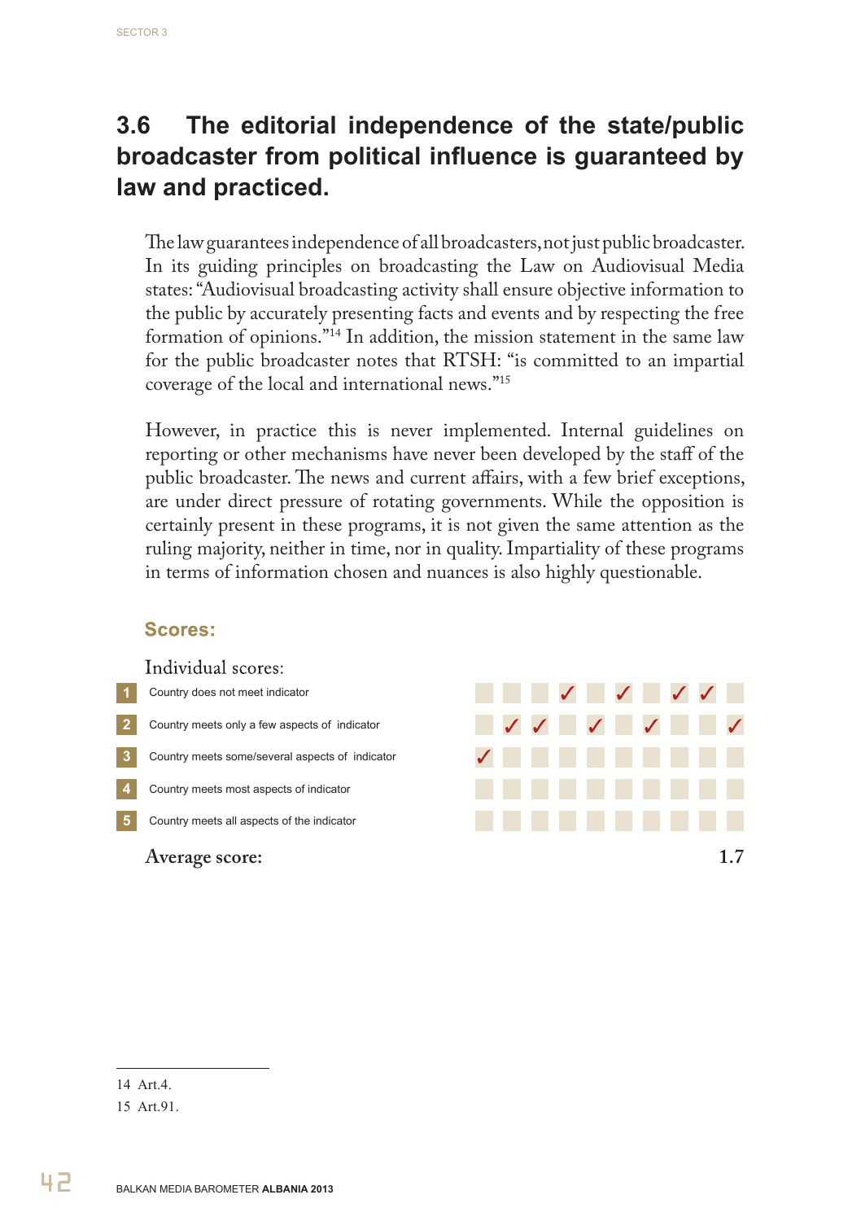## 3.6 The editorial independence of the state/public broadcaster from political influence is guaranteed by law and practiced.

The law guarantees independence of all broadcasters, not just public broadcaster. In its guiding principles on broadcasting the Law on Audiovisual Media states: "Audiovisual broadcasting activity shall ensure objective information to the public by accurately presenting facts and events and by respecting the free formation of opinions."[14] In addition, the mission statement in the same law for the public broadcaster notes that RTSH: "is committed to an impartial coverage of the local and international news."[15]

However, in practice this is never implemented. Internal guidelines on reporting or other mechanisms have never been developed by the staff of the public broadcaster. The news and current affairs, with a few brief exceptions, are under direct pressure of rotating governments. While the opposition is certainly present in these programs, it is not given the same attention as the ruling majority, neither in time, nor in quality. Impartiality of these programs in terms of information chosen and nuances is also highly questionable.

### Scores:

Individual scores:

| | | | | | | | | | | | |
|---|---|---|---|---|---|---|---|---|---|---|---|
| 1 | Country does not meet indicator | | | | ✓ | | ✓ | | ✓ | ✓ | |
| 2 | Country meets only a few aspects of indicator | | ✓ | ✓ | | ✓ | | ✓ | | | ✓ |
| 3 | Country meets some/several aspects of indicator | ✓ | | | | | | | | | |
| 4 | Country meets most aspects of indicator | | | | | | | | | | |
| 5 | Country meets all aspects of the indicator | | | | | | | | | | |

**Average score: 1.7**

---

14 Art.4.

15 Art.91.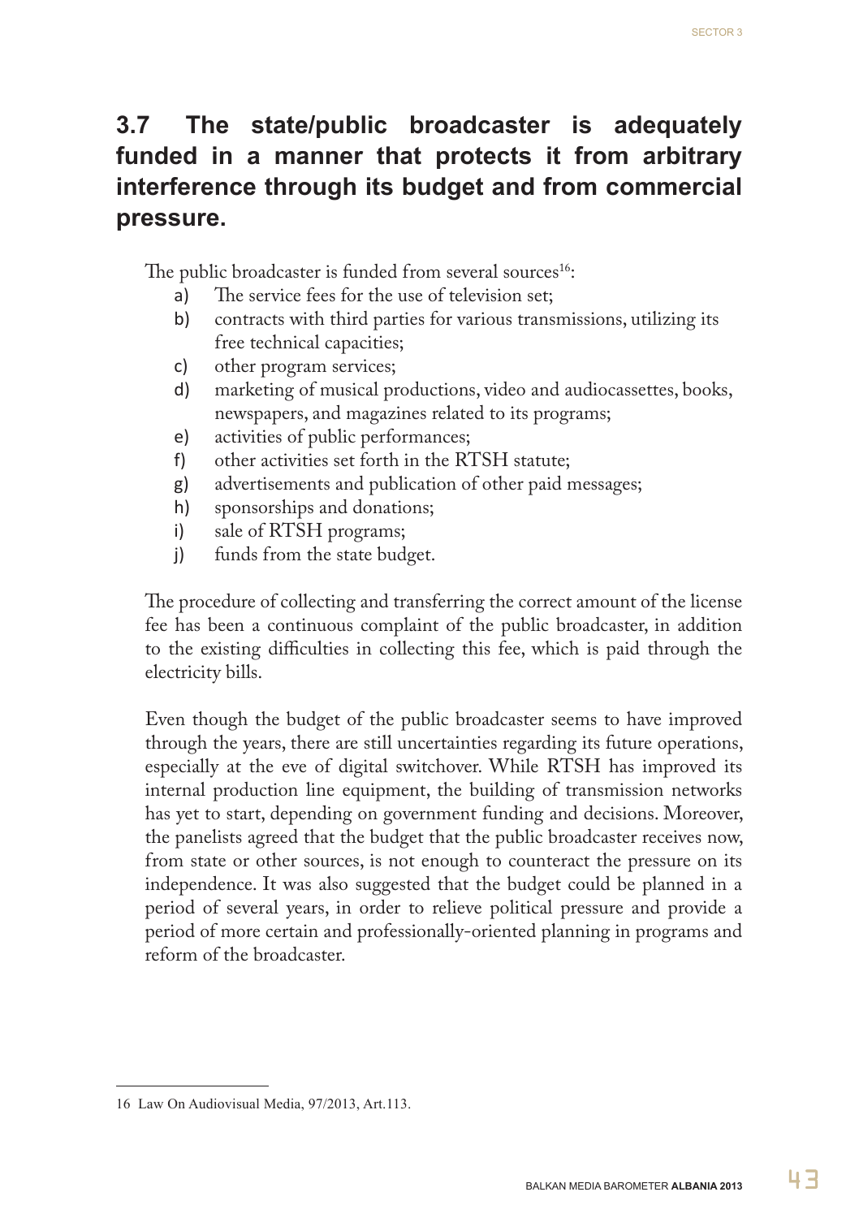## 3.7 The state/public broadcaster is adequately funded in a manner that protects it from arbitrary interference through its budget and from commercial pressure.

The public broadcaster is funded from several sources[16]:

a) The service fees for the use of television set;
b) contracts with third parties for various transmissions, utilizing its free technical capacities;
c) other program services;
d) marketing of musical productions, video and audiocassettes, books, newspapers, and magazines related to its programs;
e) activities of public performances;
f) other activities set forth in the RTSH statute;
g) advertisements and publication of other paid messages;
h) sponsorships and donations;
i) sale of RTSH programs;
j) funds from the state budget.

The procedure of collecting and transferring the correct amount of the license fee has been a continuous complaint of the public broadcaster, in addition to the existing difficulties in collecting this fee, which is paid through the electricity bills.

Even though the budget of the public broadcaster seems to have improved through the years, there are still uncertainties regarding its future operations, especially at the eve of digital switchover. While RTSH has improved its internal production line equipment, the building of transmission networks has yet to start, depending on government funding and decisions. Moreover, the panelists agreed that the budget that the public broadcaster receives now, from state or other sources, is not enough to counteract the pressure on its independence. It was also suggested that the budget could be planned in a period of several years, in order to relieve political pressure and provide a period of more certain and professionally-oriented planning in programs and reform of the broadcaster.

---

16 Law On Audiovisual Media, 97/2013, Art.113.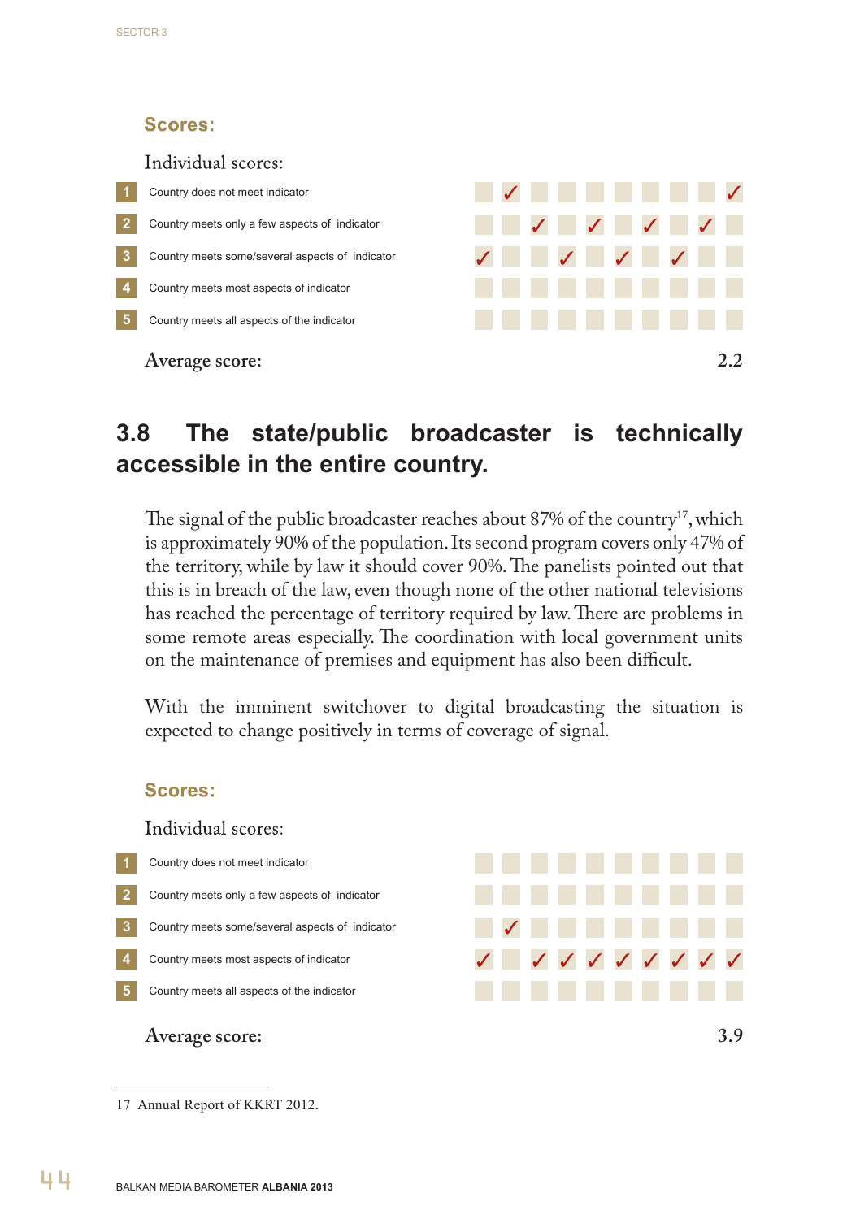### Scores:

Individual scores:

| | | 1 | 2 | 3 | 4 | 5 | 6 | 7 | 8 | 9 | 10 |
|---|---|---|---|---|---|---|---|---|---|---|---|
| 1 | Country does not meet indicator | | ✓ | | | | | | | | ✓ |
| 2 | Country meets only a few aspects of indicator | | | ✓ | | ✓ | | ✓ | | ✓ | |
| 3 | Country meets some/several aspects of indicator | ✓ | | | ✓ | | ✓ | | ✓ | | |
| 4 | Country meets most aspects of indicator | | | | | | | | | | |
| 5 | Country meets all aspects of the indicator | | | | | | | | | | |

Average score: **2.2**

## 3.8 The state/public broadcaster is technically accessible in the entire country.

The signal of the public broadcaster reaches about 87% of the country[17], which is approximately 90% of the population. Its second program covers only 47% of the territory, while by law it should cover 90%. The panelists pointed out that this is in breach of the law, even though none of the other national televisions has reached the percentage of territory required by law. There are problems in some remote areas especially. The coordination with local government units on the maintenance of premises and equipment has also been difficult.

With the imminent switchover to digital broadcasting the situation is expected to change positively in terms of coverage of signal.

### Scores:

Individual scores:

| | | 1 | 2 | 3 | 4 | 5 | 6 | 7 | 8 | 9 | 10 |
|---|---|---|---|---|---|---|---|---|---|---|---|
| 1 | Country does not meet indicator | | | | | | | | | | |
| 2 | Country meets only a few aspects of indicator | | | | | | | | | | |
| 3 | Country meets some/several aspects of indicator | | ✓ | | | | | | | | |
| 4 | Country meets most aspects of indicator | ✓ | | ✓ | ✓ | ✓ | ✓ | ✓ | ✓ | ✓ | ✓ |
| 5 | Country meets all aspects of the indicator | | | | | | | | | | |

Average score: **3.9**

---

17 Annual Report of KKRT 2012.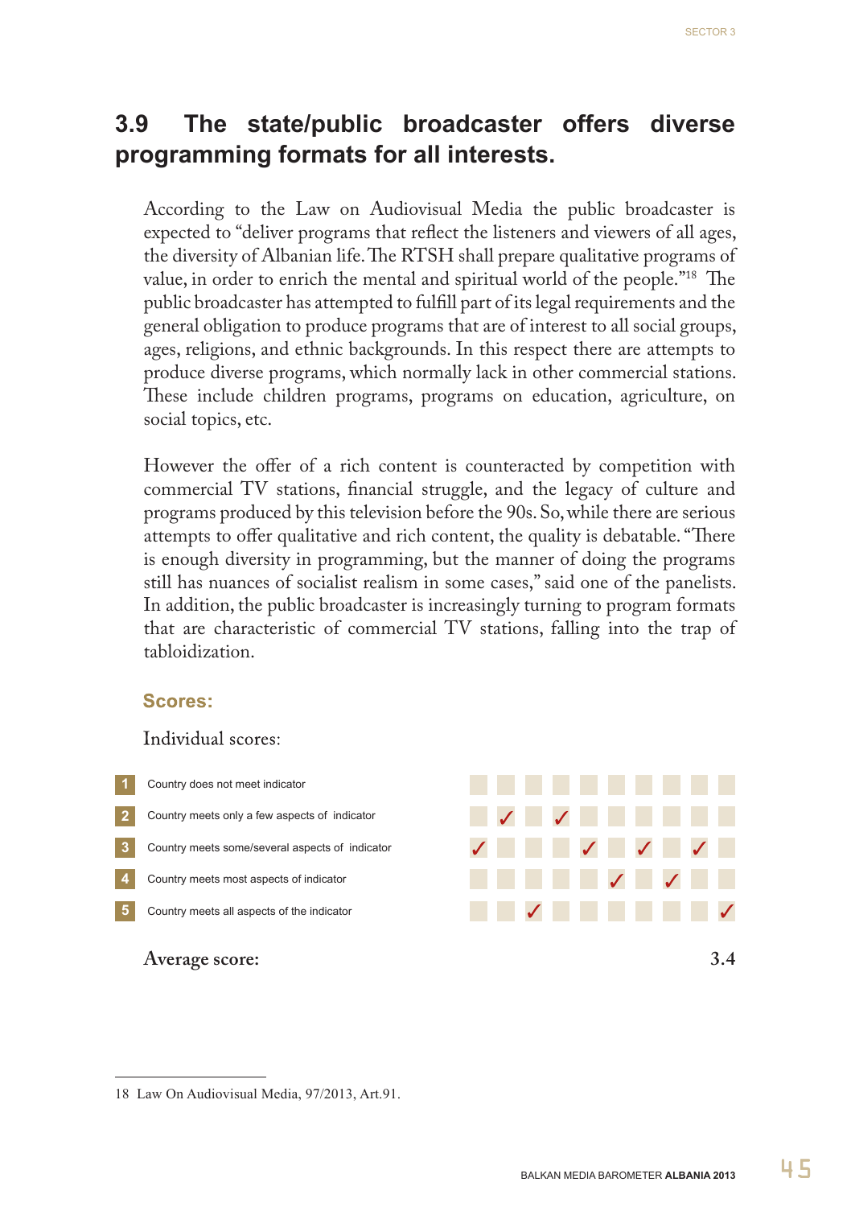## 3.9 The state/public broadcaster offers diverse programming formats for all interests.

According to the Law on Audiovisual Media the public broadcaster is expected to "deliver programs that reflect the listeners and viewers of all ages, the diversity of Albanian life. The RTSH shall prepare qualitative programs of value, in order to enrich the mental and spiritual world of the people."[18] The public broadcaster has attempted to fulfill part of its legal requirements and the general obligation to produce programs that are of interest to all social groups, ages, religions, and ethnic backgrounds. In this respect there are attempts to produce diverse programs, which normally lack in other commercial stations. These include children programs, programs on education, agriculture, on social topics, etc.

However the offer of a rich content is counteracted by competition with commercial TV stations, financial struggle, and the legacy of culture and programs produced by this television before the 90s. So, while there are serious attempts to offer qualitative and rich content, the quality is debatable. "There is enough diversity in programming, but the manner of doing the programs still has nuances of socialist realism in some cases," said one of the panelists. In addition, the public broadcaster is increasingly turning to program formats that are characteristic of commercial TV stations, falling into the trap of tabloidization.

### Scores:

Individual scores:

| | | | | | | | | | | | |
|---|---|---|---|---|---|---|---|---|---|---|---|
| 1 | Country does not meet indicator | | | | | | | | | | |
| 2 | Country meets only a few aspects of indicator | | ✓ | | ✓ | | | | | | |
| 3 | Country meets some/several aspects of indicator | ✓ | | | | ✓ | | ✓ | | ✓ | |
| 4 | Country meets most aspects of indicator | | | | | | ✓ | | ✓ | | |
| 5 | Country meets all aspects of the indicator | | | ✓ | | | | | | | ✓ |

**Average score:** 3.4

---

18 Law On Audiovisual Media, 97/2013, Art.91.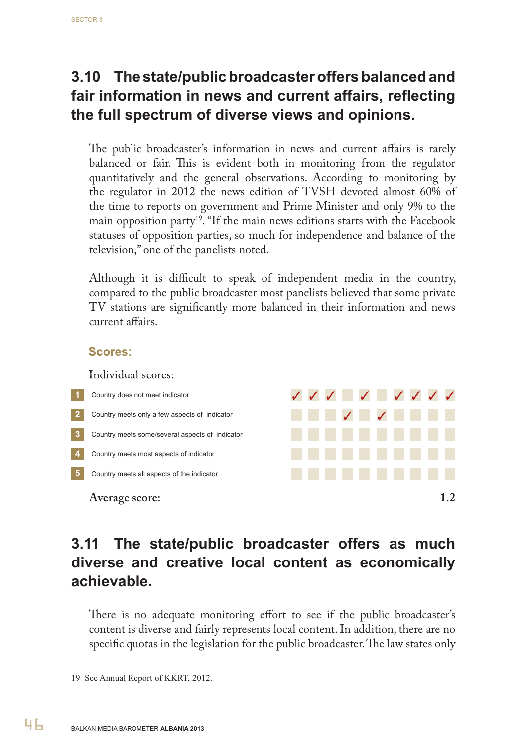## 3.10 The state/public broadcaster offers balanced and fair information in news and current affairs, reflecting the full spectrum of diverse views and opinions.

The public broadcaster's information in news and current affairs is rarely balanced or fair. This is evident both in monitoring from the regulator quantitatively and the general observations. According to monitoring by the regulator in 2012 the news edition of TVSH devoted almost 60% of the time to reports on government and Prime Minister and only 9% to the main opposition party[19]. "If the main news editions starts with the Facebook statuses of opposition parties, so much for independence and balance of the television," one of the panelists noted.

Although it is difficult to speak of independent media in the country, compared to the public broadcaster most panelists believed that some private TV stations are significantly more balanced in their information and news current affairs.

### Scores:

Individual scores:

| | | | | | | | | | | | |
|---|---|---|---|---|---|---|---|---|---|---|---|
| 1 | Country does not meet indicator | ✓ | ✓ | ✓ | | ✓ | | ✓ | ✓ | ✓ | ✓ |
| 2 | Country meets only a few aspects of indicator | | | | ✓ | | ✓ | | | | |
| 3 | Country meets some/several aspects of indicator | | | | | | | | | | |
| 4 | Country meets most aspects of indicator | | | | | | | | | | |
| 5 | Country meets all aspects of the indicator | | | | | | | | | | |

**Average score: 1.2**

## 3.11 The state/public broadcaster offers as much diverse and creative local content as economically achievable.

There is no adequate monitoring effort to see if the public broadcaster's content is diverse and fairly represents local content. In addition, there are no specific quotas in the legislation for the public broadcaster. The law states only

19 See Annual Report of KKRT, 2012.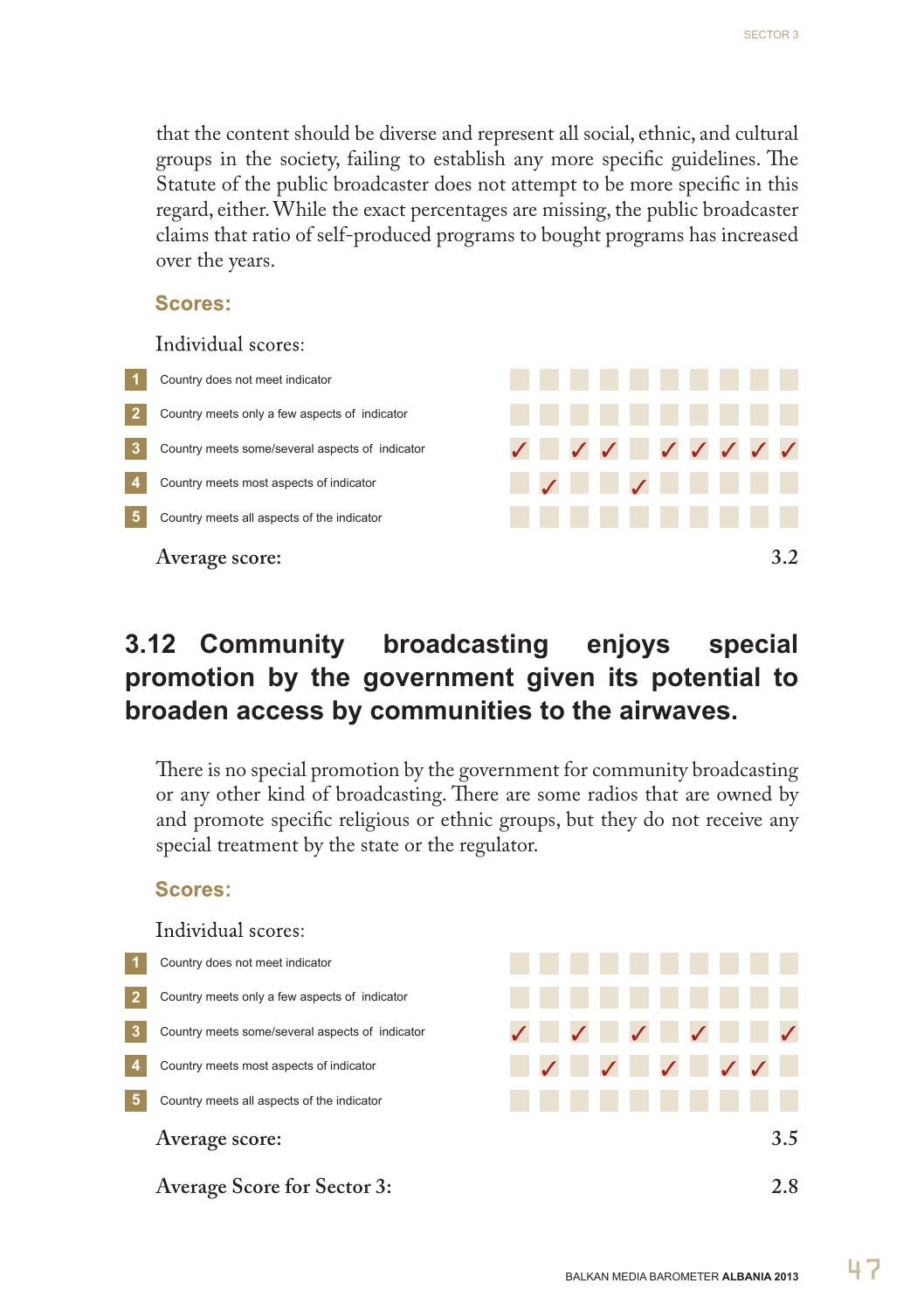that the content should be diverse and represent all social, ethnic, and cultural groups in the society, failing to establish any more specific guidelines. The Statute of the public broadcaster does not attempt to be more specific in this regard, either. While the exact percentages are missing, the public broadcaster claims that ratio of self-produced programs to bought programs has increased over the years.

### Scores:

Individual scores:

| | | | | | | | | | | | |
|---|---|---|---|---|---|---|---|---|---|---|---|
| 1 | Country does not meet indicator | | | | | | | | | | |
| 2 | Country meets only a few aspects of indicator | | | | | | | | | | |
| 3 | Country meets some/several aspects of indicator | ✓ | | ✓ | ✓ | | ✓ | ✓ | ✓ | ✓ | ✓ |
| 4 | Country meets most aspects of indicator | | ✓ | | | ✓ | | | | | |
| 5 | Country meets all aspects of the indicator | | | | | | | | | | |

**Average score: 3.2**

## 3.12 Community broadcasting enjoys special promotion by the government given its potential to broaden access by communities to the airwaves.

There is no special promotion by the government for community broadcasting or any other kind of broadcasting. There are some radios that are owned by and promote specific religious or ethnic groups, but they do not receive any special treatment by the state or the regulator.

### Scores:

Individual scores:

| | | | | | | | | | | | |
|---|---|---|---|---|---|---|---|---|---|---|---|
| 1 | Country does not meet indicator | | | | | | | | | | |
| 2 | Country meets only a few aspects of indicator | | | | | | | | | | |
| 3 | Country meets some/several aspects of indicator | ✓ | | ✓ | | ✓ | | ✓ | | | ✓ |
| 4 | Country meets most aspects of indicator | | ✓ | | ✓ | | ✓ | | ✓ | ✓ | |
| 5 | Country meets all aspects of the indicator | | | | | | | | | | |

**Average score: 3.5**

**Average Score for Sector 3: 2.8**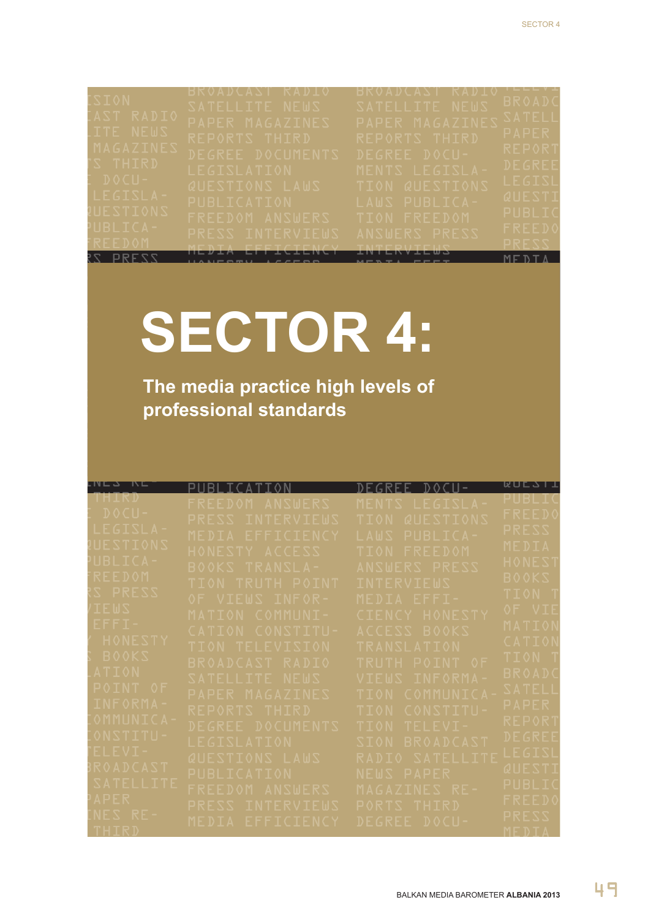# SECTOR 4:

**The media practice high levels of professional standards**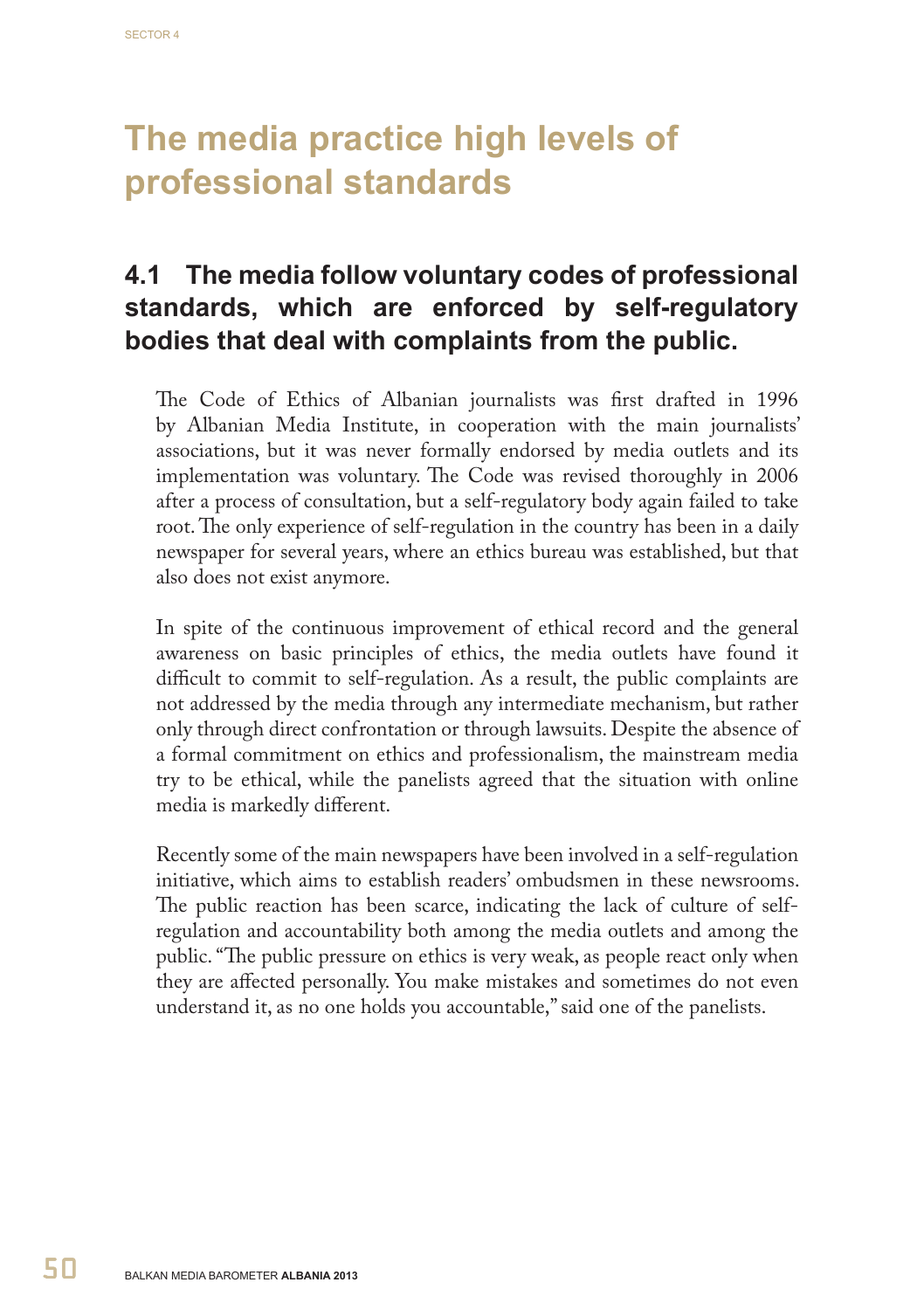# The media practice high levels of professional standards

## 4.1 The media follow voluntary codes of professional standards, which are enforced by self-regulatory bodies that deal with complaints from the public.

The Code of Ethics of Albanian journalists was first drafted in 1996 by Albanian Media Institute, in cooperation with the main journalists' associations, but it was never formally endorsed by media outlets and its implementation was voluntary. The Code was revised thoroughly in 2006 after a process of consultation, but a self-regulatory body again failed to take root. The only experience of self-regulation in the country has been in a daily newspaper for several years, where an ethics bureau was established, but that also does not exist anymore.

In spite of the continuous improvement of ethical record and the general awareness on basic principles of ethics, the media outlets have found it difficult to commit to self-regulation. As a result, the public complaints are not addressed by the media through any intermediate mechanism, but rather only through direct confrontation or through lawsuits. Despite the absence of a formal commitment on ethics and professionalism, the mainstream media try to be ethical, while the panelists agreed that the situation with online media is markedly different.

Recently some of the main newspapers have been involved in a self-regulation initiative, which aims to establish readers' ombudsmen in these newsrooms. The public reaction has been scarce, indicating the lack of culture of self-regulation and accountability both among the media outlets and among the public. "The public pressure on ethics is very weak, as people react only when they are affected personally. You make mistakes and sometimes do not even understand it, as no one holds you accountable," said one of the panelists.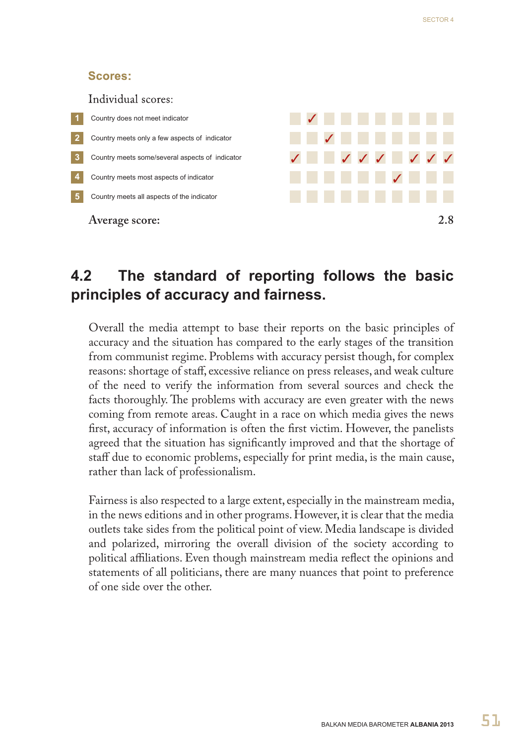**Scores:**

Individual scores:

| | | 1 | 2 | 3 | 4 | 5 | 6 | 7 | 8 | 9 | 10 |
|---|---|---|---|---|---|---|---|---|---|---|---|
| 1 | Country does not meet indicator | | ✓ | | | | | | | | |
| 2 | Country meets only a few aspects of indicator | | | ✓ | | | | | | | |
| 3 | Country meets some/several aspects of indicator | ✓ | | | ✓ | ✓ | ✓ | | ✓ | ✓ | ✓ |
| 4 | Country meets most aspects of indicator | | | | | | | ✓ | | | |
| 5 | Country meets all aspects of the indicator | | | | | | | | | | |

Average score: **2.8**

## 4.2 The standard of reporting follows the basic principles of accuracy and fairness.

Overall the media attempt to base their reports on the basic principles of accuracy and the situation has compared to the early stages of the transition from communist regime. Problems with accuracy persist though, for complex reasons: shortage of staff, excessive reliance on press releases, and weak culture of the need to verify the information from several sources and check the facts thoroughly. The problems with accuracy are even greater with the news coming from remote areas. Caught in a race on which media gives the news first, accuracy of information is often the first victim. However, the panelists agreed that the situation has significantly improved and that the shortage of staff due to economic problems, especially for print media, is the main cause, rather than lack of professionalism.

Fairness is also respected to a large extent, especially in the mainstream media, in the news editions and in other programs. However, it is clear that the media outlets take sides from the political point of view. Media landscape is divided and polarized, mirroring the overall division of the society according to political affiliations. Even though mainstream media reflect the opinions and statements of all politicians, there are many nuances that point to preference of one side over the other.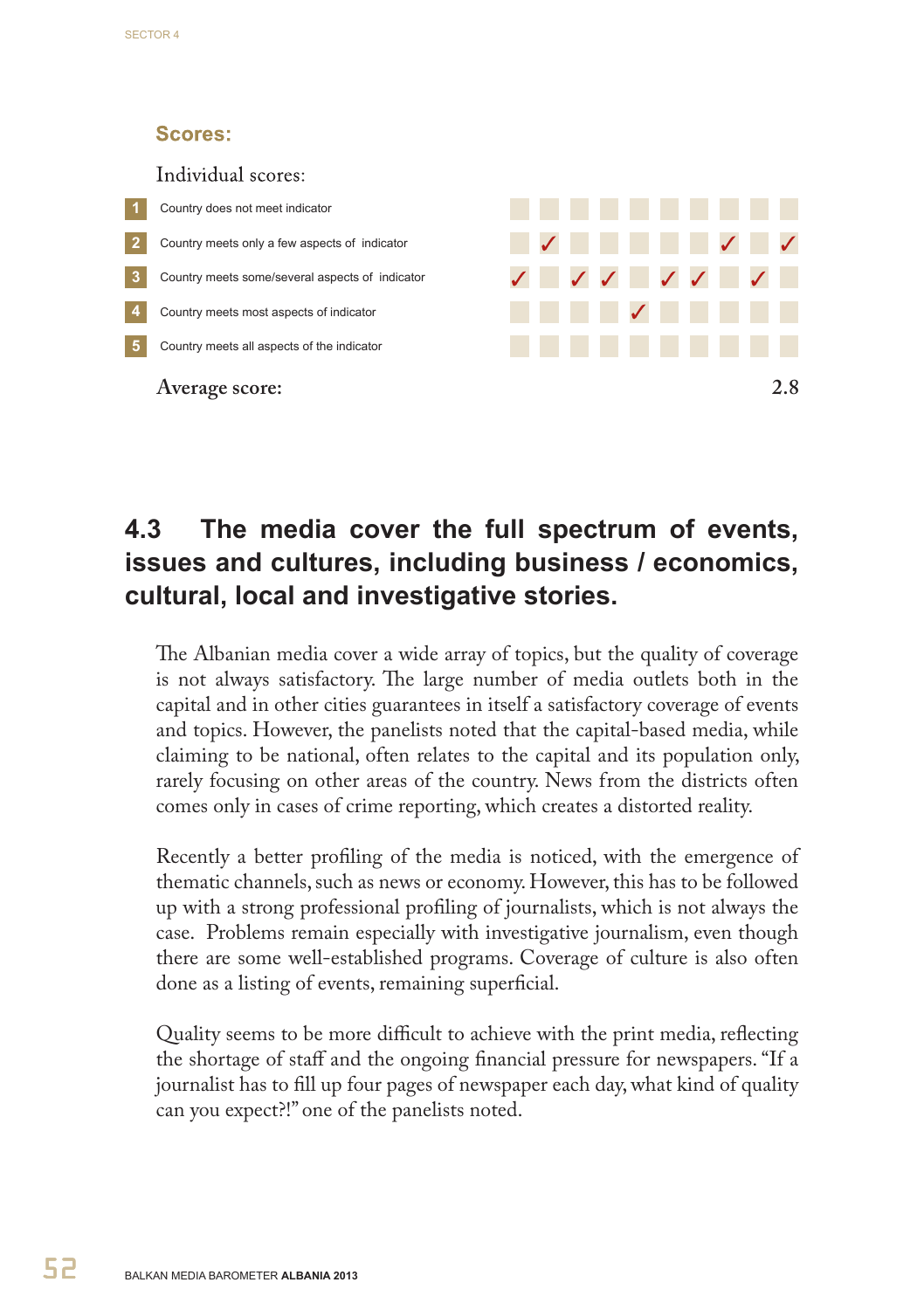## Scores:

Individual scores:

| | | 1 | 2 | 3 | 4 | 5 | 6 | 7 | 8 | 9 | 10 |
|---|---|---|---|---|---|---|---|---|---|---|---|
| 1 | Country does not meet indicator | | | | | | | | | | |
| 2 | Country meets only a few aspects of indicator | | ✓ | | | | | | ✓ | | ✓ |
| 3 | Country meets some/several aspects of indicator | ✓ | | ✓ | ✓ | | ✓ | ✓ | | ✓ | |
| 4 | Country meets most aspects of indicator | | | | | ✓ | | | | | |
| 5 | Country meets all aspects of the indicator | | | | | | | | | | |

**Average score: 2.8**

## 4.3 The media cover the full spectrum of events, issues and cultures, including business / economics, cultural, local and investigative stories.

The Albanian media cover a wide array of topics, but the quality of coverage is not always satisfactory. The large number of media outlets both in the capital and in other cities guarantees in itself a satisfactory coverage of events and topics. However, the panelists noted that the capital-based media, while claiming to be national, often relates to the capital and its population only, rarely focusing on other areas of the country. News from the districts often comes only in cases of crime reporting, which creates a distorted reality.

Recently a better profiling of the media is noticed, with the emergence of thematic channels, such as news or economy. However, this has to be followed up with a strong professional profiling of journalists, which is not always the case. Problems remain especially with investigative journalism, even though there are some well-established programs. Coverage of culture is also often done as a listing of events, remaining superficial.

Quality seems to be more difficult to achieve with the print media, reflecting the shortage of staff and the ongoing financial pressure for newspapers. "If a journalist has to fill up four pages of newspaper each day, what kind of quality can you expect?!" one of the panelists noted.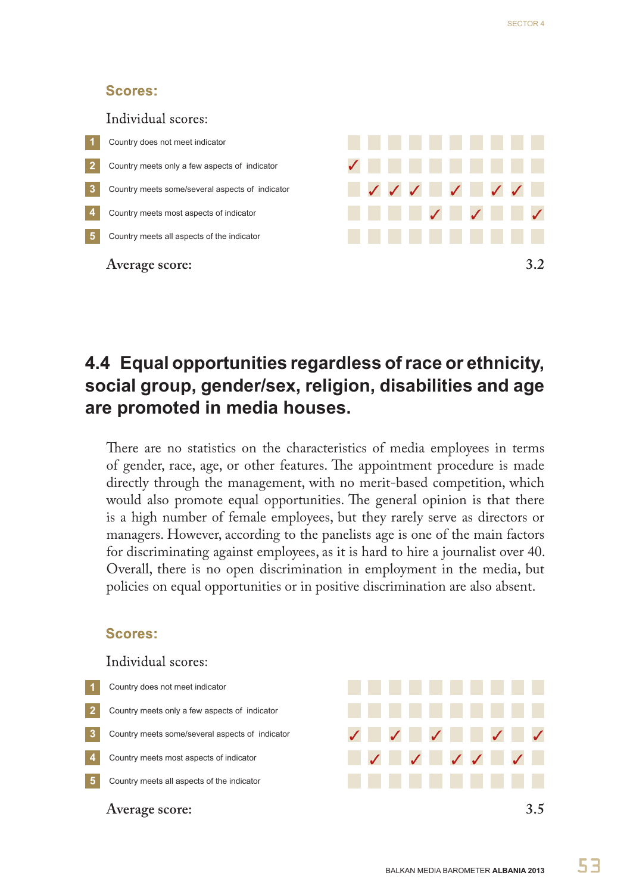### Scores:

Individual scores:

| | | 1 | 2 | 3 | 4 | 5 | 6 | 7 | 8 | 9 | 10 |
|---|---|---|---|---|---|---|---|---|---|---|---|
| 1 | Country does not meet indicator | | | | | | | | | | |
| 2 | Country meets only a few aspects of indicator | ✓ | | | | | | | | | |
| 3 | Country meets some/several aspects of indicator | | ✓ | ✓ | ✓ | | ✓ | | ✓ | ✓ | |
| 4 | Country meets most aspects of indicator | | | | | ✓ | | ✓ | | | ✓ |
| 5 | Country meets all aspects of the indicator | | | | | | | | | | |

Average score: 3.2

## 4.4 Equal opportunities regardless of race or ethnicity, social group, gender/sex, religion, disabilities and age are promoted in media houses.

There are no statistics on the characteristics of media employees in terms of gender, race, age, or other features. The appointment procedure is made directly through the management, with no merit-based competition, which would also promote equal opportunities. The general opinion is that there is a high number of female employees, but they rarely serve as directors or managers. However, according to the panelists age is one of the main factors for discriminating against employees, as it is hard to hire a journalist over 40. Overall, there is no open discrimination in employment in the media, but policies on equal opportunities or in positive discrimination are also absent.

### Scores:

Individual scores:

| | | 1 | 2 | 3 | 4 | 5 | 6 | 7 | 8 | 9 | 10 |
|---|---|---|---|---|---|---|---|---|---|---|---|
| 1 | Country does not meet indicator | | | | | | | | | | |
| 2 | Country meets only a few aspects of indicator | | | | | | | | | | |
| 3 | Country meets some/several aspects of indicator | ✓ | | ✓ | | ✓ | | | ✓ | | ✓ |
| 4 | Country meets most aspects of indicator | | ✓ | | ✓ | | ✓ | ✓ | | ✓ | |
| 5 | Country meets all aspects of the indicator | | | | | | | | | | |

Average score: 3.5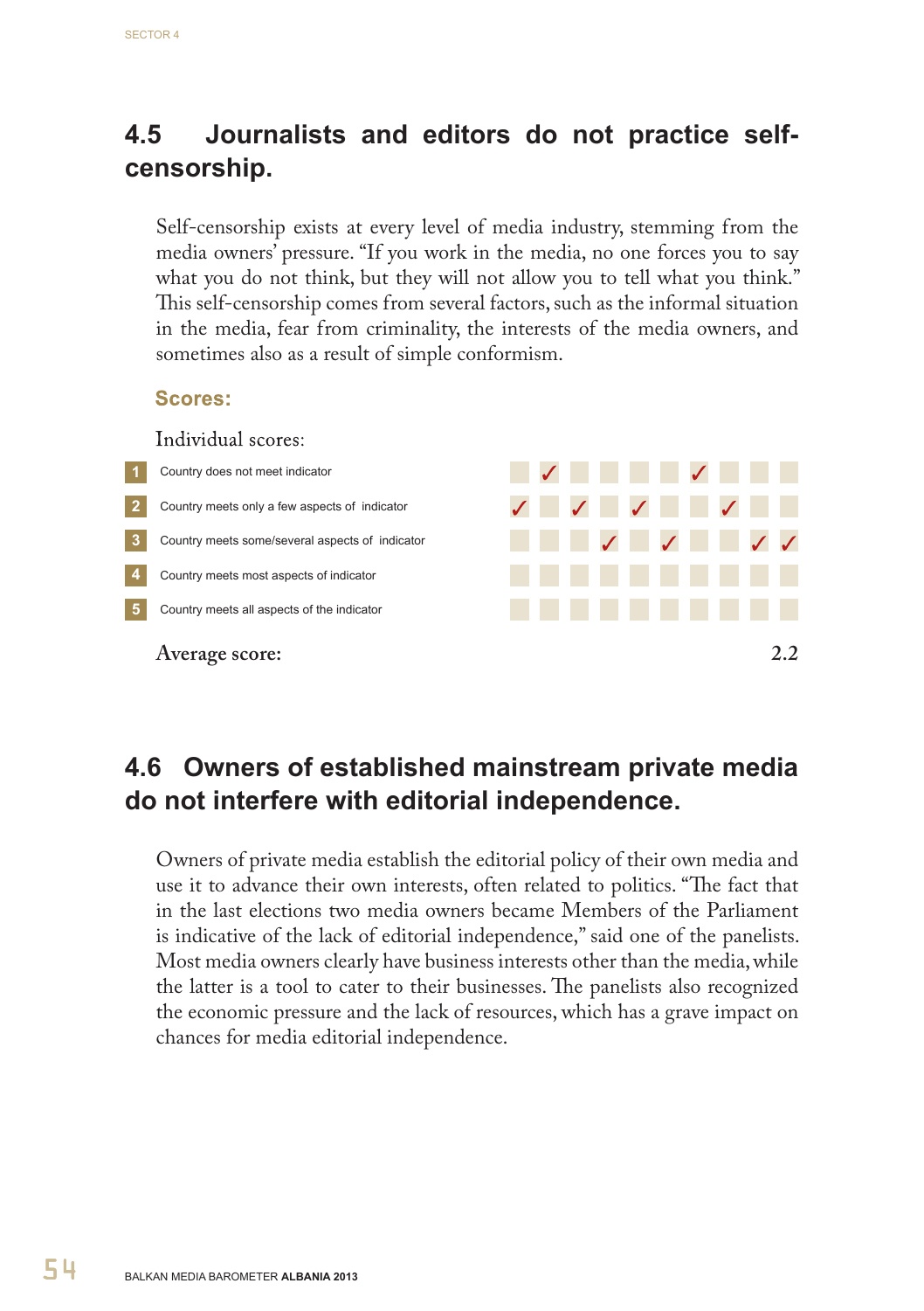## 4.5 Journalists and editors do not practice self-censorship.

Self-censorship exists at every level of media industry, stemming from the media owners' pressure. "If you work in the media, no one forces you to say what you do not think, but they will not allow you to tell what you think." This self-censorship comes from several factors, such as the informal situation in the media, fear from criminality, the interests of the media owners, and sometimes also as a result of simple conformism.

### Scores:

Individual scores:

| | | | | | | | | | | | |
|---|---|---|---|---|---|---|---|---|---|---|---|
| 1 | Country does not meet indicator | | ✓ | | | | | ✓ | | | |
| 2 | Country meets only a few aspects of indicator | ✓ | | ✓ | | ✓ | | | ✓ | | |
| 3 | Country meets some/several aspects of indicator | | | | ✓ | | ✓ | | | ✓ | ✓ |
| 4 | Country meets most aspects of indicator | | | | | | | | | | |
| 5 | Country meets all aspects of the indicator | | | | | | | | | | |

Average score: **2.2**

## 4.6 Owners of established mainstream private media do not interfere with editorial independence.

Owners of private media establish the editorial policy of their own media and use it to advance their own interests, often related to politics. "The fact that in the last elections two media owners became Members of the Parliament is indicative of the lack of editorial independence," said one of the panelists. Most media owners clearly have business interests other than the media, while the latter is a tool to cater to their businesses. The panelists also recognized the economic pressure and the lack of resources, which has a grave impact on chances for media editorial independence.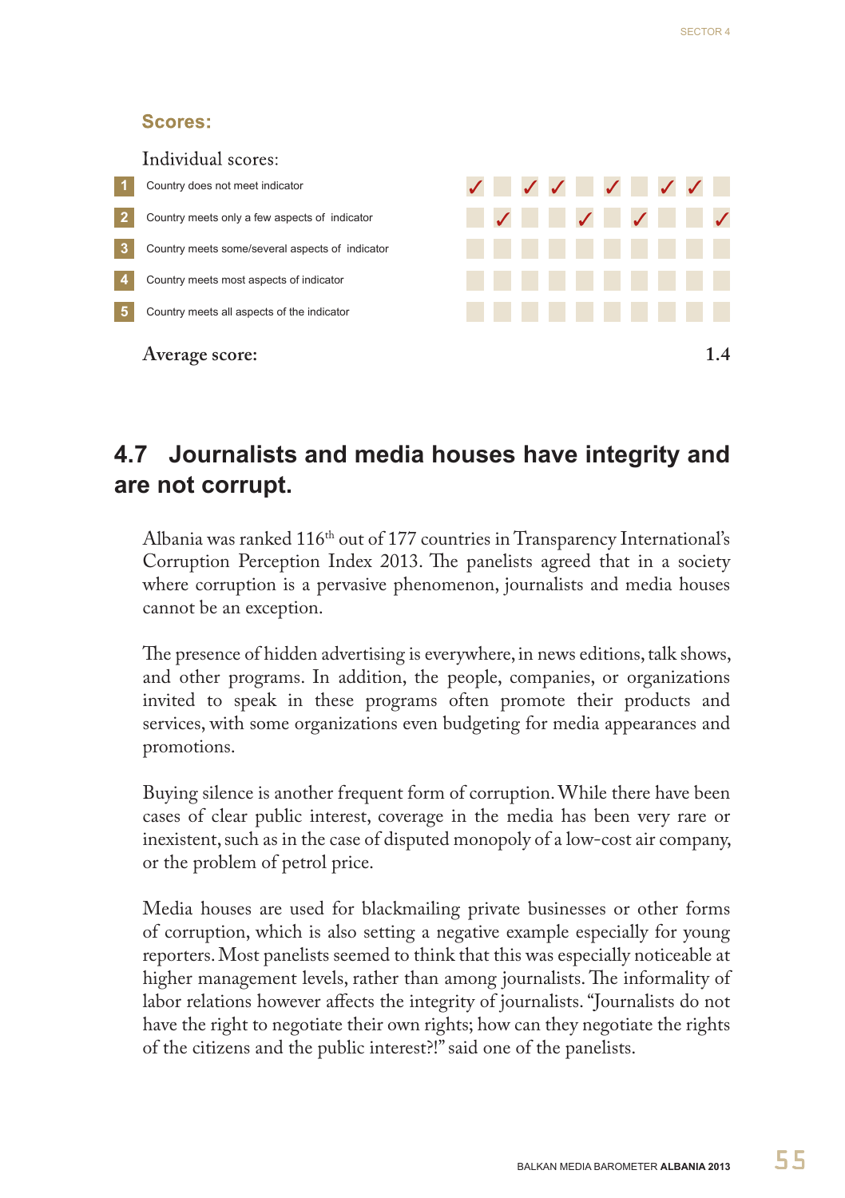**Scores:**

Individual scores:

| | Indicator | 1 | 2 | 3 | 4 | 5 | 6 | 7 | 8 | 9 | 10 |
|---|---|---|---|---|---|---|---|---|---|---|---|
| 1 | Country does not meet indicator | ✓ | | ✓ | ✓ | | ✓ | | ✓ | ✓ | |
| 2 | Country meets only a few aspects of indicator | | ✓ | | | ✓ | | ✓ | | | ✓ |
| 3 | Country meets some/several aspects of indicator | | | | | | | | | | |
| 4 | Country meets most aspects of indicator | | | | | | | | | | |
| 5 | Country meets all aspects of the indicator | | | | | | | | | | |

**Average score: 1.4**

## 4.7 Journalists and media houses have integrity and are not corrupt.

Albania was ranked 116th out of 177 countries in Transparency International's Corruption Perception Index 2013. The panelists agreed that in a society where corruption is a pervasive phenomenon, journalists and media houses cannot be an exception.

The presence of hidden advertising is everywhere, in news editions, talk shows, and other programs. In addition, the people, companies, or organizations invited to speak in these programs often promote their products and services, with some organizations even budgeting for media appearances and promotions.

Buying silence is another frequent form of corruption. While there have been cases of clear public interest, coverage in the media has been very rare or inexistent, such as in the case of disputed monopoly of a low-cost air company, or the problem of petrol price.

Media houses are used for blackmailing private businesses or other forms of corruption, which is also setting a negative example especially for young reporters. Most panelists seemed to think that this was especially noticeable at higher management levels, rather than among journalists. The informality of labor relations however affects the integrity of journalists. "Journalists do not have the right to negotiate their own rights; how can they negotiate the rights of the citizens and the public interest?!" said one of the panelists.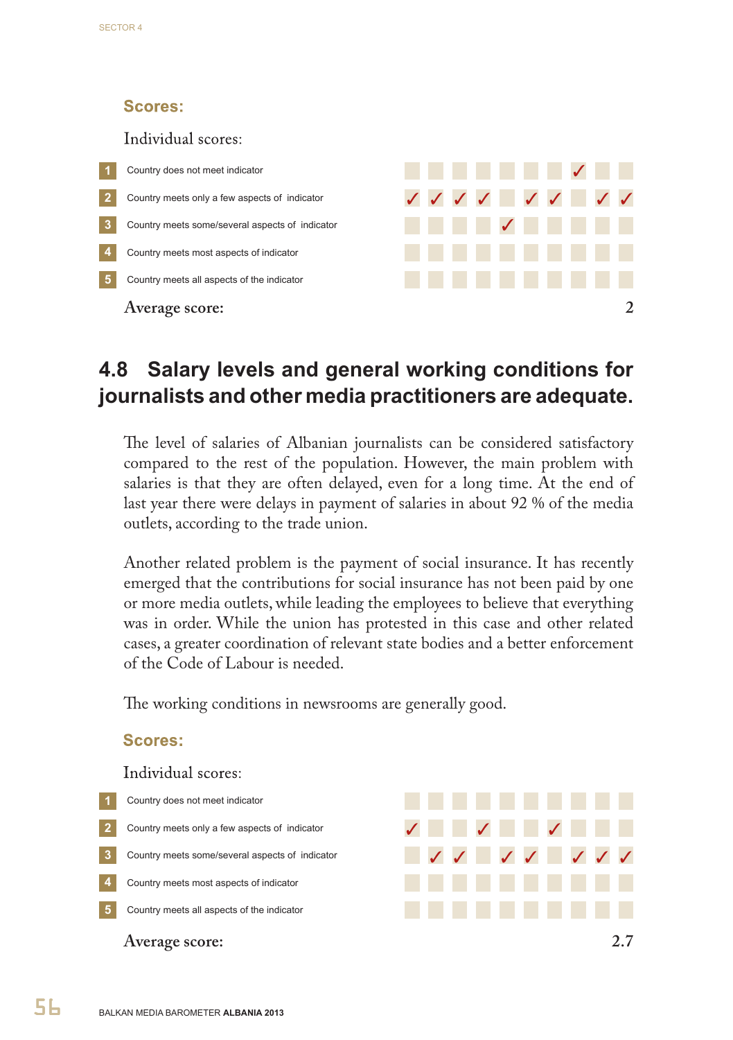### Scores:

Individual scores:

| | | 1 | 2 | 3 | 4 | 5 | 6 | 7 | 8 | 9 | 10 |
|---|---|---|---|---|---|---|---|---|---|---|---|
| 1 | Country does not meet indicator | | | | | | | | ✓ | | |
| 2 | Country meets only a few aspects of indicator | ✓ | ✓ | ✓ | ✓ | | ✓ | ✓ | | ✓ | ✓ |
| 3 | Country meets some/several aspects of indicator | | | | | ✓ | | | | | |
| 4 | Country meets most aspects of indicator | | | | | | | | | | |
| 5 | Country meets all aspects of the indicator | | | | | | | | | | |

**Average score: 2**

## 4.8 Salary levels and general working conditions for journalists and other media practitioners are adequate.

The level of salaries of Albanian journalists can be considered satisfactory compared to the rest of the population. However, the main problem with salaries is that they are often delayed, even for a long time. At the end of last year there were delays in payment of salaries in about 92 % of the media outlets, according to the trade union.

Another related problem is the payment of social insurance. It has recently emerged that the contributions for social insurance has not been paid by one or more media outlets, while leading the employees to believe that everything was in order. While the union has protested in this case and other related cases, a greater coordination of relevant state bodies and a better enforcement of the Code of Labour is needed.

The working conditions in newsrooms are generally good.

### Scores:

Individual scores:

| | | 1 | 2 | 3 | 4 | 5 | 6 | 7 | 8 | 9 | 10 |
|---|---|---|---|---|---|---|---|---|---|---|---|
| 1 | Country does not meet indicator | | | | | | | | | | |
| 2 | Country meets only a few aspects of indicator | ✓ | | | ✓ | | | ✓ | | | |
| 3 | Country meets some/several aspects of indicator | | ✓ | ✓ | | ✓ | ✓ | | ✓ | ✓ | ✓ |
| 4 | Country meets most aspects of indicator | | | | | | | | | | |
| 5 | Country meets all aspects of the indicator | | | | | | | | | | |

**Average score: 2.7**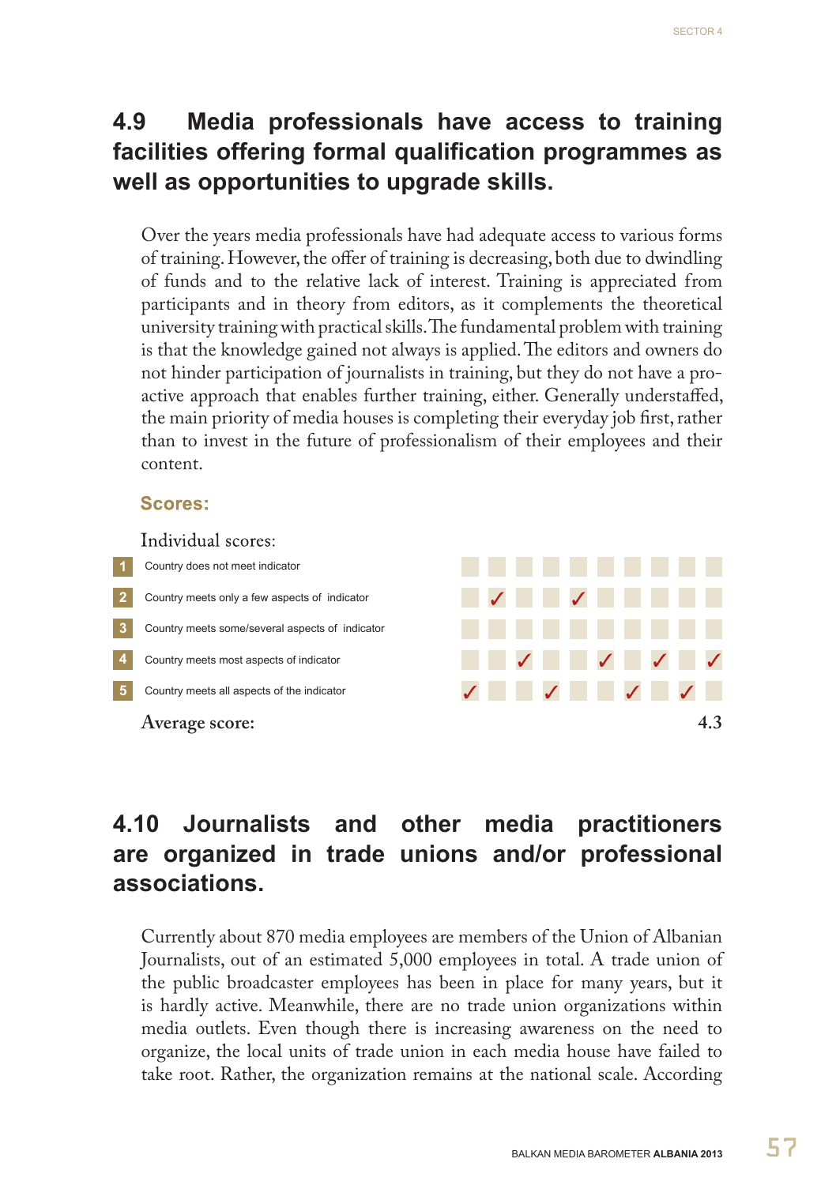## 4.9 Media professionals have access to training facilities offering formal qualification programmes as well as opportunities to upgrade skills.

Over the years media professionals have had adequate access to various forms of training. However, the offer of training is decreasing, both due to dwindling of funds and to the relative lack of interest. Training is appreciated from participants and in theory from editors, as it complements the theoretical university training with practical skills. The fundamental problem with training is that the knowledge gained not always is applied. The editors and owners do not hinder participation of journalists in training, but they do not have a pro-active approach that enables further training, either. Generally understaffed, the main priority of media houses is completing their everyday job first, rather than to invest in the future of professionalism of their employees and their content.

**Scores:**

Individual scores:

| | | | | | | | | | | | |
|---|---|---|---|---|---|---|---|---|---|---|---|
| 1 | Country does not meet indicator | | | | | | | | | | |
| 2 | Country meets only a few aspects of indicator | | ✓ | | | ✓ | | | | | |
| 3 | Country meets some/several aspects of indicator | | | | | | | | | | |
| 4 | Country meets most aspects of indicator | | | ✓ | | | ✓ | | ✓ | | ✓ |
| 5 | Country meets all aspects of the indicator | ✓ | | | ✓ | | | ✓ | | ✓ | |

Average score: 4.3

## 4.10 Journalists and other media practitioners are organized in trade unions and/or professional associations.

Currently about 870 media employees are members of the Union of Albanian Journalists, out of an estimated 5,000 employees in total. A trade union of the public broadcaster employees has been in place for many years, but it is hardly active. Meanwhile, there are no trade union organizations within media outlets. Even though there is increasing awareness on the need to organize, the local units of trade union in each media house have failed to take root. Rather, the organization remains at the national scale. According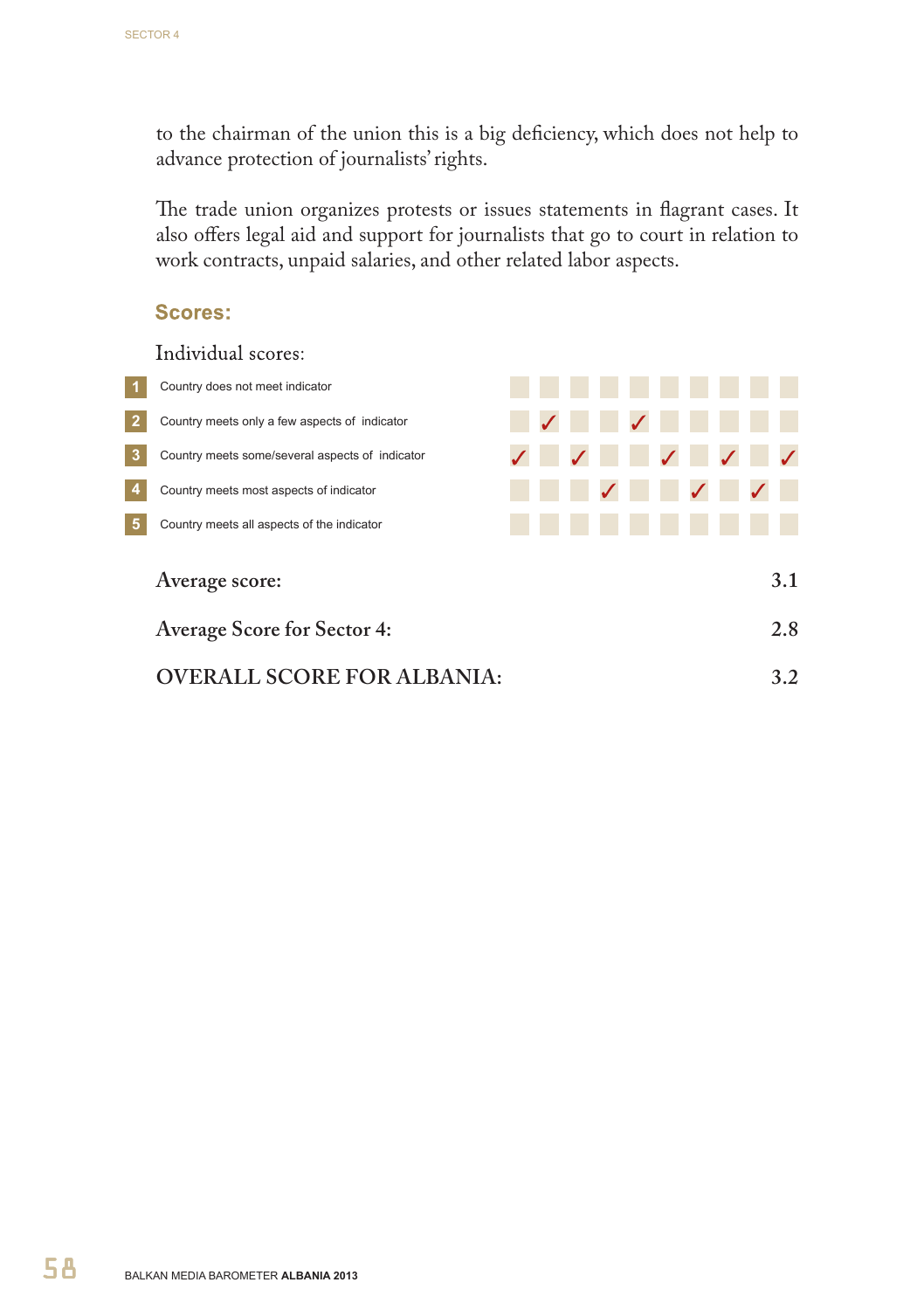to the chairman of the union this is a big deficiency, which does not help to advance protection of journalists' rights.

The trade union organizes protests or issues statements in flagrant cases. It also offers legal aid and support for journalists that go to court in relation to work contracts, unpaid salaries, and other related labor aspects.

## Scores:

Individual scores:

| | | 1 | 2 | 3 | 4 | 5 | 6 | 7 | 8 | 9 | 10 |
|---|---|---|---|---|---|---|---|---|---|---|---|
| 1 | Country does not meet indicator | | | | | | | | | | |
| 2 | Country meets only a few aspects of indicator | | ✓ | | | ✓ | | | | | |
| 3 | Country meets some/several aspects of indicator | ✓ | | ✓ | | | ✓ | | ✓ | | ✓ |
| 4 | Country meets most aspects of indicator | | | | ✓ | | | ✓ | | ✓ | |
| 5 | Country meets all aspects of the indicator | | | | | | | | | | |

**Average score:** 3.1

**Average Score for Sector 4:** 2.8

**OVERALL SCORE FOR ALBANIA:** 3.2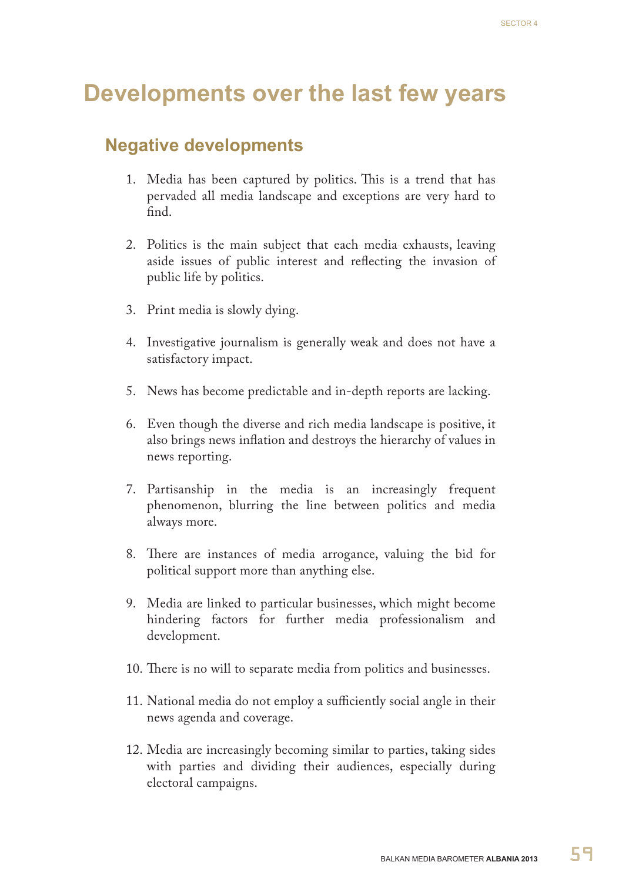# Developments over the last few years

## Negative developments

1. Media has been captured by politics. This is a trend that has pervaded all media landscape and exceptions are very hard to find.

2. Politics is the main subject that each media exhausts, leaving aside issues of public interest and reflecting the invasion of public life by politics.

3. Print media is slowly dying.

4. Investigative journalism is generally weak and does not have a satisfactory impact.

5. News has become predictable and in-depth reports are lacking.

6. Even though the diverse and rich media landscape is positive, it also brings news inflation and destroys the hierarchy of values in news reporting.

7. Partisanship in the media is an increasingly frequent phenomenon, blurring the line between politics and media always more.

8. There are instances of media arrogance, valuing the bid for political support more than anything else.

9. Media are linked to particular businesses, which might become hindering factors for further media professionalism and development.

10. There is no will to separate media from politics and businesses.

11. National media do not employ a sufficiently social angle in their news agenda and coverage.

12. Media are increasingly becoming similar to parties, taking sides with parties and dividing their audiences, especially during electoral campaigns.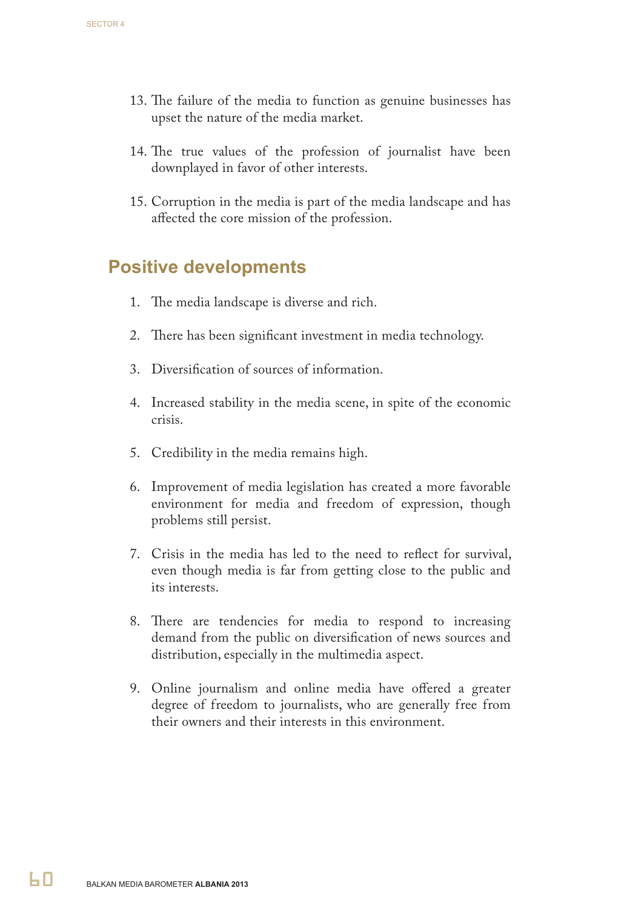13. The failure of the media to function as genuine businesses has upset the nature of the media market.

14. The true values of the profession of journalist have been downplayed in favor of other interests.

15. Corruption in the media is part of the media landscape and has affected the core mission of the profession.

## Positive developments

1. The media landscape is diverse and rich.

2. There has been significant investment in media technology.

3. Diversification of sources of information.

4. Increased stability in the media scene, in spite of the economic crisis.

5. Credibility in the media remains high.

6. Improvement of media legislation has created a more favorable environment for media and freedom of expression, though problems still persist.

7. Crisis in the media has led to the need to reflect for survival, even though media is far from getting close to the public and its interests.

8. There are tendencies for media to respond to increasing demand from the public on diversification of news sources and distribution, especially in the multimedia aspect.

9. Online journalism and online media have offered a greater degree of freedom to journalists, who are generally free from their owners and their interests in this environment.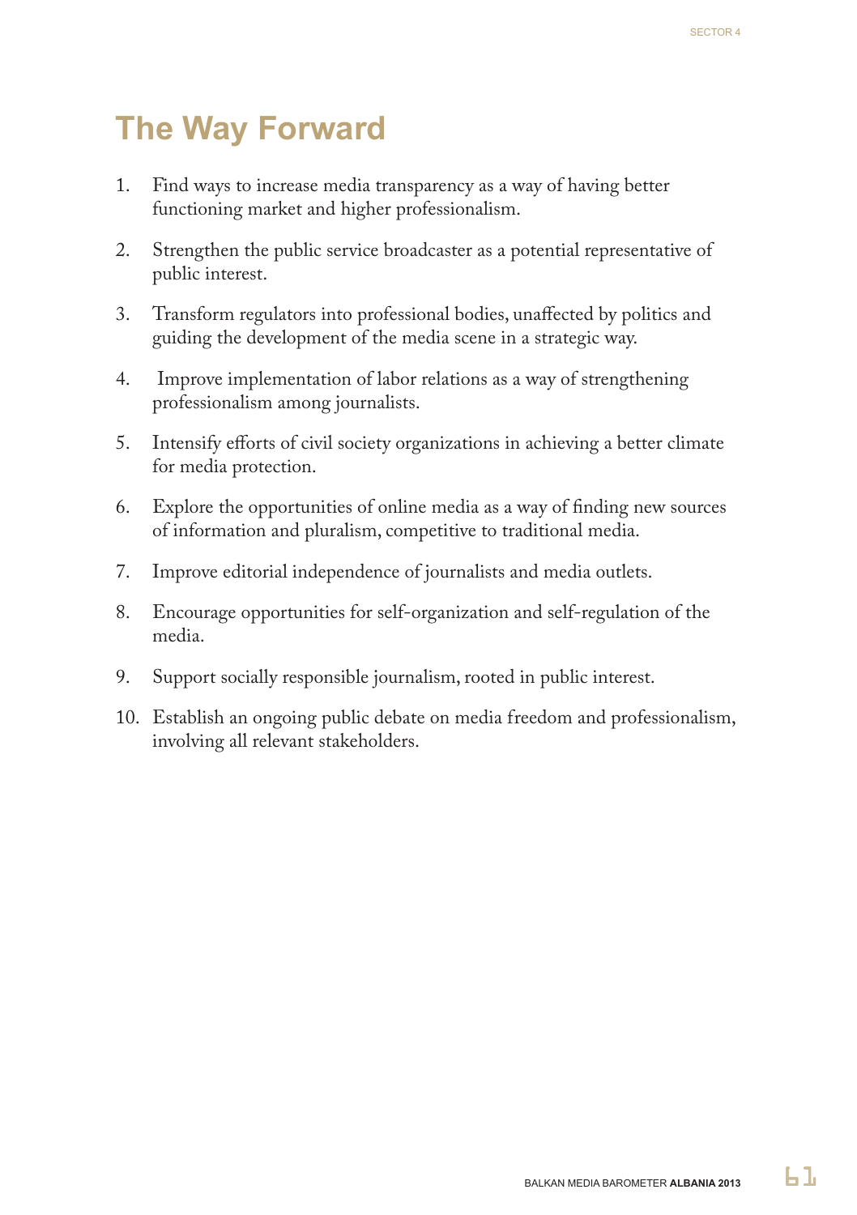# The Way Forward

1. Find ways to increase media transparency as a way of having better functioning market and higher professionalism.

2. Strengthen the public service broadcaster as a potential representative of public interest.

3. Transform regulators into professional bodies, unaffected by politics and guiding the development of the media scene in a strategic way.

4. Improve implementation of labor relations as a way of strengthening professionalism among journalists.

5. Intensify efforts of civil society organizations in achieving a better climate for media protection.

6. Explore the opportunities of online media as a way of finding new sources of information and pluralism, competitive to traditional media.

7. Improve editorial independence of journalists and media outlets.

8. Encourage opportunities for self-organization and self-regulation of the media.

9. Support socially responsible journalism, rooted in public interest.

10. Establish an ongoing public debate on media freedom and professionalism, involving all relevant stakeholders.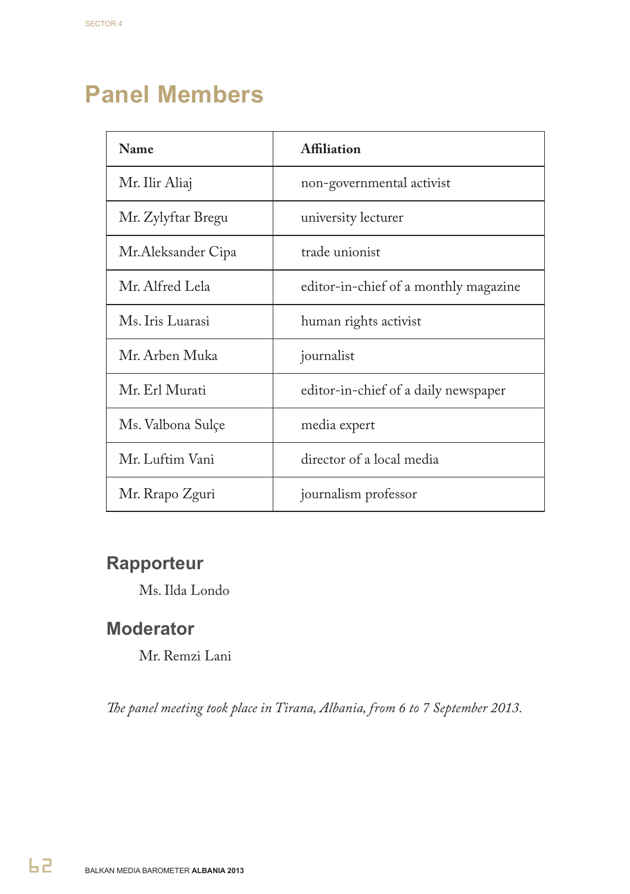# Panel Members

| Name | Affiliation |
|---|---|
| Mr. Ilir Aliaj | non-governmental activist |
| Mr. Zylyftar Bregu | university lecturer |
| Mr.Aleksander Cipa | trade unionist |
| Mr. Alfred Lela | editor-in-chief of a monthly magazine |
| Ms. Iris Luarasi | human rights activist |
| Mr. Arben Muka | journalist |
| Mr. Erl Murati | editor-in-chief of a daily newspaper |
| Ms. Valbona Sulçe | media expert |
| Mr. Luftim Vani | director of a local media |
| Mr. Rrapo Zguri | journalism professor |

## Rapporteur

Ms. Ilda Londo

## Moderator

Mr. Remzi Lani

*The panel meeting took place in Tirana, Albania, from 6 to 7 September 2013.*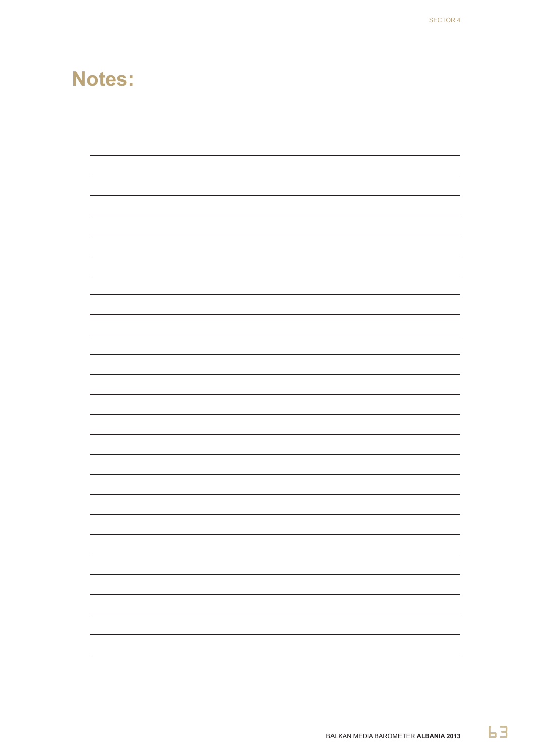# Notes: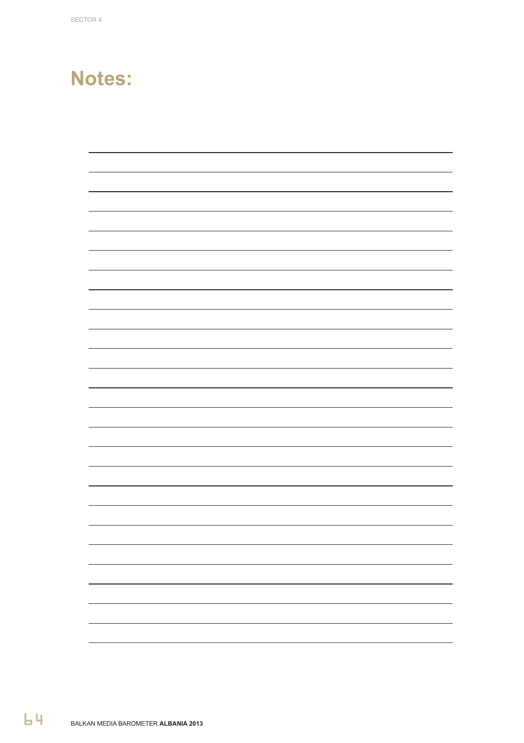# Notes: